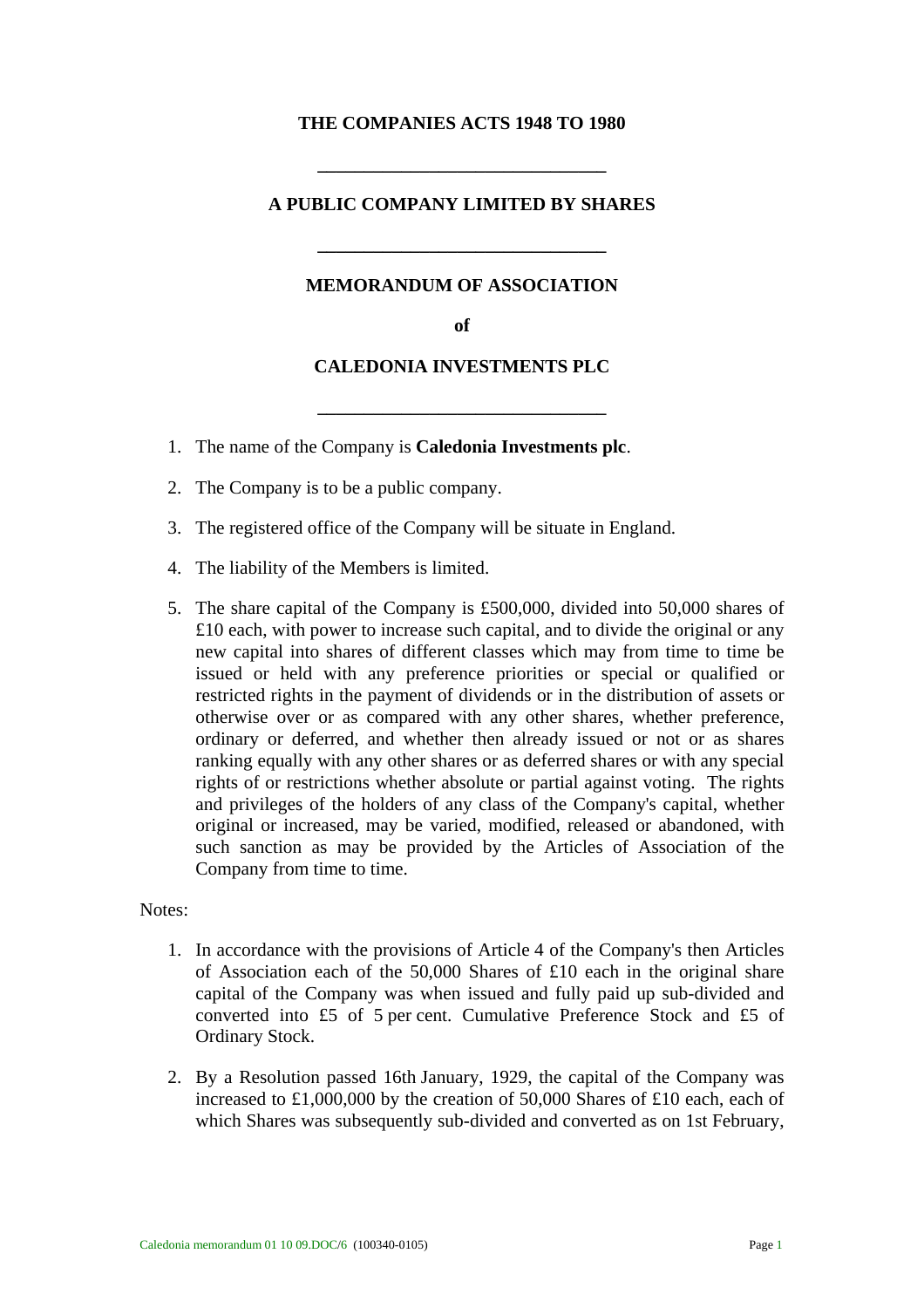**THE COMPANIES ACTS 1948 TO 1980**

---

**A PUBLIC COMPANY LIMITED BY SHARES**

---

**MEMORANDUM OF ASSOCIATION**

**of**

**CALEDONIA INVESTMENTS PLC**

---

1. The name of the Company is **Caledonia Investments plc**.
2. The Company is to be a public company.
3. The registered office of the Company will be situate in England.
4. The liability of the Members is limited.
5. The share capital of the Company is £500,000, divided into 50,000 shares of £10 each, with power to increase such capital, and to divide the original or any new capital into shares of different classes which may from time to time be issued or held with any preference priorities or special or qualified or restricted rights in the payment of dividends or in the distribution of assets or otherwise over or as compared with any other shares, whether preference, ordinary or deferred, and whether then already issued or not or as shares ranking equally with any other shares or as deferred shares or with any special rights of or restrictions whether absolute or partial against voting. The rights and privileges of the holders of any class of the Company's capital, whether original or increased, may be varied, modified, released or abandoned, with such sanction as may be provided by the Articles of Association of the Company from time to time.

Notes:

1. In accordance with the provisions of Article 4 of the Company's then Articles of Association each of the 50,000 Shares of £10 each in the original share capital of the Company was when issued and fully paid up sub-divided and converted into £5 of 5 per cent. Cumulative Preference Stock and £5 of Ordinary Stock.
2. By a Resolution passed 16th January, 1929, the capital of the Company was increased to £1,000,000 by the creation of 50,000 Shares of £10 each, each of which Shares was subsequently sub-divided and converted as on 1st February,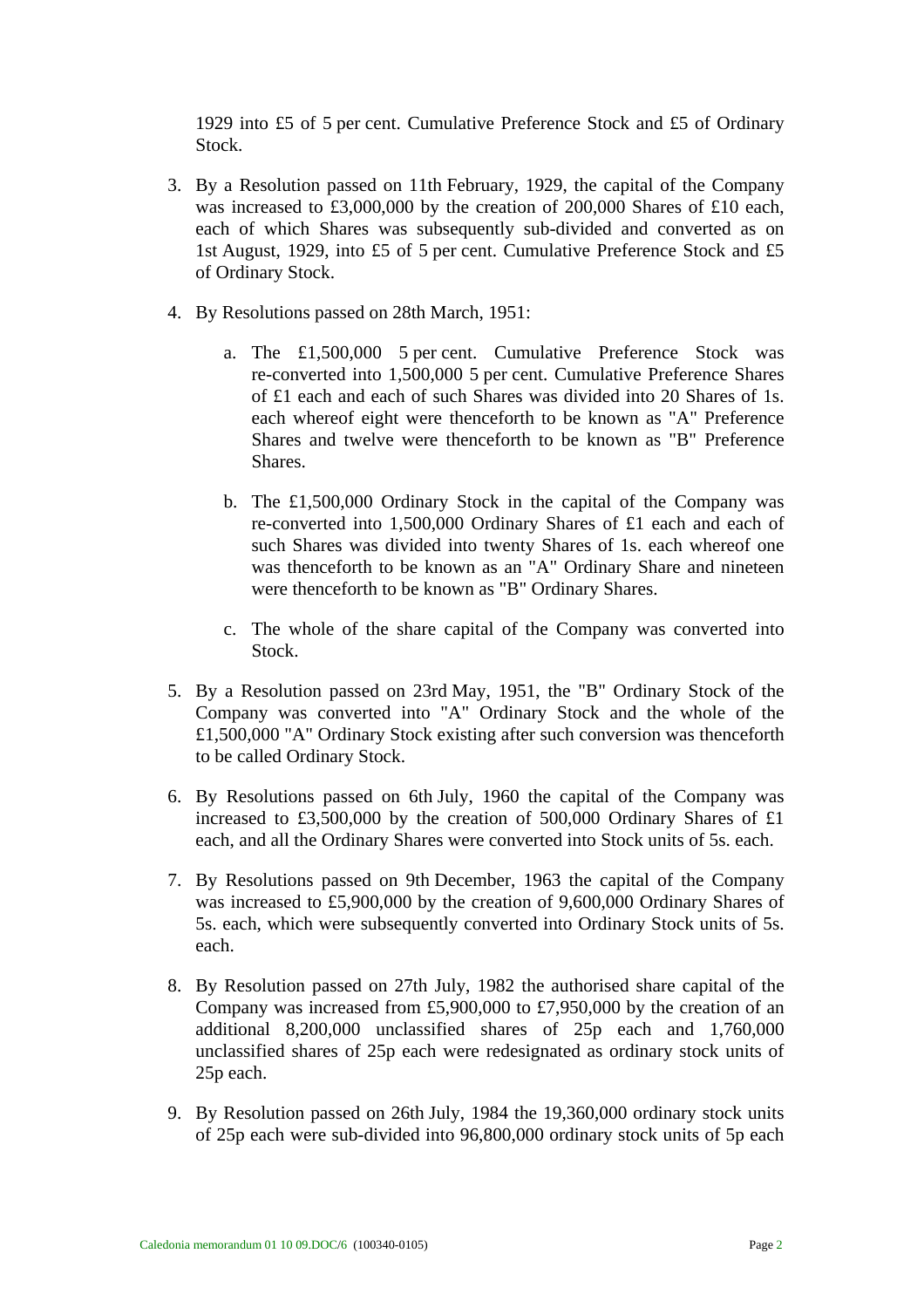1929 into £5 of 5 per cent. Cumulative Preference Stock and £5 of Ordinary Stock.

3. By a Resolution passed on 11th February, 1929, the capital of the Company was increased to £3,000,000 by the creation of 200,000 Shares of £10 each, each of which Shares was subsequently sub-divided and converted as on 1st August, 1929, into £5 of 5 per cent. Cumulative Preference Stock and £5 of Ordinary Stock.

4. By Resolutions passed on 28th March, 1951:

    a. The £1,500,000 5 per cent. Cumulative Preference Stock was re-converted into 1,500,000 5 per cent. Cumulative Preference Shares of £1 each and each of such Shares was divided into 20 Shares of 1s. each whereof eight were thenceforth to be known as "A" Preference Shares and twelve were thenceforth to be known as "B" Preference Shares.

    b. The £1,500,000 Ordinary Stock in the capital of the Company was re-converted into 1,500,000 Ordinary Shares of £1 each and each of such Shares was divided into twenty Shares of 1s. each whereof one was thenceforth to be known as an "A" Ordinary Share and nineteen were thenceforth to be known as "B" Ordinary Shares.

    c. The whole of the share capital of the Company was converted into Stock.

5. By a Resolution passed on 23rd May, 1951, the "B" Ordinary Stock of the Company was converted into "A" Ordinary Stock and the whole of the £1,500,000 "A" Ordinary Stock existing after such conversion was thenceforth to be called Ordinary Stock.

6. By Resolutions passed on 6th July, 1960 the capital of the Company was increased to £3,500,000 by the creation of 500,000 Ordinary Shares of £1 each, and all the Ordinary Shares were converted into Stock units of 5s. each.

7. By Resolutions passed on 9th December, 1963 the capital of the Company was increased to £5,900,000 by the creation of 9,600,000 Ordinary Shares of 5s. each, which were subsequently converted into Ordinary Stock units of 5s. each.

8. By Resolution passed on 27th July, 1982 the authorised share capital of the Company was increased from £5,900,000 to £7,950,000 by the creation of an additional 8,200,000 unclassified shares of 25p each and 1,760,000 unclassified shares of 25p each were redesignated as ordinary stock units of 25p each.

9. By Resolution passed on 26th July, 1984 the 19,360,000 ordinary stock units of 25p each were sub-divided into 96,800,000 ordinary stock units of 5p each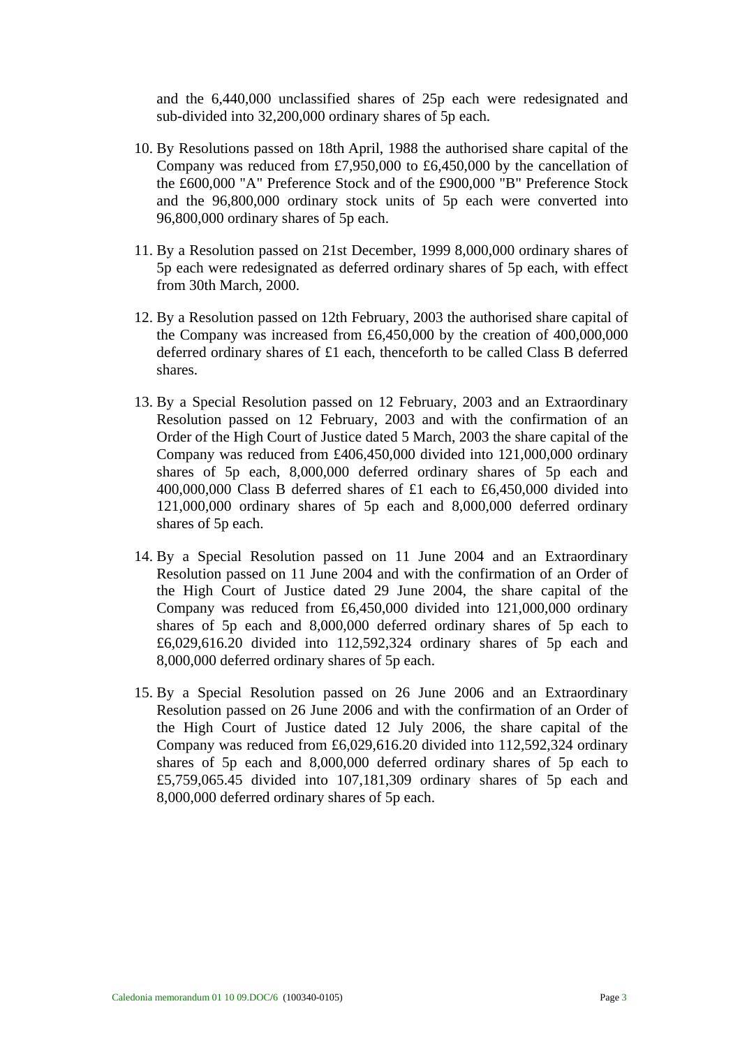and the 6,440,000 unclassified shares of 25p each were redesignated and sub-divided into 32,200,000 ordinary shares of 5p each.

10. By Resolutions passed on 18th April, 1988 the authorised share capital of the Company was reduced from £7,950,000 to £6,450,000 by the cancellation of the £600,000 "A" Preference Stock and of the £900,000 "B" Preference Stock and the 96,800,000 ordinary stock units of 5p each were converted into 96,800,000 ordinary shares of 5p each.

11. By a Resolution passed on 21st December, 1999 8,000,000 ordinary shares of 5p each were redesignated as deferred ordinary shares of 5p each, with effect from 30th March, 2000.

12. By a Resolution passed on 12th February, 2003 the authorised share capital of the Company was increased from £6,450,000 by the creation of 400,000,000 deferred ordinary shares of £1 each, thenceforth to be called Class B deferred shares.

13. By a Special Resolution passed on 12 February, 2003 and an Extraordinary Resolution passed on 12 February, 2003 and with the confirmation of an Order of the High Court of Justice dated 5 March, 2003 the share capital of the Company was reduced from £406,450,000 divided into 121,000,000 ordinary shares of 5p each, 8,000,000 deferred ordinary shares of 5p each and 400,000,000 Class B deferred shares of £1 each to £6,450,000 divided into 121,000,000 ordinary shares of 5p each and 8,000,000 deferred ordinary shares of 5p each.

14. By a Special Resolution passed on 11 June 2004 and an Extraordinary Resolution passed on 11 June 2004 and with the confirmation of an Order of the High Court of Justice dated 29 June 2004, the share capital of the Company was reduced from £6,450,000 divided into 121,000,000 ordinary shares of 5p each and 8,000,000 deferred ordinary shares of 5p each to £6,029,616.20 divided into 112,592,324 ordinary shares of 5p each and 8,000,000 deferred ordinary shares of 5p each.

15. By a Special Resolution passed on 26 June 2006 and an Extraordinary Resolution passed on 26 June 2006 and with the confirmation of an Order of the High Court of Justice dated 12 July 2006, the share capital of the Company was reduced from £6,029,616.20 divided into 112,592,324 ordinary shares of 5p each and 8,000,000 deferred ordinary shares of 5p each to £5,759,065.45 divided into 107,181,309 ordinary shares of 5p each and 8,000,000 deferred ordinary shares of 5p each.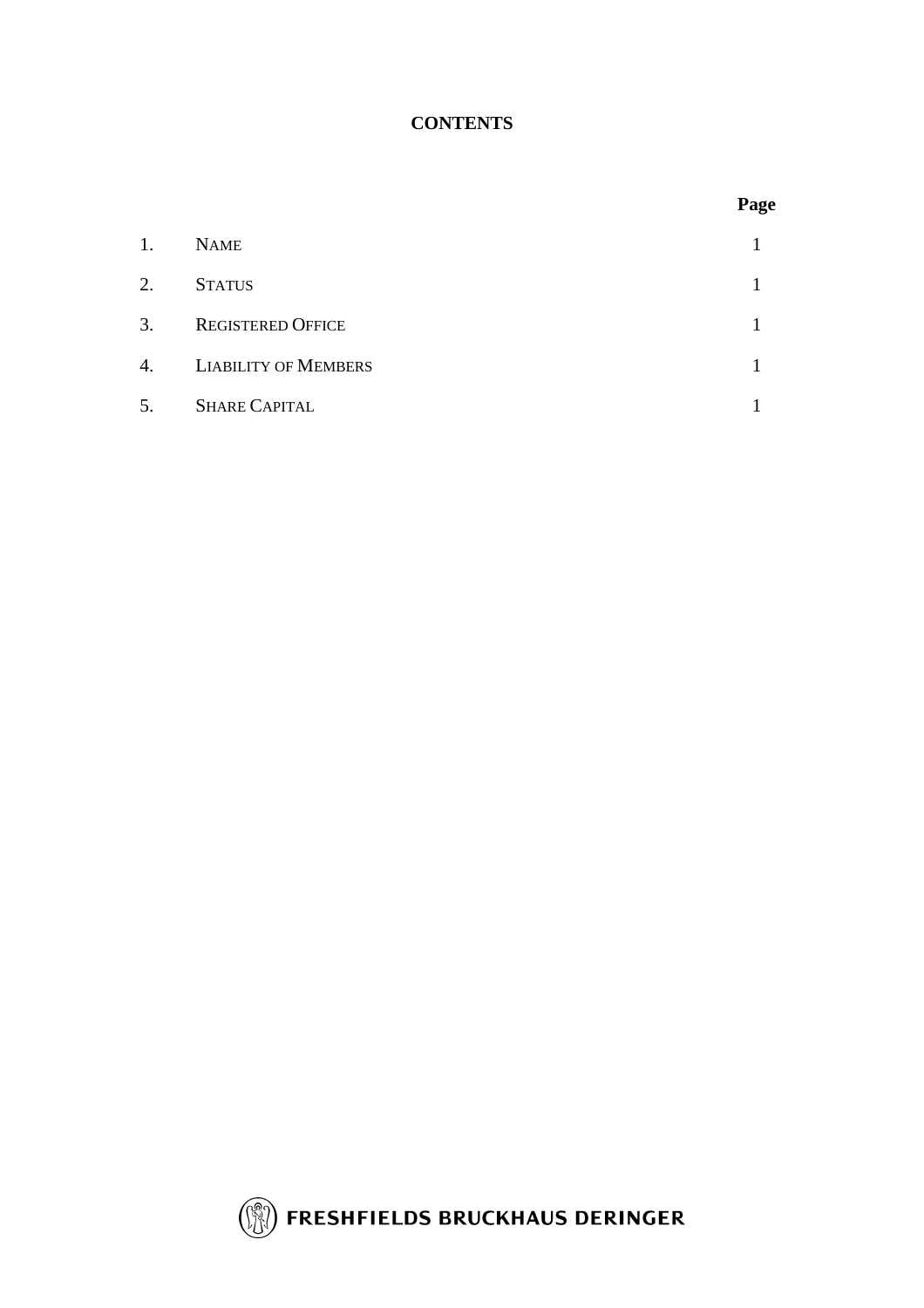**CONTENTS**

| | | Page |
|---|---|---|
| 1. | NAME | 1 |
| 2. | STATUS | 1 |
| 3. | REGISTERED OFFICE | 1 |
| 4. | LIABILITY OF MEMBERS | 1 |
| 5. | SHARE CAPITAL | 1 |

FRESHFIELDS BRUCKHAUS DERINGER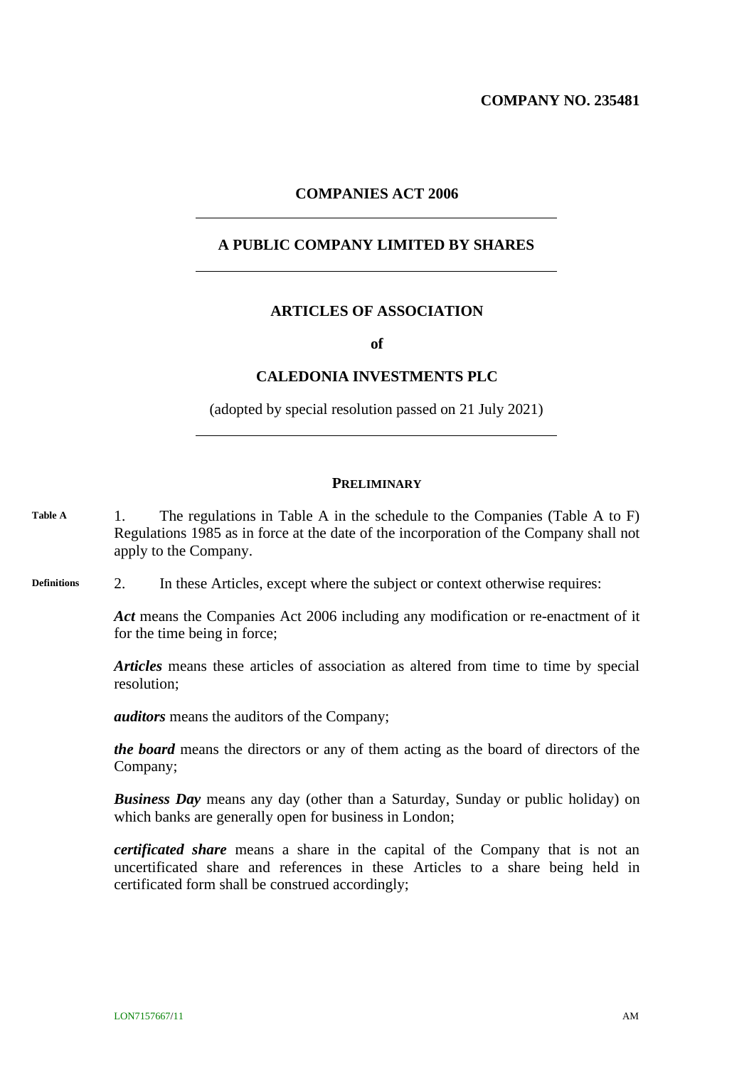**COMPANY NO. 235481**

**COMPANIES ACT 2006**

**A PUBLIC COMPANY LIMITED BY SHARES**

**ARTICLES OF ASSOCIATION**

**of**

**CALEDONIA INVESTMENTS PLC**

(adopted by special resolution passed on 21 July 2021)

## PRELIMINARY

**Table A**

1. The regulations in Table A in the schedule to the Companies (Table A to F) Regulations 1985 as in force at the date of the incorporation of the Company shall not apply to the Company.

**Definitions**

2. In these Articles, except where the subject or context otherwise requires:

***Act*** means the Companies Act 2006 including any modification or re-enactment of it for the time being in force;

***Articles*** means these articles of association as altered from time to time by special resolution;

***auditors*** means the auditors of the Company;

***the board*** means the directors or any of them acting as the board of directors of the Company;

***Business Day*** means any day (other than a Saturday, Sunday or public holiday) on which banks are generally open for business in London;

***certificated share*** means a share in the capital of the Company that is not an uncertificated share and references in these Articles to a share being held in certificated form shall be construed accordingly;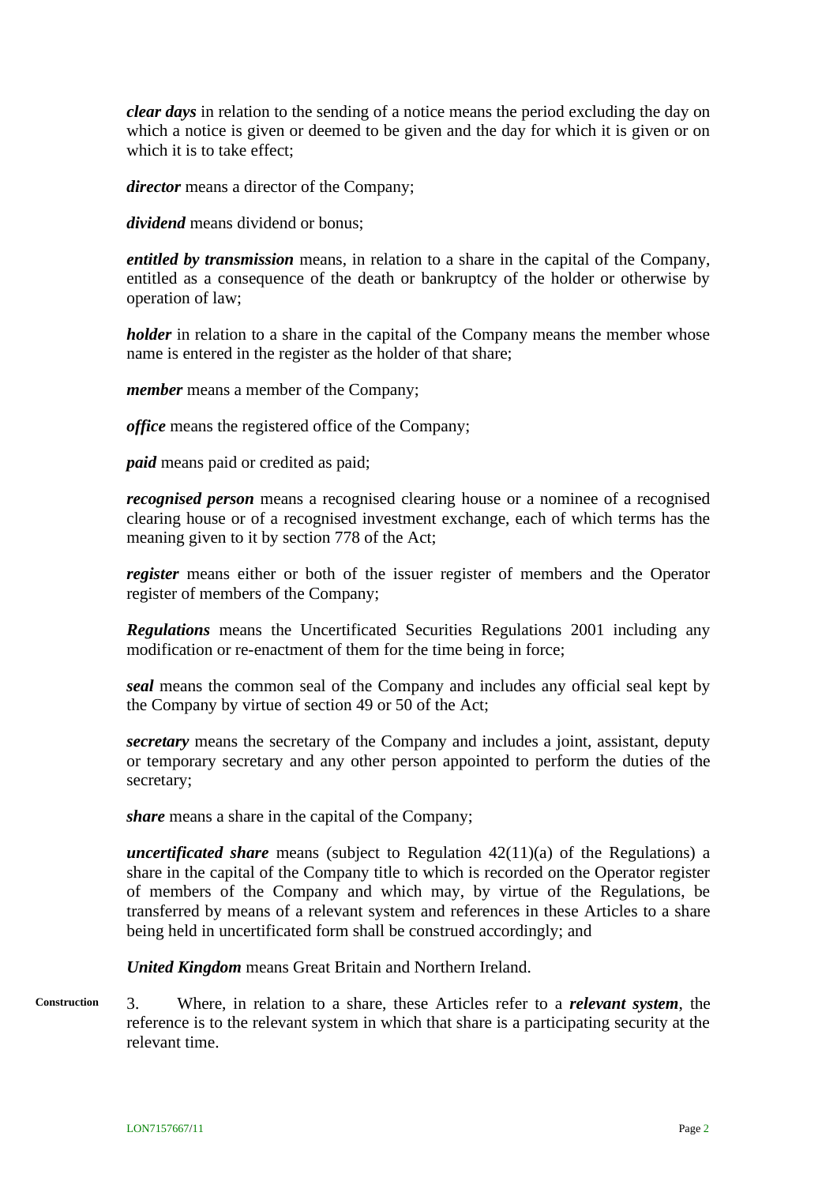***clear days*** in relation to the sending of a notice means the period excluding the day on which a notice is given or deemed to be given and the day for which it is given or on which it is to take effect;

***director*** means a director of the Company;

***dividend*** means dividend or bonus;

***entitled by transmission*** means, in relation to a share in the capital of the Company, entitled as a consequence of the death or bankruptcy of the holder or otherwise by operation of law;

***holder*** in relation to a share in the capital of the Company means the member whose name is entered in the register as the holder of that share;

***member*** means a member of the Company;

***office*** means the registered office of the Company;

***paid*** means paid or credited as paid;

***recognised person*** means a recognised clearing house or a nominee of a recognised clearing house or of a recognised investment exchange, each of which terms has the meaning given to it by section 778 of the Act;

***register*** means either or both of the issuer register of members and the Operator register of members of the Company;

***Regulations*** means the Uncertificated Securities Regulations 2001 including any modification or re-enactment of them for the time being in force;

***seal*** means the common seal of the Company and includes any official seal kept by the Company by virtue of section 49 or 50 of the Act;

***secretary*** means the secretary of the Company and includes a joint, assistant, deputy or temporary secretary and any other person appointed to perform the duties of the secretary;

***share*** means a share in the capital of the Company;

***uncertificated share*** means (subject to Regulation 42(11)(a) of the Regulations) a share in the capital of the Company title to which is recorded on the Operator register of members of the Company and which may, by virtue of the Regulations, be transferred by means of a relevant system and references in these Articles to a share being held in uncertificated form shall be construed accordingly; and

***United Kingdom*** means Great Britain and Northern Ireland.

**Construction**

3. Where, in relation to a share, these Articles refer to a ***relevant system***, the reference is to the relevant system in which that share is a participating security at the relevant time.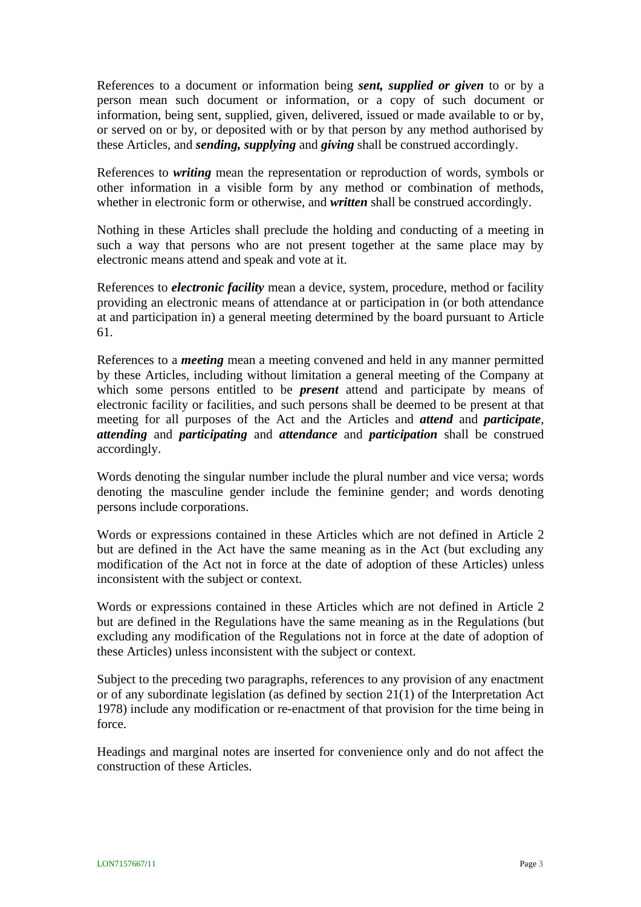References to a document or information being ***sent, supplied or given*** to or by a person mean such document or information, or a copy of such document or information, being sent, supplied, given, delivered, issued or made available to or by, or served on or by, or deposited with or by that person by any method authorised by these Articles, and ***sending, supplying*** and ***giving*** shall be construed accordingly.

References to ***writing*** mean the representation or reproduction of words, symbols or other information in a visible form by any method or combination of methods, whether in electronic form or otherwise, and ***written*** shall be construed accordingly.

Nothing in these Articles shall preclude the holding and conducting of a meeting in such a way that persons who are not present together at the same place may by electronic means attend and speak and vote at it.

References to ***electronic facility*** mean a device, system, procedure, method or facility providing an electronic means of attendance at or participation in (or both attendance at and participation in) a general meeting determined by the board pursuant to Article 61.

References to a ***meeting*** mean a meeting convened and held in any manner permitted by these Articles, including without limitation a general meeting of the Company at which some persons entitled to be ***present*** attend and participate by means of electronic facility or facilities, and such persons shall be deemed to be present at that meeting for all purposes of the Act and the Articles and ***attend*** and ***participate***, ***attending*** and ***participating*** and ***attendance*** and ***participation*** shall be construed accordingly.

Words denoting the singular number include the plural number and vice versa; words denoting the masculine gender include the feminine gender; and words denoting persons include corporations.

Words or expressions contained in these Articles which are not defined in Article 2 but are defined in the Act have the same meaning as in the Act (but excluding any modification of the Act not in force at the date of adoption of these Articles) unless inconsistent with the subject or context.

Words or expressions contained in these Articles which are not defined in Article 2 but are defined in the Regulations have the same meaning as in the Regulations (but excluding any modification of the Regulations not in force at the date of adoption of these Articles) unless inconsistent with the subject or context.

Subject to the preceding two paragraphs, references to any provision of any enactment or of any subordinate legislation (as defined by section 21(1) of the Interpretation Act 1978) include any modification or re-enactment of that provision for the time being in force.

Headings and marginal notes are inserted for convenience only and do not affect the construction of these Articles.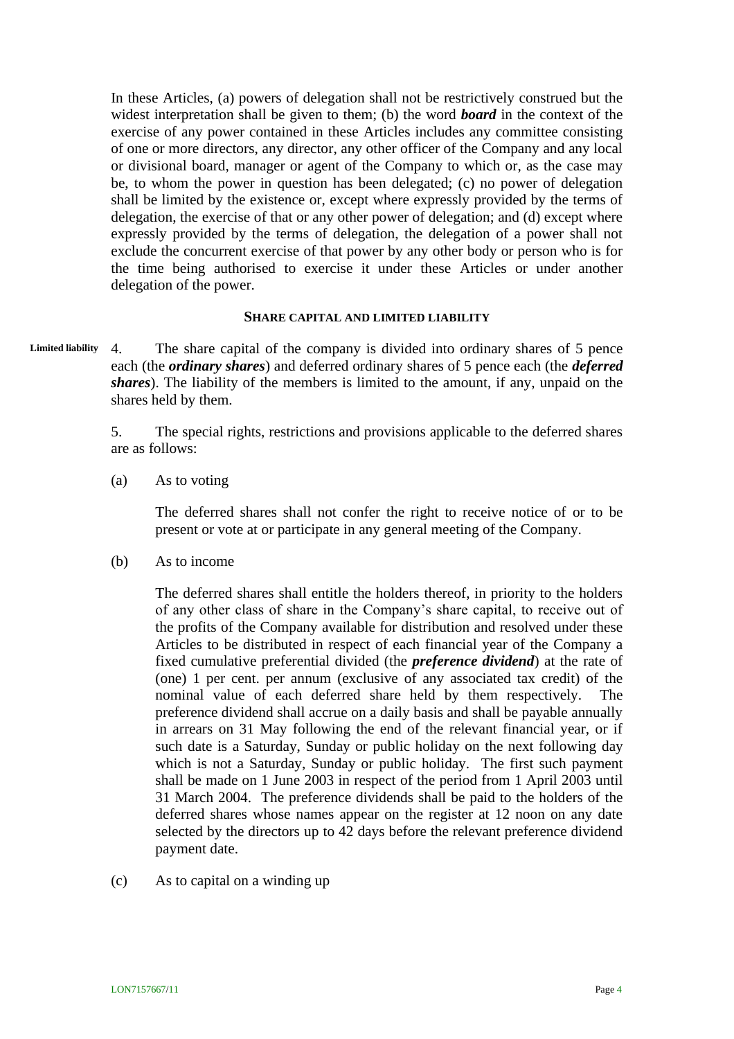In these Articles, (a) powers of delegation shall not be restrictively construed but the widest interpretation shall be given to them; (b) the word ***board*** in the context of the exercise of any power contained in these Articles includes any committee consisting of one or more directors, any director, any other officer of the Company and any local or divisional board, manager or agent of the Company to which or, as the case may be, to whom the power in question has been delegated; (c) no power of delegation shall be limited by the existence or, except where expressly provided by the terms of delegation, the exercise of that or any other power of delegation; and (d) except where expressly provided by the terms of delegation, the delegation of a power shall not exclude the concurrent exercise of that power by any other body or person who is for the time being authorised to exercise it under these Articles or under another delegation of the power.

## SHARE CAPITAL AND LIMITED LIABILITY

**Limited liability**

4. The share capital of the company is divided into ordinary shares of 5 pence each (the ***ordinary shares***) and deferred ordinary shares of 5 pence each (the ***deferred shares***). The liability of the members is limited to the amount, if any, unpaid on the shares held by them.

5. The special rights, restrictions and provisions applicable to the deferred shares are as follows:

(a) As to voting

The deferred shares shall not confer the right to receive notice of or to be present or vote at or participate in any general meeting of the Company.

(b) As to income

The deferred shares shall entitle the holders thereof, in priority to the holders of any other class of share in the Company's share capital, to receive out of the profits of the Company available for distribution and resolved under these Articles to be distributed in respect of each financial year of the Company a fixed cumulative preferential divided (the ***preference dividend***) at the rate of (one) 1 per cent. per annum (exclusive of any associated tax credit) of the nominal value of each deferred share held by them respectively. The preference dividend shall accrue on a daily basis and shall be payable annually in arrears on 31 May following the end of the relevant financial year, or if such date is a Saturday, Sunday or public holiday on the next following day which is not a Saturday, Sunday or public holiday. The first such payment shall be made on 1 June 2003 in respect of the period from 1 April 2003 until 31 March 2004. The preference dividends shall be paid to the holders of the deferred shares whose names appear on the register at 12 noon on any date selected by the directors up to 42 days before the relevant preference dividend payment date.

(c) As to capital on a winding up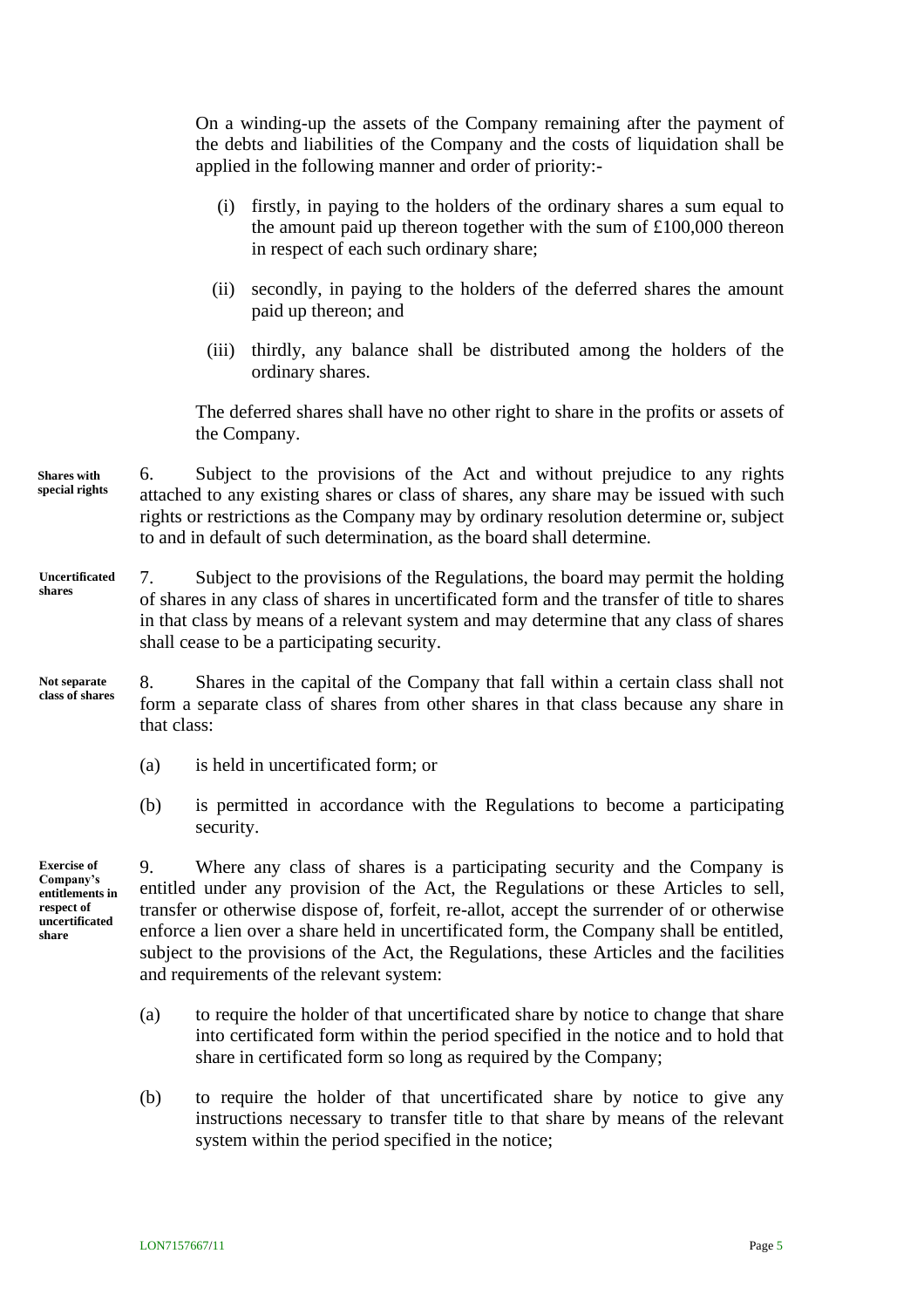On a winding-up the assets of the Company remaining after the payment of the debts and liabilities of the Company and the costs of liquidation shall be applied in the following manner and order of priority:-

(i) firstly, in paying to the holders of the ordinary shares a sum equal to the amount paid up thereon together with the sum of £100,000 thereon in respect of each such ordinary share;

(ii) secondly, in paying to the holders of the deferred shares the amount paid up thereon; and

(iii) thirdly, any balance shall be distributed among the holders of the ordinary shares.

The deferred shares shall have no other right to share in the profits or assets of the Company.

**Shares with special rights**

6. Subject to the provisions of the Act and without prejudice to any rights attached to any existing shares or class of shares, any share may be issued with such rights or restrictions as the Company may by ordinary resolution determine or, subject to and in default of such determination, as the board shall determine.

**Uncertificated shares**

7. Subject to the provisions of the Regulations, the board may permit the holding of shares in any class of shares in uncertificated form and the transfer of title to shares in that class by means of a relevant system and may determine that any class of shares shall cease to be a participating security.

**Not separate class of shares**

8. Shares in the capital of the Company that fall within a certain class shall not form a separate class of shares from other shares in that class because any share in that class:

(a) is held in uncertificated form; or

(b) is permitted in accordance with the Regulations to become a participating security.

**Exercise of Company's entitlements in respect of uncertificated share**

9. Where any class of shares is a participating security and the Company is entitled under any provision of the Act, the Regulations or these Articles to sell, transfer or otherwise dispose of, forfeit, re-allot, accept the surrender of or otherwise enforce a lien over a share held in uncertificated form, the Company shall be entitled, subject to the provisions of the Act, the Regulations, these Articles and the facilities and requirements of the relevant system:

(a) to require the holder of that uncertificated share by notice to change that share into certificated form within the period specified in the notice and to hold that share in certificated form so long as required by the Company;

(b) to require the holder of that uncertificated share by notice to give any instructions necessary to transfer title to that share by means of the relevant system within the period specified in the notice;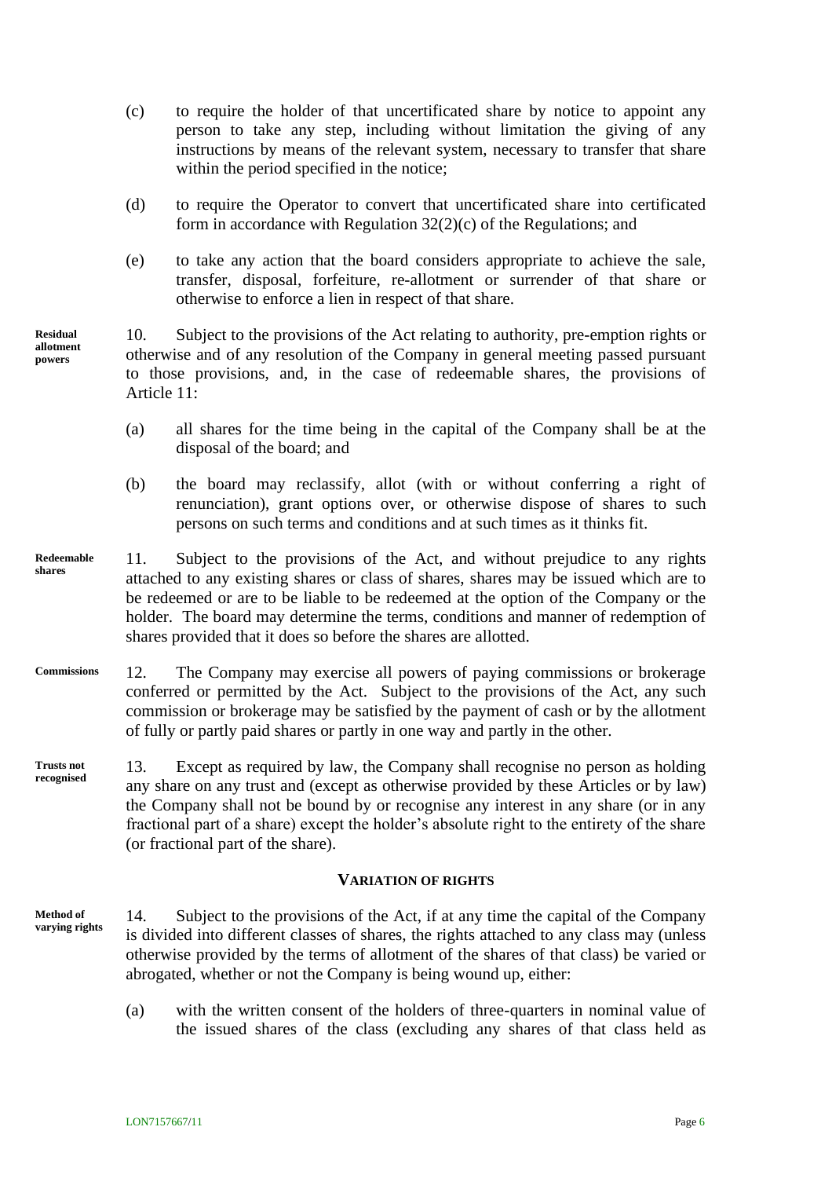(c) to require the holder of that uncertificated share by notice to appoint any person to take any step, including without limitation the giving of any instructions by means of the relevant system, necessary to transfer that share within the period specified in the notice;

(d) to require the Operator to convert that uncertificated share into certificated form in accordance with Regulation 32(2)(c) of the Regulations; and

(e) to take any action that the board considers appropriate to achieve the sale, transfer, disposal, forfeiture, re-allotment or surrender of that share or otherwise to enforce a lien in respect of that share.

**Residual allotment powers**

10. Subject to the provisions of the Act relating to authority, pre-emption rights or otherwise and of any resolution of the Company in general meeting passed pursuant to those provisions, and, in the case of redeemable shares, the provisions of Article 11:

(a) all shares for the time being in the capital of the Company shall be at the disposal of the board; and

(b) the board may reclassify, allot (with or without conferring a right of renunciation), grant options over, or otherwise dispose of shares to such persons on such terms and conditions and at such times as it thinks fit.

**Redeemable shares**

11. Subject to the provisions of the Act, and without prejudice to any rights attached to any existing shares or class of shares, shares may be issued which are to be redeemed or are to be liable to be redeemed at the option of the Company or the holder. The board may determine the terms, conditions and manner of redemption of shares provided that it does so before the shares are allotted.

**Commissions**

12. The Company may exercise all powers of paying commissions or brokerage conferred or permitted by the Act. Subject to the provisions of the Act, any such commission or brokerage may be satisfied by the payment of cash or by the allotment of fully or partly paid shares or partly in one way and partly in the other.

**Trusts not recognised**

13. Except as required by law, the Company shall recognise no person as holding any share on any trust and (except as otherwise provided by these Articles or by law) the Company shall not be bound by or recognise any interest in any share (or in any fractional part of a share) except the holder's absolute right to the entirety of the share (or fractional part of the share).

## VARIATION OF RIGHTS

**Method of varying rights**

14. Subject to the provisions of the Act, if at any time the capital of the Company is divided into different classes of shares, the rights attached to any class may (unless otherwise provided by the terms of allotment of the shares of that class) be varied or abrogated, whether or not the Company is being wound up, either:

(a) with the written consent of the holders of three-quarters in nominal value of the issued shares of the class (excluding any shares of that class held as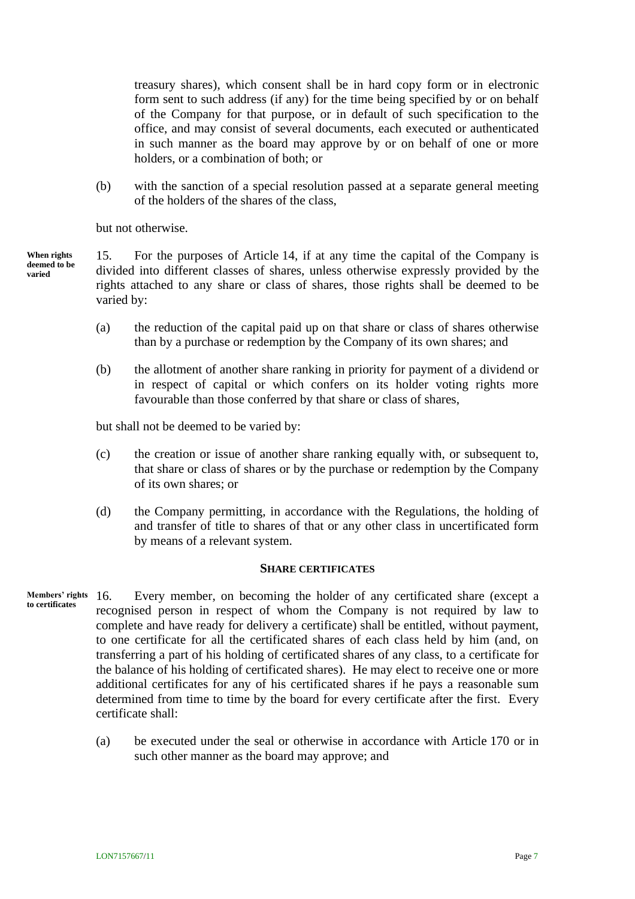treasury shares), which consent shall be in hard copy form or in electronic form sent to such address (if any) for the time being specified by or on behalf of the Company for that purpose, or in default of such specification to the office, and may consist of several documents, each executed or authenticated in such manner as the board may approve by or on behalf of one or more holders, or a combination of both; or

(b) with the sanction of a special resolution passed at a separate general meeting of the holders of the shares of the class,

but not otherwise.

**When rights deemed to be varied**

15. For the purposes of Article 14, if at any time the capital of the Company is divided into different classes of shares, unless otherwise expressly provided by the rights attached to any share or class of shares, those rights shall be deemed to be varied by:

(a) the reduction of the capital paid up on that share or class of shares otherwise than by a purchase or redemption by the Company of its own shares; and

(b) the allotment of another share ranking in priority for payment of a dividend or in respect of capital or which confers on its holder voting rights more favourable than those conferred by that share or class of shares,

but shall not be deemed to be varied by:

(c) the creation or issue of another share ranking equally with, or subsequent to, that share or class of shares or by the purchase or redemption by the Company of its own shares; or

(d) the Company permitting, in accordance with the Regulations, the holding of and transfer of title to shares of that or any other class in uncertificated form by means of a relevant system.

## SHARE CERTIFICATES

**Members' rights to certificates**

16. Every member, on becoming the holder of any certificated share (except a recognised person in respect of whom the Company is not required by law to complete and have ready for delivery a certificate) shall be entitled, without payment, to one certificate for all the certificated shares of each class held by him (and, on transferring a part of his holding of certificated shares of any class, to a certificate for the balance of his holding of certificated shares). He may elect to receive one or more additional certificates for any of his certificated shares if he pays a reasonable sum determined from time to time by the board for every certificate after the first. Every certificate shall:

(a) be executed under the seal or otherwise in accordance with Article 170 or in such other manner as the board may approve; and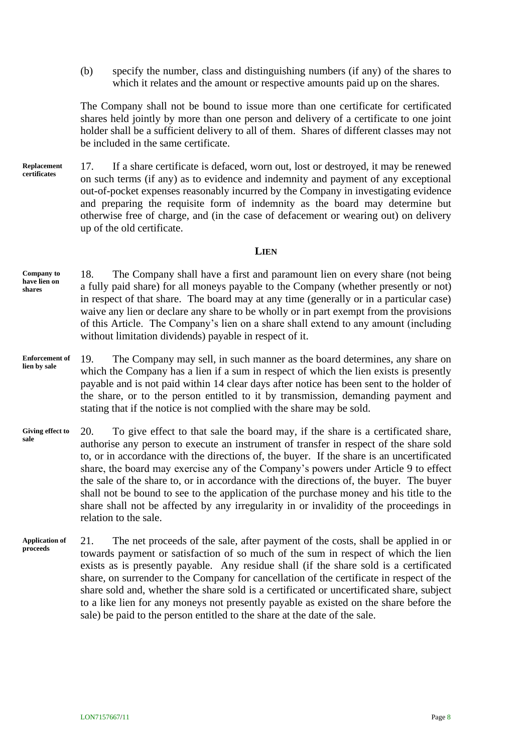(b) specify the number, class and distinguishing numbers (if any) of the shares to which it relates and the amount or respective amounts paid up on the shares.

The Company shall not be bound to issue more than one certificate for certificated shares held jointly by more than one person and delivery of a certificate to one joint holder shall be a sufficient delivery to all of them. Shares of different classes may not be included in the same certificate.

**Replacement certificates**

17. If a share certificate is defaced, worn out, lost or destroyed, it may be renewed on such terms (if any) as to evidence and indemnity and payment of any exceptional out-of-pocket expenses reasonably incurred by the Company in investigating evidence and preparing the requisite form of indemnity as the board may determine but otherwise free of charge, and (in the case of defacement or wearing out) on delivery up of the old certificate.

## LIEN

**Company to have lien on shares**

18. The Company shall have a first and paramount lien on every share (not being a fully paid share) for all moneys payable to the Company (whether presently or not) in respect of that share. The board may at any time (generally or in a particular case) waive any lien or declare any share to be wholly or in part exempt from the provisions of this Article. The Company's lien on a share shall extend to any amount (including without limitation dividends) payable in respect of it.

**Enforcement of lien by sale**

19. The Company may sell, in such manner as the board determines, any share on which the Company has a lien if a sum in respect of which the lien exists is presently payable and is not paid within 14 clear days after notice has been sent to the holder of the share, or to the person entitled to it by transmission, demanding payment and stating that if the notice is not complied with the share may be sold.

**Giving effect to sale**

20. To give effect to that sale the board may, if the share is a certificated share, authorise any person to execute an instrument of transfer in respect of the share sold to, or in accordance with the directions of, the buyer. If the share is an uncertificated share, the board may exercise any of the Company's powers under Article 9 to effect the sale of the share to, or in accordance with the directions of, the buyer. The buyer shall not be bound to see to the application of the purchase money and his title to the share shall not be affected by any irregularity in or invalidity of the proceedings in relation to the sale.

**Application of proceeds**

21. The net proceeds of the sale, after payment of the costs, shall be applied in or towards payment or satisfaction of so much of the sum in respect of which the lien exists as is presently payable. Any residue shall (if the share sold is a certificated share, on surrender to the Company for cancellation of the certificate in respect of the share sold and, whether the share sold is a certificated or uncertificated share, subject to a like lien for any moneys not presently payable as existed on the share before the sale) be paid to the person entitled to the share at the date of the sale.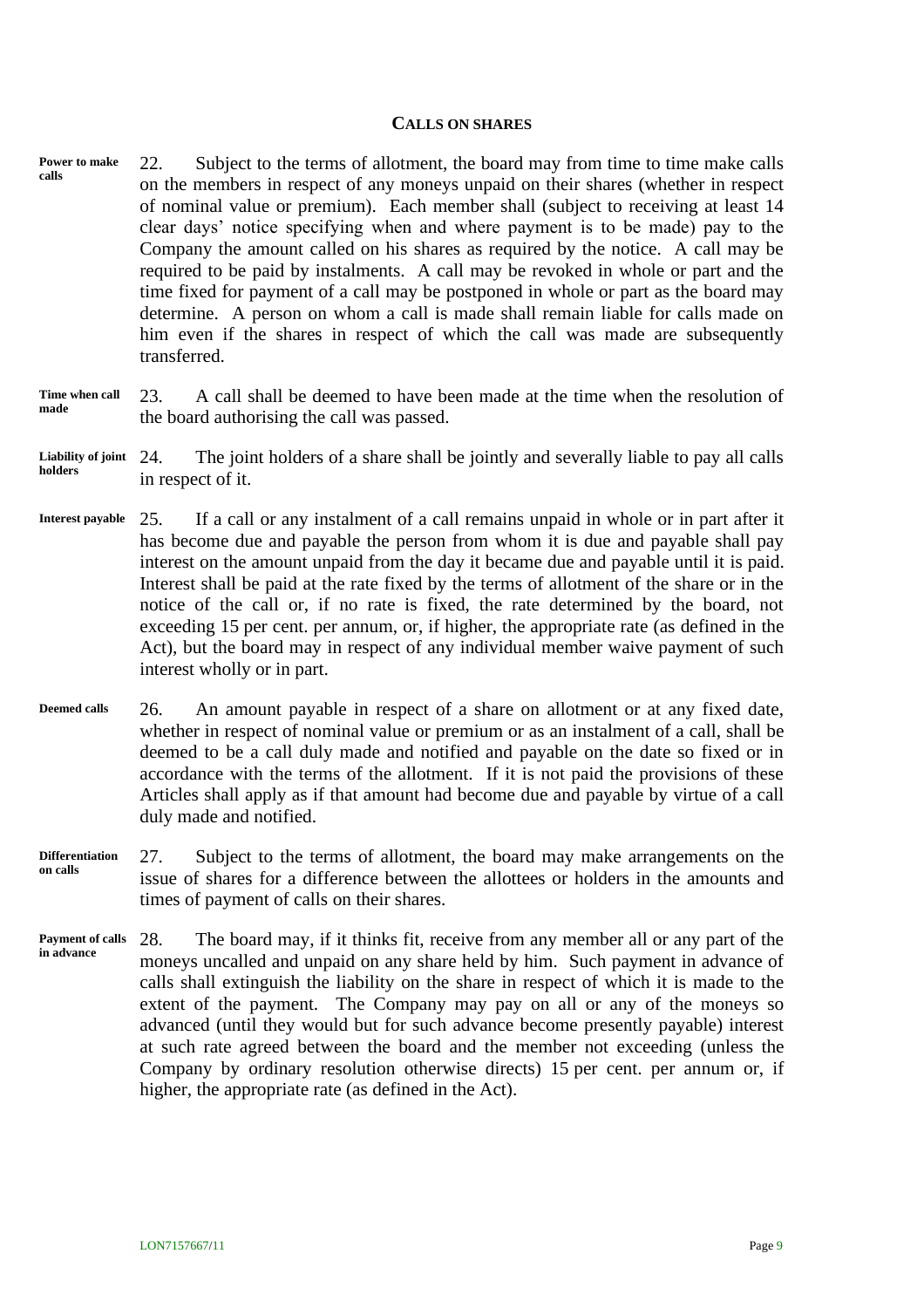## CALLS ON SHARES

**Power to make calls**

22. Subject to the terms of allotment, the board may from time to time make calls on the members in respect of any moneys unpaid on their shares (whether in respect of nominal value or premium). Each member shall (subject to receiving at least 14 clear days' notice specifying when and where payment is to be made) pay to the Company the amount called on his shares as required by the notice. A call may be required to be paid by instalments. A call may be revoked in whole or part and the time fixed for payment of a call may be postponed in whole or part as the board may determine. A person on whom a call is made shall remain liable for calls made on him even if the shares in respect of which the call was made are subsequently transferred.

**Time when call made**

23. A call shall be deemed to have been made at the time when the resolution of the board authorising the call was passed.

**Liability of joint holders**

24. The joint holders of a share shall be jointly and severally liable to pay all calls in respect of it.

**Interest payable**

25. If a call or any instalment of a call remains unpaid in whole or in part after it has become due and payable the person from whom it is due and payable shall pay interest on the amount unpaid from the day it became due and payable until it is paid. Interest shall be paid at the rate fixed by the terms of allotment of the share or in the notice of the call or, if no rate is fixed, the rate determined by the board, not exceeding 15 per cent. per annum, or, if higher, the appropriate rate (as defined in the Act), but the board may in respect of any individual member waive payment of such interest wholly or in part.

**Deemed calls**

26. An amount payable in respect of a share on allotment or at any fixed date, whether in respect of nominal value or premium or as an instalment of a call, shall be deemed to be a call duly made and notified and payable on the date so fixed or in accordance with the terms of the allotment. If it is not paid the provisions of these Articles shall apply as if that amount had become due and payable by virtue of a call duly made and notified.

**Differentiation on calls**

27. Subject to the terms of allotment, the board may make arrangements on the issue of shares for a difference between the allottees or holders in the amounts and times of payment of calls on their shares.

**Payment of calls in advance**

28. The board may, if it thinks fit, receive from any member all or any part of the moneys uncalled and unpaid on any share held by him. Such payment in advance of calls shall extinguish the liability on the share in respect of which it is made to the extent of the payment. The Company may pay on all or any of the moneys so advanced (until they would but for such advance become presently payable) interest at such rate agreed between the board and the member not exceeding (unless the Company by ordinary resolution otherwise directs) 15 per cent. per annum or, if higher, the appropriate rate (as defined in the Act).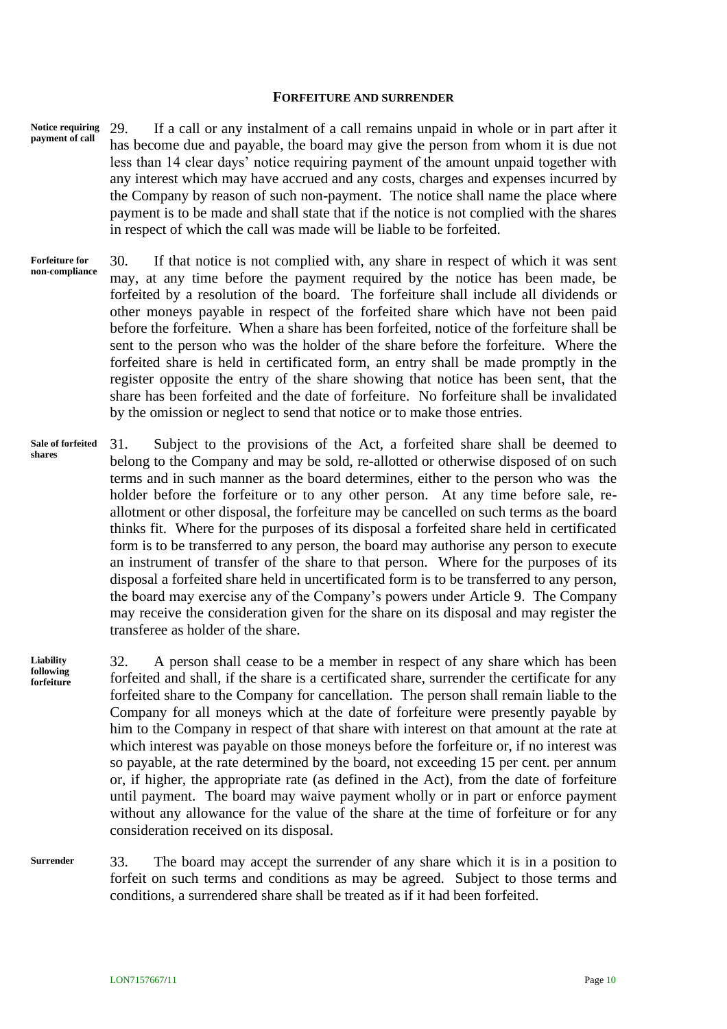## FORFEITURE AND SURRENDER

**Notice requiring payment of call**

29. If a call or any instalment of a call remains unpaid in whole or in part after it has become due and payable, the board may give the person from whom it is due not less than 14 clear days' notice requiring payment of the amount unpaid together with any interest which may have accrued and any costs, charges and expenses incurred by the Company by reason of such non-payment. The notice shall name the place where payment is to be made and shall state that if the notice is not complied with the shares in respect of which the call was made will be liable to be forfeited.

**Forfeiture for non-compliance**

30. If that notice is not complied with, any share in respect of which it was sent may, at any time before the payment required by the notice has been made, be forfeited by a resolution of the board. The forfeiture shall include all dividends or other moneys payable in respect of the forfeited share which have not been paid before the forfeiture. When a share has been forfeited, notice of the forfeiture shall be sent to the person who was the holder of the share before the forfeiture. Where the forfeited share is held in certificated form, an entry shall be made promptly in the register opposite the entry of the share showing that notice has been sent, that the share has been forfeited and the date of forfeiture. No forfeiture shall be invalidated by the omission or neglect to send that notice or to make those entries.

**Sale of forfeited shares**

31. Subject to the provisions of the Act, a forfeited share shall be deemed to belong to the Company and may be sold, re-allotted or otherwise disposed of on such terms and in such manner as the board determines, either to the person who was the holder before the forfeiture or to any other person. At any time before sale, re-allotment or other disposal, the forfeiture may be cancelled on such terms as the board thinks fit. Where for the purposes of its disposal a forfeited share held in certificated form is to be transferred to any person, the board may authorise any person to execute an instrument of transfer of the share to that person. Where for the purposes of its disposal a forfeited share held in uncertificated form is to be transferred to any person, the board may exercise any of the Company's powers under Article 9. The Company may receive the consideration given for the share on its disposal and may register the transferee as holder of the share.

**Liability following forfeiture**

32. A person shall cease to be a member in respect of any share which has been forfeited and shall, if the share is a certificated share, surrender the certificate for any forfeited share to the Company for cancellation. The person shall remain liable to the Company for all moneys which at the date of forfeiture were presently payable by him to the Company in respect of that share with interest on that amount at the rate at which interest was payable on those moneys before the forfeiture or, if no interest was so payable, at the rate determined by the board, not exceeding 15 per cent. per annum or, if higher, the appropriate rate (as defined in the Act), from the date of forfeiture until payment. The board may waive payment wholly or in part or enforce payment without any allowance for the value of the share at the time of forfeiture or for any consideration received on its disposal.

**Surrender**

33. The board may accept the surrender of any share which it is in a position to forfeit on such terms and conditions as may be agreed. Subject to those terms and conditions, a surrendered share shall be treated as if it had been forfeited.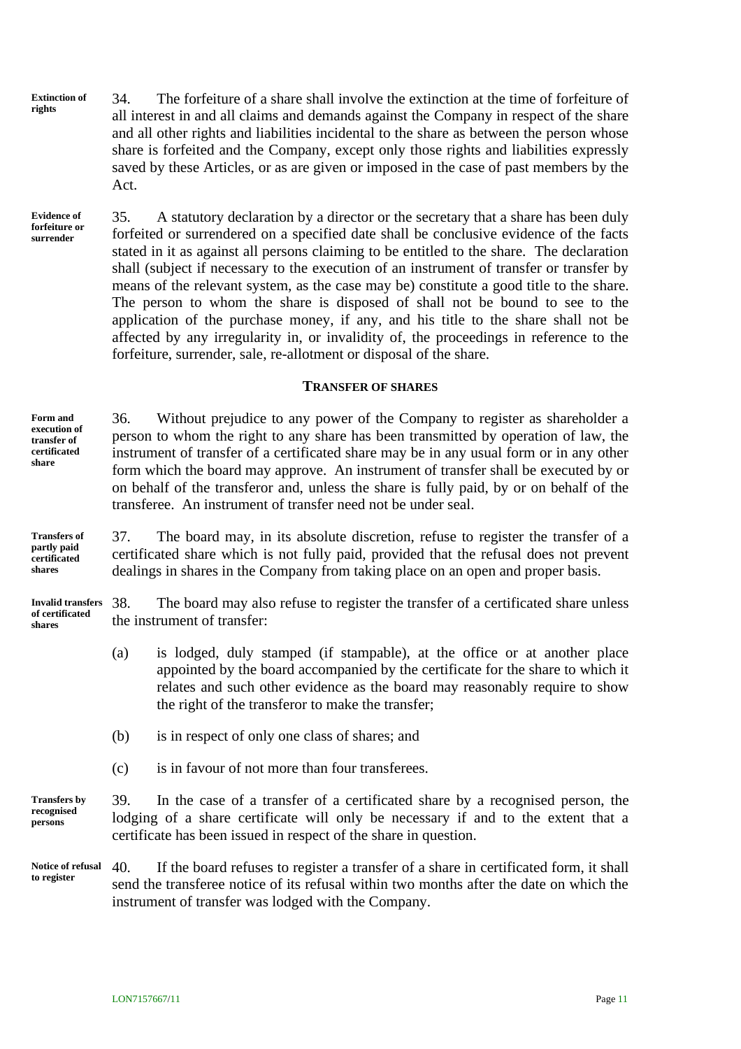**Extinction of rights**

34. The forfeiture of a share shall involve the extinction at the time of forfeiture of all interest in and all claims and demands against the Company in respect of the share and all other rights and liabilities incidental to the share as between the person whose share is forfeited and the Company, except only those rights and liabilities expressly saved by these Articles, or as are given or imposed in the case of past members by the Act.

**Evidence of forfeiture or surrender**

35. A statutory declaration by a director or the secretary that a share has been duly forfeited or surrendered on a specified date shall be conclusive evidence of the facts stated in it as against all persons claiming to be entitled to the share. The declaration shall (subject if necessary to the execution of an instrument of transfer or transfer by means of the relevant system, as the case may be) constitute a good title to the share. The person to whom the share is disposed of shall not be bound to see to the application of the purchase money, if any, and his title to the share shall not be affected by any irregularity in, or invalidity of, the proceedings in reference to the forfeiture, surrender, sale, re-allotment or disposal of the share.

## TRANSFER OF SHARES

**Form and execution of transfer of certificated share**

36. Without prejudice to any power of the Company to register as shareholder a person to whom the right to any share has been transmitted by operation of law, the instrument of transfer of a certificated share may be in any usual form or in any other form which the board may approve. An instrument of transfer shall be executed by or on behalf of the transferor and, unless the share is fully paid, by or on behalf of the transferee. An instrument of transfer need not be under seal.

**Transfers of partly paid certificated shares**

37. The board may, in its absolute discretion, refuse to register the transfer of a certificated share which is not fully paid, provided that the refusal does not prevent dealings in shares in the Company from taking place on an open and proper basis.

**Invalid transfers of certificated shares**

38. The board may also refuse to register the transfer of a certificated share unless the instrument of transfer:

(a) is lodged, duly stamped (if stampable), at the office or at another place appointed by the board accompanied by the certificate for the share to which it relates and such other evidence as the board may reasonably require to show the right of the transferor to make the transfer;

(b) is in respect of only one class of shares; and

(c) is in favour of not more than four transferees.

**Transfers by recognised persons**

39. In the case of a transfer of a certificated share by a recognised person, the lodging of a share certificate will only be necessary if and to the extent that a certificate has been issued in respect of the share in question.

**Notice of refusal to register**

40. If the board refuses to register a transfer of a share in certificated form, it shall send the transferee notice of its refusal within two months after the date on which the instrument of transfer was lodged with the Company.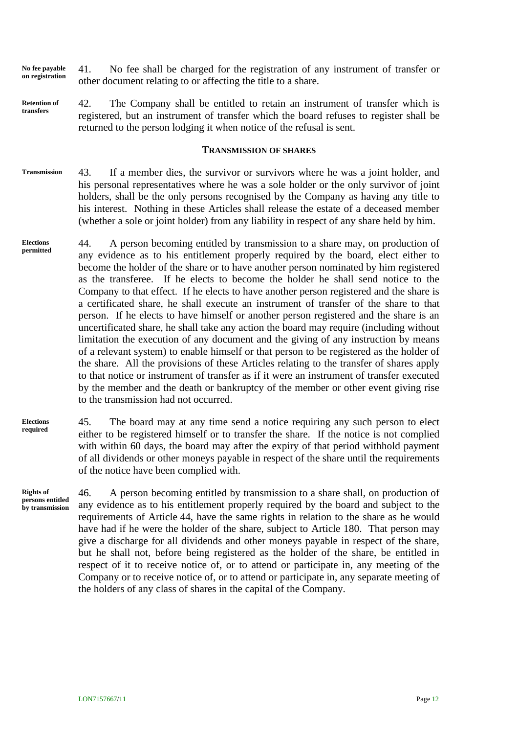**No fee payable on registration**

41. No fee shall be charged for the registration of any instrument of transfer or other document relating to or affecting the title to a share.

**Retention of transfers**

42. The Company shall be entitled to retain an instrument of transfer which is registered, but an instrument of transfer which the board refuses to register shall be returned to the person lodging it when notice of the refusal is sent.

## TRANSMISSION OF SHARES

**Transmission**

43. If a member dies, the survivor or survivors where he was a joint holder, and his personal representatives where he was a sole holder or the only survivor of joint holders, shall be the only persons recognised by the Company as having any title to his interest. Nothing in these Articles shall release the estate of a deceased member (whether a sole or joint holder) from any liability in respect of any share held by him.

**Elections permitted**

44. A person becoming entitled by transmission to a share may, on production of any evidence as to his entitlement properly required by the board, elect either to become the holder of the share or to have another person nominated by him registered as the transferee. If he elects to become the holder he shall send notice to the Company to that effect. If he elects to have another person registered and the share is a certificated share, he shall execute an instrument of transfer of the share to that person. If he elects to have himself or another person registered and the share is an uncertificated share, he shall take any action the board may require (including without limitation the execution of any document and the giving of any instruction by means of a relevant system) to enable himself or that person to be registered as the holder of the share. All the provisions of these Articles relating to the transfer of shares apply to that notice or instrument of transfer as if it were an instrument of transfer executed by the member and the death or bankruptcy of the member or other event giving rise to the transmission had not occurred.

**Elections required**

45. The board may at any time send a notice requiring any such person to elect either to be registered himself or to transfer the share. If the notice is not complied with within 60 days, the board may after the expiry of that period withhold payment of all dividends or other moneys payable in respect of the share until the requirements of the notice have been complied with.

**Rights of persons entitled by transmission**

46. A person becoming entitled by transmission to a share shall, on production of any evidence as to his entitlement properly required by the board and subject to the requirements of Article 44, have the same rights in relation to the share as he would have had if he were the holder of the share, subject to Article 180. That person may give a discharge for all dividends and other moneys payable in respect of the share, but he shall not, before being registered as the holder of the share, be entitled in respect of it to receive notice of, or to attend or participate in, any meeting of the Company or to receive notice of, or to attend or participate in, any separate meeting of the holders of any class of shares in the capital of the Company.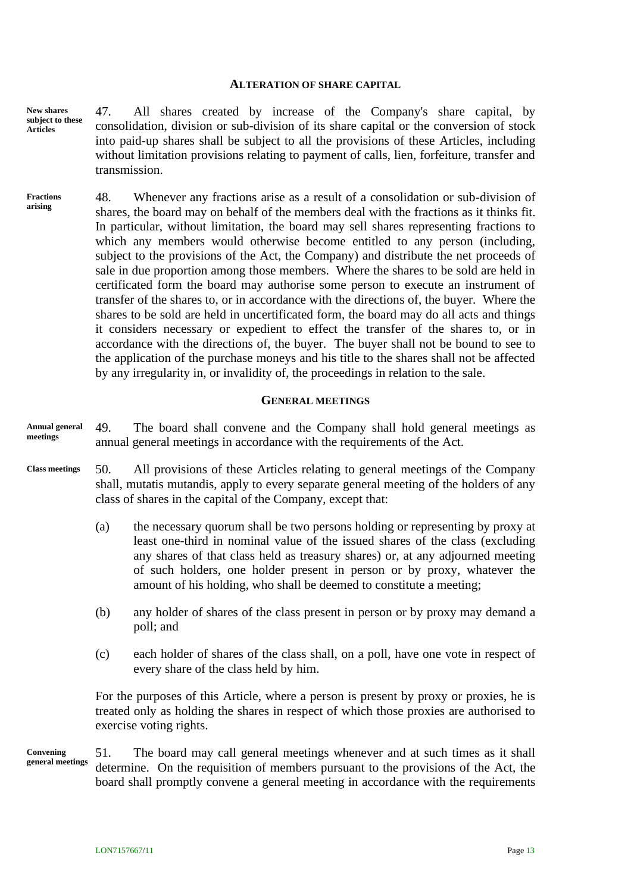## ALTERATION OF SHARE CAPITAL

**New shares subject to these Articles**

47. All shares created by increase of the Company's share capital, by consolidation, division or sub-division of its share capital or the conversion of stock into paid-up shares shall be subject to all the provisions of these Articles, including without limitation provisions relating to payment of calls, lien, forfeiture, transfer and transmission.

**Fractions arising**

48. Whenever any fractions arise as a result of a consolidation or sub-division of shares, the board may on behalf of the members deal with the fractions as it thinks fit. In particular, without limitation, the board may sell shares representing fractions to which any members would otherwise become entitled to any person (including, subject to the provisions of the Act, the Company) and distribute the net proceeds of sale in due proportion among those members. Where the shares to be sold are held in certificated form the board may authorise some person to execute an instrument of transfer of the shares to, or in accordance with the directions of, the buyer. Where the shares to be sold are held in uncertificated form, the board may do all acts and things it considers necessary or expedient to effect the transfer of the shares to, or in accordance with the directions of, the buyer. The buyer shall not be bound to see to the application of the purchase moneys and his title to the shares shall not be affected by any irregularity in, or invalidity of, the proceedings in relation to the sale.

## GENERAL MEETINGS

**Annual general meetings**

49. The board shall convene and the Company shall hold general meetings as annual general meetings in accordance with the requirements of the Act.

**Class meetings**

50. All provisions of these Articles relating to general meetings of the Company shall, mutatis mutandis, apply to every separate general meeting of the holders of any class of shares in the capital of the Company, except that:

(a) the necessary quorum shall be two persons holding or representing by proxy at least one-third in nominal value of the issued shares of the class (excluding any shares of that class held as treasury shares) or, at any adjourned meeting of such holders, one holder present in person or by proxy, whatever the amount of his holding, who shall be deemed to constitute a meeting;

(b) any holder of shares of the class present in person or by proxy may demand a poll; and

(c) each holder of shares of the class shall, on a poll, have one vote in respect of every share of the class held by him.

For the purposes of this Article, where a person is present by proxy or proxies, he is treated only as holding the shares in respect of which those proxies are authorised to exercise voting rights.

**Convening general meetings**

51. The board may call general meetings whenever and at such times as it shall determine. On the requisition of members pursuant to the provisions of the Act, the board shall promptly convene a general meeting in accordance with the requirements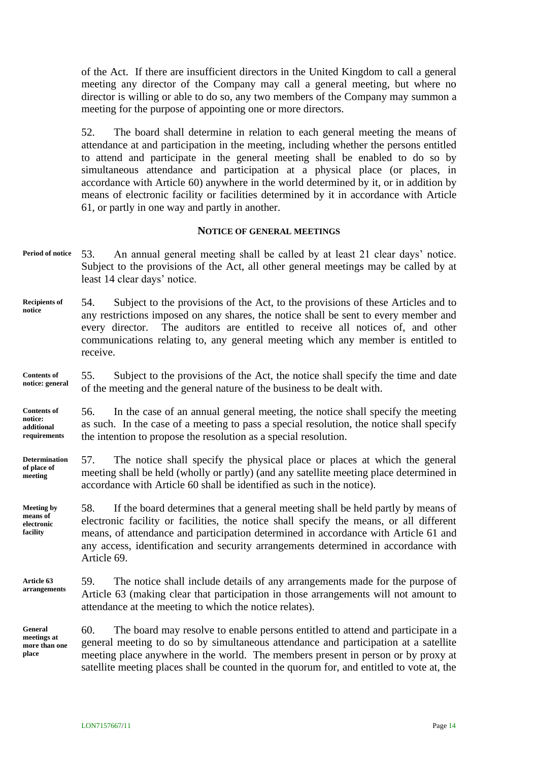of the Act. If there are insufficient directors in the United Kingdom to call a general meeting any director of the Company may call a general meeting, but where no director is willing or able to do so, any two members of the Company may summon a meeting for the purpose of appointing one or more directors.

52. The board shall determine in relation to each general meeting the means of attendance at and participation in the meeting, including whether the persons entitled to attend and participate in the general meeting shall be enabled to do so by simultaneous attendance and participation at a physical place (or places, in accordance with Article 60) anywhere in the world determined by it, or in addition by means of electronic facility or facilities determined by it in accordance with Article 61, or partly in one way and partly in another.

### NOTICE OF GENERAL MEETINGS

**Period of notice**

53. An annual general meeting shall be called by at least 21 clear days' notice. Subject to the provisions of the Act, all other general meetings may be called by at least 14 clear days' notice.

**Recipients of notice**

54. Subject to the provisions of the Act, to the provisions of these Articles and to any restrictions imposed on any shares, the notice shall be sent to every member and every director. The auditors are entitled to receive all notices of, and other communications relating to, any general meeting which any member is entitled to receive.

**Contents of notice: general**

55. Subject to the provisions of the Act, the notice shall specify the time and date of the meeting and the general nature of the business to be dealt with.

**Contents of notice: additional requirements**

56. In the case of an annual general meeting, the notice shall specify the meeting as such. In the case of a meeting to pass a special resolution, the notice shall specify the intention to propose the resolution as a special resolution.

**Determination of place of meeting**

57. The notice shall specify the physical place or places at which the general meeting shall be held (wholly or partly) (and any satellite meeting place determined in accordance with Article 60 shall be identified as such in the notice).

**Meeting by means of electronic facility**

58. If the board determines that a general meeting shall be held partly by means of electronic facility or facilities, the notice shall specify the means, or all different means, of attendance and participation determined in accordance with Article 61 and any access, identification and security arrangements determined in accordance with Article 69.

**Article 63 arrangements**

59. The notice shall include details of any arrangements made for the purpose of Article 63 (making clear that participation in those arrangements will not amount to attendance at the meeting to which the notice relates).

**General meetings at more than one place**

60. The board may resolve to enable persons entitled to attend and participate in a general meeting to do so by simultaneous attendance and participation at a satellite meeting place anywhere in the world. The members present in person or by proxy at satellite meeting places shall be counted in the quorum for, and entitled to vote at, the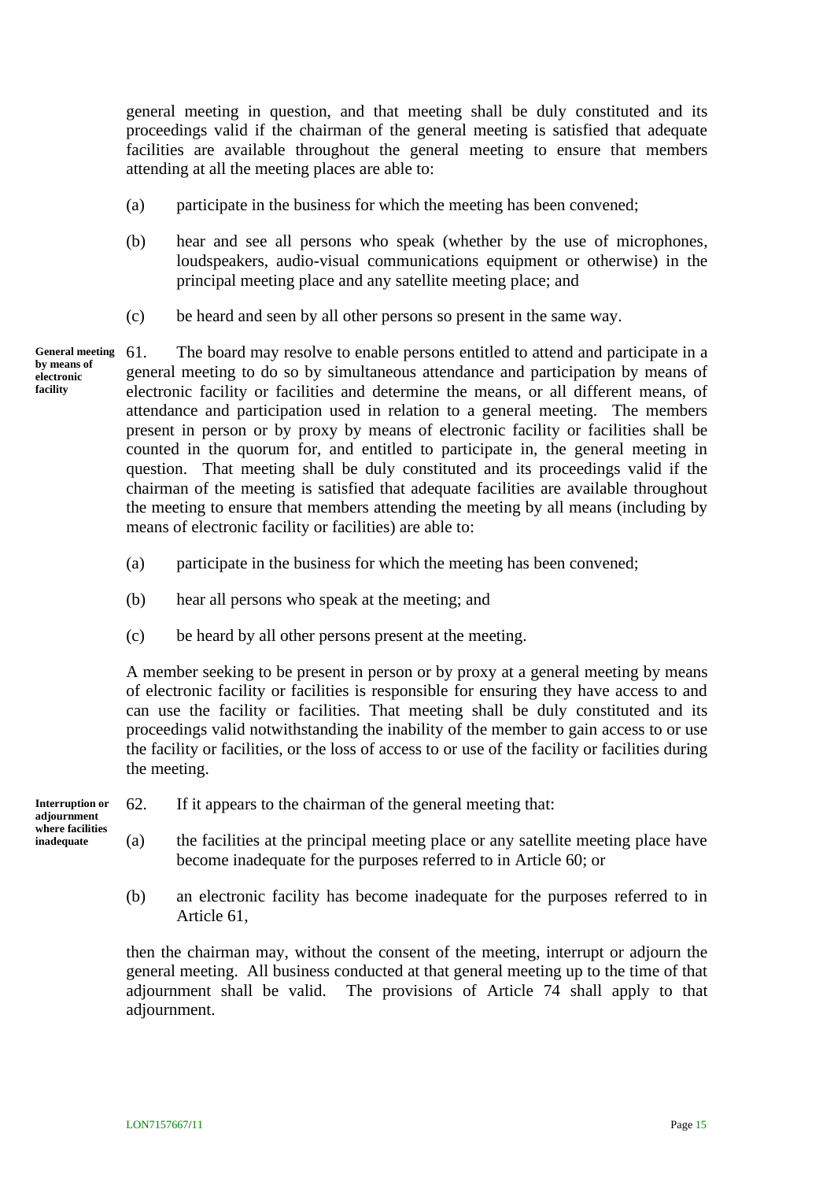general meeting in question, and that meeting shall be duly constituted and its proceedings valid if the chairman of the general meeting is satisfied that adequate facilities are available throughout the general meeting to ensure that members attending at all the meeting places are able to:

(a) participate in the business for which the meeting has been convened;

(b) hear and see all persons who speak (whether by the use of microphones, loudspeakers, audio-visual communications equipment or otherwise) in the principal meeting place and any satellite meeting place; and

(c) be heard and seen by all other persons so present in the same way.

**General meeting by means of electronic facility**

61. The board may resolve to enable persons entitled to attend and participate in a general meeting to do so by simultaneous attendance and participation by means of electronic facility or facilities and determine the means, or all different means, of attendance and participation used in relation to a general meeting. The members present in person or by proxy by means of electronic facility or facilities shall be counted in the quorum for, and entitled to participate in, the general meeting in question. That meeting shall be duly constituted and its proceedings valid if the chairman of the meeting is satisfied that adequate facilities are available throughout the meeting to ensure that members attending the meeting by all means (including by means of electronic facility or facilities) are able to:

(a) participate in the business for which the meeting has been convened;

(b) hear all persons who speak at the meeting; and

(c) be heard by all other persons present at the meeting.

A member seeking to be present in person or by proxy at a general meeting by means of electronic facility or facilities is responsible for ensuring they have access to and can use the facility or facilities. That meeting shall be duly constituted and its proceedings valid notwithstanding the inability of the member to gain access to or use the facility or facilities, or the loss of access to or use of the facility or facilities during the meeting.

**Interruption or adjournment where facilities inadequate**

62. If it appears to the chairman of the general meeting that:

(a) the facilities at the principal meeting place or any satellite meeting place have become inadequate for the purposes referred to in Article 60; or

(b) an electronic facility has become inadequate for the purposes referred to in Article 61,

then the chairman may, without the consent of the meeting, interrupt or adjourn the general meeting. All business conducted at that general meeting up to the time of that adjournment shall be valid. The provisions of Article 74 shall apply to that adjournment.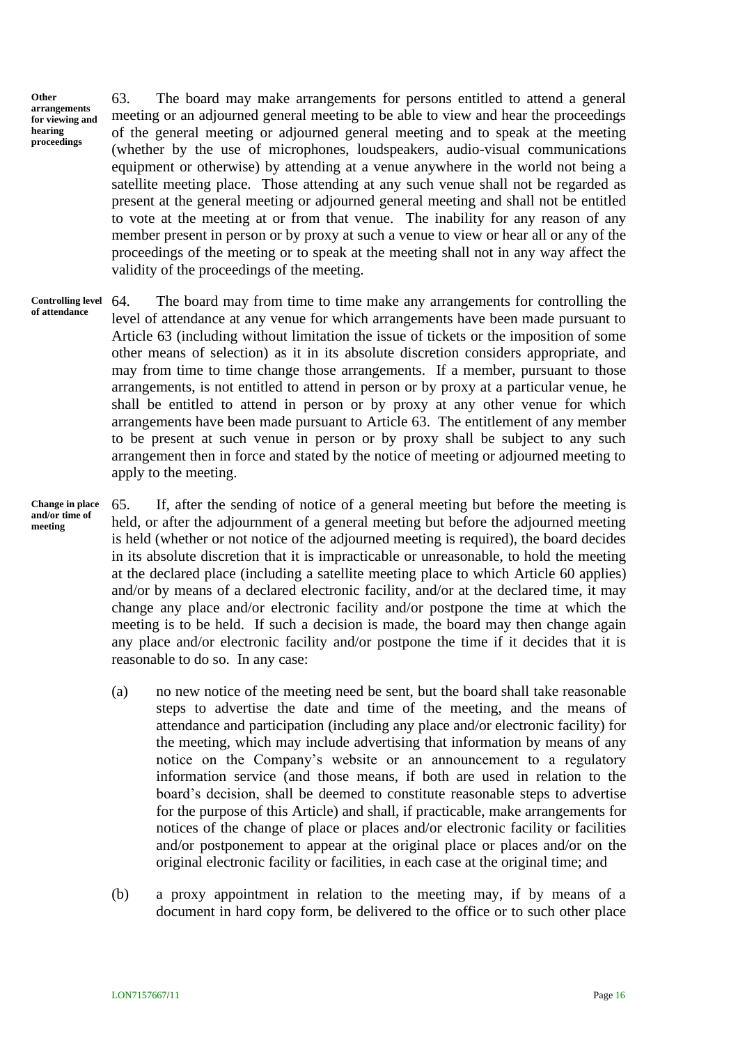**Other arrangements for viewing and hearing proceedings**

63. The board may make arrangements for persons entitled to attend a general meeting or an adjourned general meeting to be able to view and hear the proceedings of the general meeting or adjourned general meeting and to speak at the meeting (whether by the use of microphones, loudspeakers, audio-visual communications equipment or otherwise) by attending at a venue anywhere in the world not being a satellite meeting place. Those attending at any such venue shall not be regarded as present at the general meeting or adjourned general meeting and shall not be entitled to vote at the meeting at or from that venue. The inability for any reason of any member present in person or by proxy at such a venue to view or hear all or any of the proceedings of the meeting or to speak at the meeting shall not in any way affect the validity of the proceedings of the meeting.

**Controlling level of attendance**

64. The board may from time to time make any arrangements for controlling the level of attendance at any venue for which arrangements have been made pursuant to Article 63 (including without limitation the issue of tickets or the imposition of some other means of selection) as it in its absolute discretion considers appropriate, and may from time to time change those arrangements. If a member, pursuant to those arrangements, is not entitled to attend in person or by proxy at a particular venue, he shall be entitled to attend in person or by proxy at any other venue for which arrangements have been made pursuant to Article 63. The entitlement of any member to be present at such venue in person or by proxy shall be subject to any such arrangement then in force and stated by the notice of meeting or adjourned meeting to apply to the meeting.

**Change in place and/or time of meeting**

65. If, after the sending of notice of a general meeting but before the meeting is held, or after the adjournment of a general meeting but before the adjourned meeting is held (whether or not notice of the adjourned meeting is required), the board decides in its absolute discretion that it is impracticable or unreasonable, to hold the meeting at the declared place (including a satellite meeting place to which Article 60 applies) and/or by means of a declared electronic facility, and/or at the declared time, it may change any place and/or electronic facility and/or postpone the time at which the meeting is to be held. If such a decision is made, the board may then change again any place and/or electronic facility and/or postpone the time if it decides that it is reasonable to do so. In any case:

(a) no new notice of the meeting need be sent, but the board shall take reasonable steps to advertise the date and time of the meeting, and the means of attendance and participation (including any place and/or electronic facility) for the meeting, which may include advertising that information by means of any notice on the Company's website or an announcement to a regulatory information service (and those means, if both are used in relation to the board's decision, shall be deemed to constitute reasonable steps to advertise for the purpose of this Article) and shall, if practicable, make arrangements for notices of the change of place or places and/or electronic facility or facilities and/or postponement to appear at the original place or places and/or on the original electronic facility or facilities, in each case at the original time; and

(b) a proxy appointment in relation to the meeting may, if by means of a document in hard copy form, be delivered to the office or to such other place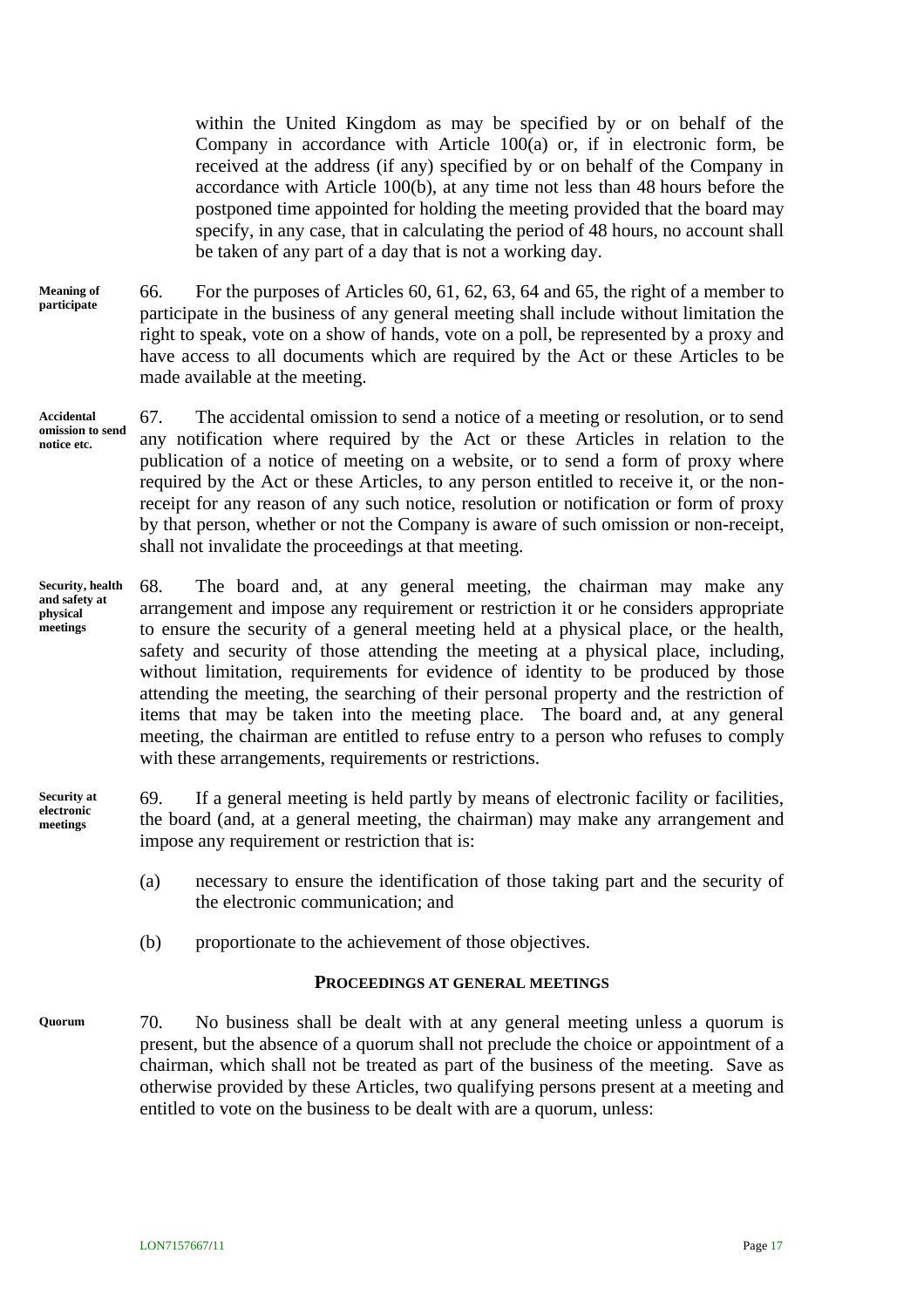within the United Kingdom as may be specified by or on behalf of the Company in accordance with Article 100(a) or, if in electronic form, be received at the address (if any) specified by or on behalf of the Company in accordance with Article 100(b), at any time not less than 48 hours before the postponed time appointed for holding the meeting provided that the board may specify, in any case, that in calculating the period of 48 hours, no account shall be taken of any part of a day that is not a working day.

**Meaning of participate**

66. For the purposes of Articles 60, 61, 62, 63, 64 and 65, the right of a member to participate in the business of any general meeting shall include without limitation the right to speak, vote on a show of hands, vote on a poll, be represented by a proxy and have access to all documents which are required by the Act or these Articles to be made available at the meeting.

**Accidental omission to send notice etc.**

67. The accidental omission to send a notice of a meeting or resolution, or to send any notification where required by the Act or these Articles in relation to the publication of a notice of meeting on a website, or to send a form of proxy where required by the Act or these Articles, to any person entitled to receive it, or the non-receipt for any reason of any such notice, resolution or notification or form of proxy by that person, whether or not the Company is aware of such omission or non-receipt, shall not invalidate the proceedings at that meeting.

**Security, health and safety at physical meetings**

68. The board and, at any general meeting, the chairman may make any arrangement and impose any requirement or restriction it or he considers appropriate to ensure the security of a general meeting held at a physical place, or the health, safety and security of those attending the meeting at a physical place, including, without limitation, requirements for evidence of identity to be produced by those attending the meeting, the searching of their personal property and the restriction of items that may be taken into the meeting place. The board and, at any general meeting, the chairman are entitled to refuse entry to a person who refuses to comply with these arrangements, requirements or restrictions.

**Security at electronic meetings**

69. If a general meeting is held partly by means of electronic facility or facilities, the board (and, at a general meeting, the chairman) may make any arrangement and impose any requirement or restriction that is:

(a) necessary to ensure the identification of those taking part and the security of the electronic communication; and

(b) proportionate to the achievement of those objectives.

## PROCEEDINGS AT GENERAL MEETINGS

**Quorum**

70. No business shall be dealt with at any general meeting unless a quorum is present, but the absence of a quorum shall not preclude the choice or appointment of a chairman, which shall not be treated as part of the business of the meeting. Save as otherwise provided by these Articles, two qualifying persons present at a meeting and entitled to vote on the business to be dealt with are a quorum, unless: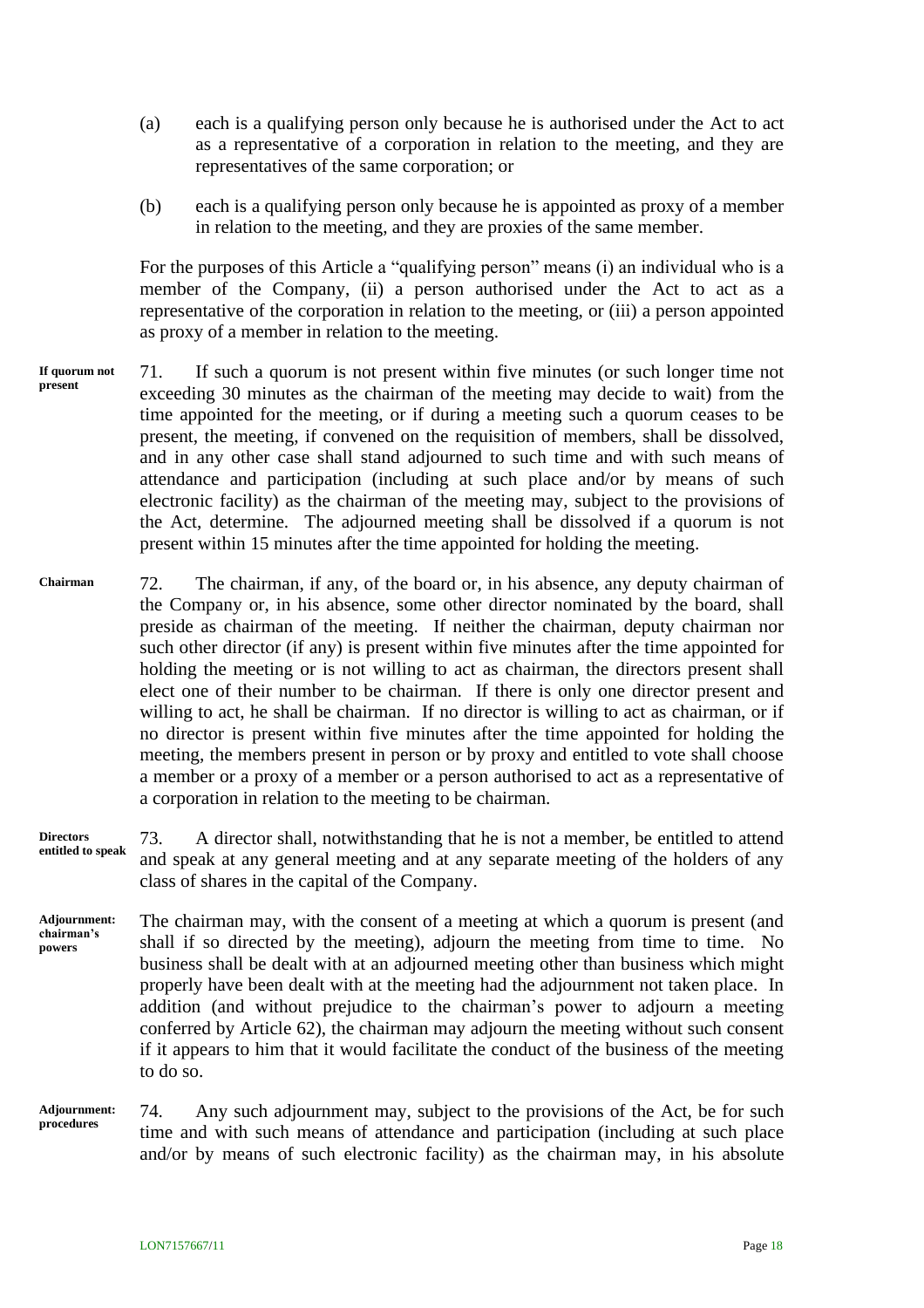(a) each is a qualifying person only because he is authorised under the Act to act as a representative of a corporation in relation to the meeting, and they are representatives of the same corporation; or

(b) each is a qualifying person only because he is appointed as proxy of a member in relation to the meeting, and they are proxies of the same member.

For the purposes of this Article a "qualifying person" means (i) an individual who is a member of the Company, (ii) a person authorised under the Act to act as a representative of the corporation in relation to the meeting, or (iii) a person appointed as proxy of a member in relation to the meeting.

**If quorum not present**

71. If such a quorum is not present within five minutes (or such longer time not exceeding 30 minutes as the chairman of the meeting may decide to wait) from the time appointed for the meeting, or if during a meeting such a quorum ceases to be present, the meeting, if convened on the requisition of members, shall be dissolved, and in any other case shall stand adjourned to such time and with such means of attendance and participation (including at such place and/or by means of such electronic facility) as the chairman of the meeting may, subject to the provisions of the Act, determine. The adjourned meeting shall be dissolved if a quorum is not present within 15 minutes after the time appointed for holding the meeting.

**Chairman**

72. The chairman, if any, of the board or, in his absence, any deputy chairman of the Company or, in his absence, some other director nominated by the board, shall preside as chairman of the meeting. If neither the chairman, deputy chairman nor such other director (if any) is present within five minutes after the time appointed for holding the meeting or is not willing to act as chairman, the directors present shall elect one of their number to be chairman. If there is only one director present and willing to act, he shall be chairman. If no director is willing to act as chairman, or if no director is present within five minutes after the time appointed for holding the meeting, the members present in person or by proxy and entitled to vote shall choose a member or a proxy of a member or a person authorised to act as a representative of a corporation in relation to the meeting to be chairman.

**Directors entitled to speak**

73. A director shall, notwithstanding that he is not a member, be entitled to attend and speak at any general meeting and at any separate meeting of the holders of any class of shares in the capital of the Company.

**Adjournment: chairman's powers**

The chairman may, with the consent of a meeting at which a quorum is present (and shall if so directed by the meeting), adjourn the meeting from time to time. No business shall be dealt with at an adjourned meeting other than business which might properly have been dealt with at the meeting had the adjournment not taken place. In addition (and without prejudice to the chairman's power to adjourn a meeting conferred by Article 62), the chairman may adjourn the meeting without such consent if it appears to him that it would facilitate the conduct of the business of the meeting to do so.

**Adjournment: procedures**

74. Any such adjournment may, subject to the provisions of the Act, be for such time and with such means of attendance and participation (including at such place and/or by means of such electronic facility) as the chairman may, in his absolute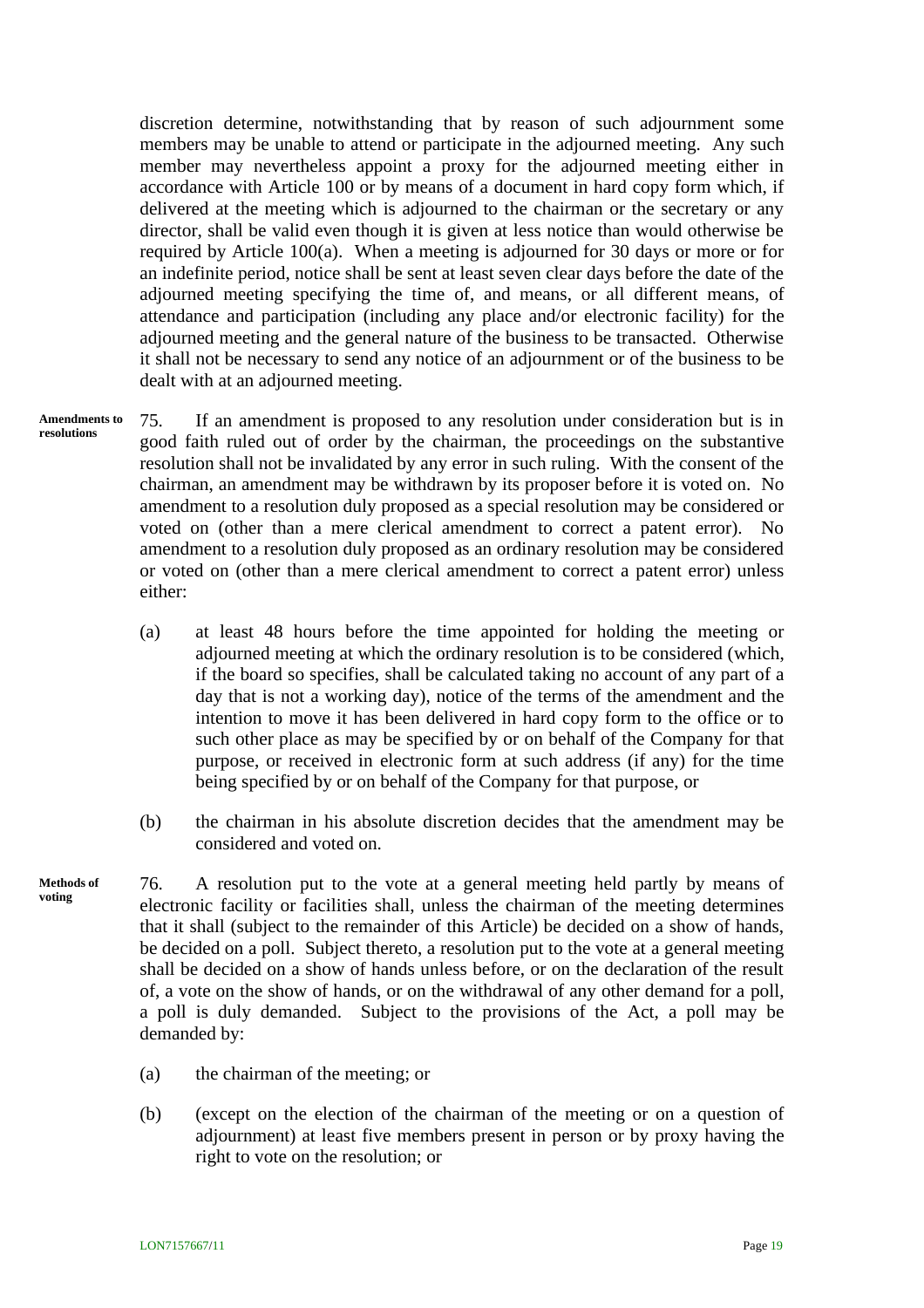discretion determine, notwithstanding that by reason of such adjournment some members may be unable to attend or participate in the adjourned meeting. Any such member may nevertheless appoint a proxy for the adjourned meeting either in accordance with Article 100 or by means of a document in hard copy form which, if delivered at the meeting which is adjourned to the chairman or the secretary or any director, shall be valid even though it is given at less notice than would otherwise be required by Article 100(a). When a meeting is adjourned for 30 days or more or for an indefinite period, notice shall be sent at least seven clear days before the date of the adjourned meeting specifying the time of, and means, or all different means, of attendance and participation (including any place and/or electronic facility) for the adjourned meeting and the general nature of the business to be transacted. Otherwise it shall not be necessary to send any notice of an adjournment or of the business to be dealt with at an adjourned meeting.

**Amendments to resolutions**

75. If an amendment is proposed to any resolution under consideration but is in good faith ruled out of order by the chairman, the proceedings on the substantive resolution shall not be invalidated by any error in such ruling. With the consent of the chairman, an amendment may be withdrawn by its proposer before it is voted on. No amendment to a resolution duly proposed as a special resolution may be considered or voted on (other than a mere clerical amendment to correct a patent error). No amendment to a resolution duly proposed as an ordinary resolution may be considered or voted on (other than a mere clerical amendment to correct a patent error) unless either:

(a) at least 48 hours before the time appointed for holding the meeting or adjourned meeting at which the ordinary resolution is to be considered (which, if the board so specifies, shall be calculated taking no account of any part of a day that is not a working day), notice of the terms of the amendment and the intention to move it has been delivered in hard copy form to the office or to such other place as may be specified by or on behalf of the Company for that purpose, or received in electronic form at such address (if any) for the time being specified by or on behalf of the Company for that purpose, or

(b) the chairman in his absolute discretion decides that the amendment may be considered and voted on.

**Methods of voting**

76. A resolution put to the vote at a general meeting held partly by means of electronic facility or facilities shall, unless the chairman of the meeting determines that it shall (subject to the remainder of this Article) be decided on a show of hands, be decided on a poll. Subject thereto, a resolution put to the vote at a general meeting shall be decided on a show of hands unless before, or on the declaration of the result of, a vote on the show of hands, or on the withdrawal of any other demand for a poll, a poll is duly demanded. Subject to the provisions of the Act, a poll may be demanded by:

(a) the chairman of the meeting; or

(b) (except on the election of the chairman of the meeting or on a question of adjournment) at least five members present in person or by proxy having the right to vote on the resolution; or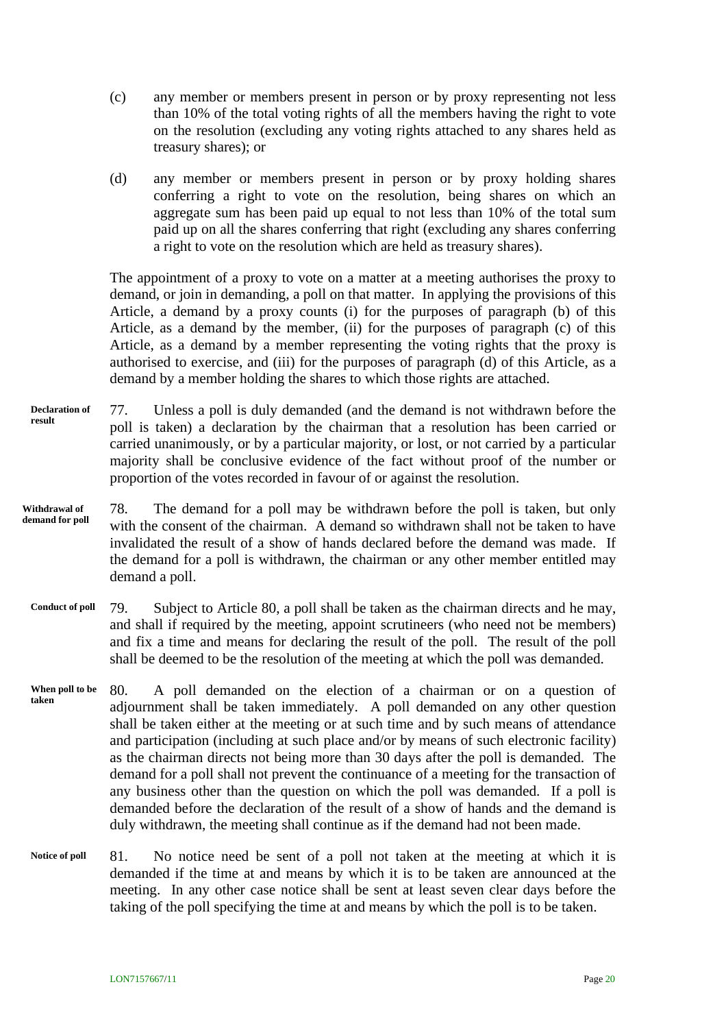(c) any member or members present in person or by proxy representing not less than 10% of the total voting rights of all the members having the right to vote on the resolution (excluding any voting rights attached to any shares held as treasury shares); or

(d) any member or members present in person or by proxy holding shares conferring a right to vote on the resolution, being shares on which an aggregate sum has been paid up equal to not less than 10% of the total sum paid up on all the shares conferring that right (excluding any shares conferring a right to vote on the resolution which are held as treasury shares).

The appointment of a proxy to vote on a matter at a meeting authorises the proxy to demand, or join in demanding, a poll on that matter. In applying the provisions of this Article, a demand by a proxy counts (i) for the purposes of paragraph (b) of this Article, as a demand by the member, (ii) for the purposes of paragraph (c) of this Article, as a demand by a member representing the voting rights that the proxy is authorised to exercise, and (iii) for the purposes of paragraph (d) of this Article, as a demand by a member holding the shares to which those rights are attached.

**Declaration of result**

77. Unless a poll is duly demanded (and the demand is not withdrawn before the poll is taken) a declaration by the chairman that a resolution has been carried or carried unanimously, or by a particular majority, or lost, or not carried by a particular majority shall be conclusive evidence of the fact without proof of the number or proportion of the votes recorded in favour of or against the resolution.

**Withdrawal of demand for poll**

78. The demand for a poll may be withdrawn before the poll is taken, but only with the consent of the chairman. A demand so withdrawn shall not be taken to have invalidated the result of a show of hands declared before the demand was made. If the demand for a poll is withdrawn, the chairman or any other member entitled may demand a poll.

**Conduct of poll**

79. Subject to Article 80, a poll shall be taken as the chairman directs and he may, and shall if required by the meeting, appoint scrutineers (who need not be members) and fix a time and means for declaring the result of the poll. The result of the poll shall be deemed to be the resolution of the meeting at which the poll was demanded.

**When poll to be taken**

80. A poll demanded on the election of a chairman or on a question of adjournment shall be taken immediately. A poll demanded on any other question shall be taken either at the meeting or at such time and by such means of attendance and participation (including at such place and/or by means of such electronic facility) as the chairman directs not being more than 30 days after the poll is demanded. The demand for a poll shall not prevent the continuance of a meeting for the transaction of any business other than the question on which the poll was demanded. If a poll is demanded before the declaration of the result of a show of hands and the demand is duly withdrawn, the meeting shall continue as if the demand had not been made.

**Notice of poll**

81. No notice need be sent of a poll not taken at the meeting at which it is demanded if the time at and means by which it is to be taken are announced at the meeting. In any other case notice shall be sent at least seven clear days before the taking of the poll specifying the time at and means by which the poll is to be taken.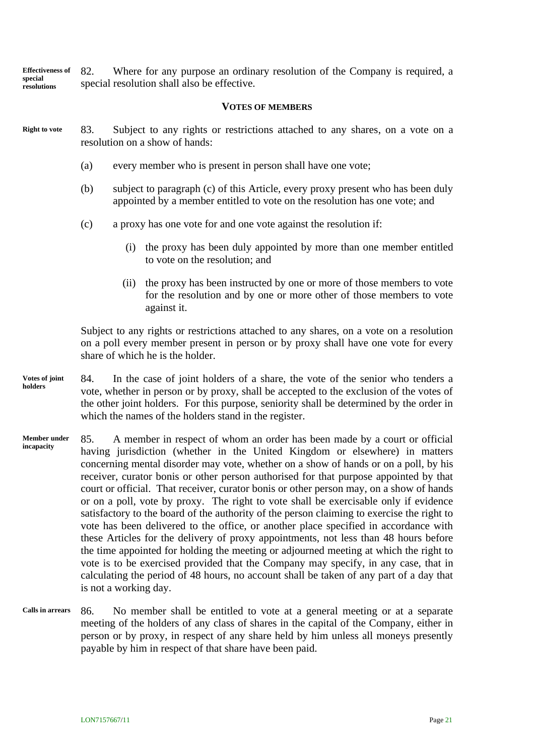**Effectiveness of special resolutions**

82. Where for any purpose an ordinary resolution of the Company is required, a special resolution shall also be effective.

## VOTES OF MEMBERS

**Right to vote**

83. Subject to any rights or restrictions attached to any shares, on a vote on a resolution on a show of hands:

(a) every member who is present in person shall have one vote;

(b) subject to paragraph (c) of this Article, every proxy present who has been duly appointed by a member entitled to vote on the resolution has one vote; and

(c) a proxy has one vote for and one vote against the resolution if:

(i) the proxy has been duly appointed by more than one member entitled to vote on the resolution; and

(ii) the proxy has been instructed by one or more of those members to vote for the resolution and by one or more other of those members to vote against it.

Subject to any rights or restrictions attached to any shares, on a vote on a resolution on a poll every member present in person or by proxy shall have one vote for every share of which he is the holder.

**Votes of joint holders**

84. In the case of joint holders of a share, the vote of the senior who tenders a vote, whether in person or by proxy, shall be accepted to the exclusion of the votes of the other joint holders. For this purpose, seniority shall be determined by the order in which the names of the holders stand in the register.

**Member under incapacity**

85. A member in respect of whom an order has been made by a court or official having jurisdiction (whether in the United Kingdom or elsewhere) in matters concerning mental disorder may vote, whether on a show of hands or on a poll, by his receiver, curator bonis or other person authorised for that purpose appointed by that court or official. That receiver, curator bonis or other person may, on a show of hands or on a poll, vote by proxy. The right to vote shall be exercisable only if evidence satisfactory to the board of the authority of the person claiming to exercise the right to vote has been delivered to the office, or another place specified in accordance with these Articles for the delivery of proxy appointments, not less than 48 hours before the time appointed for holding the meeting or adjourned meeting at which the right to vote is to be exercised provided that the Company may specify, in any case, that in calculating the period of 48 hours, no account shall be taken of any part of a day that is not a working day.

**Calls in arrears**

86. No member shall be entitled to vote at a general meeting or at a separate meeting of the holders of any class of shares in the capital of the Company, either in person or by proxy, in respect of any share held by him unless all moneys presently payable by him in respect of that share have been paid.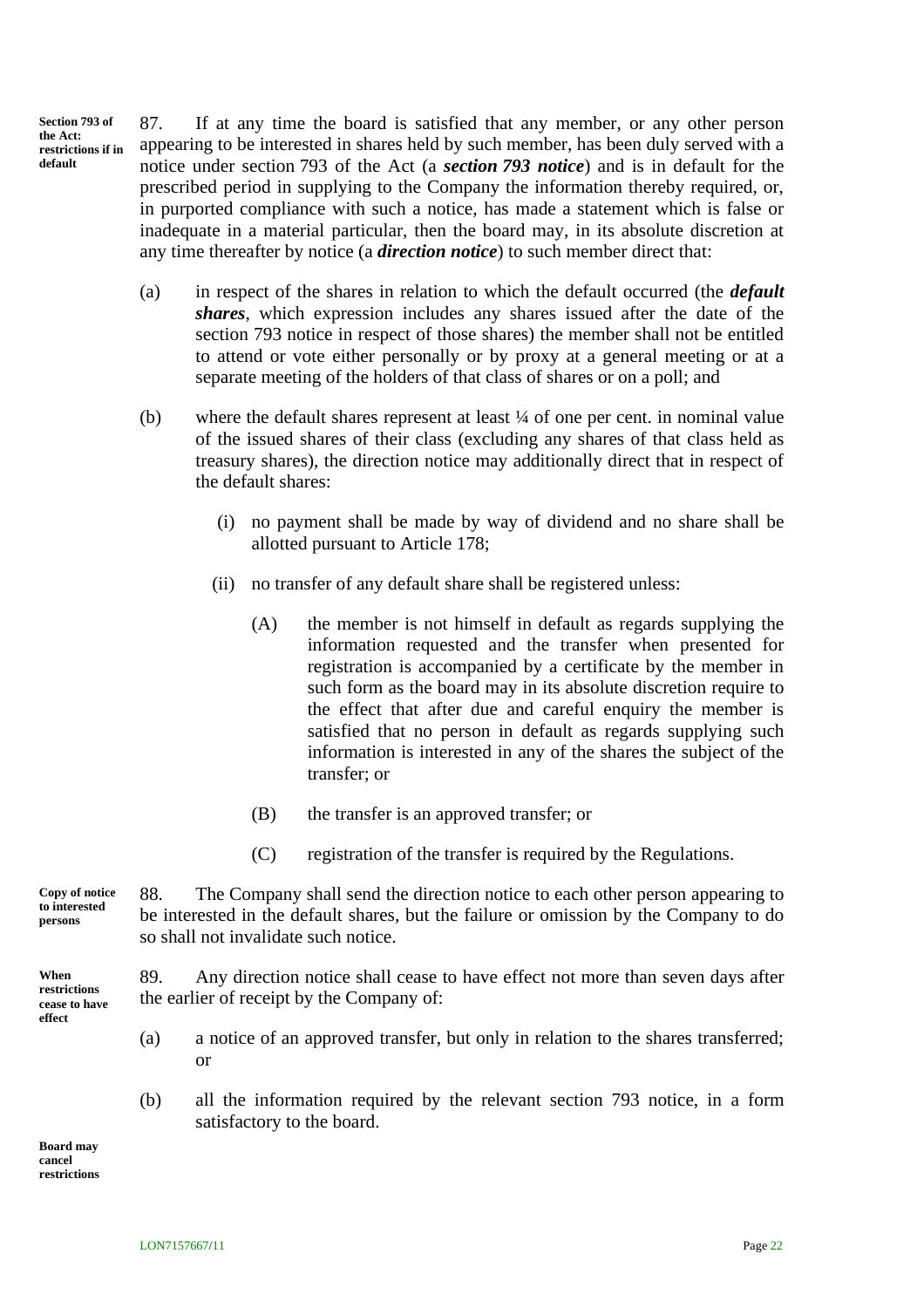**Section 793 of the Act: restrictions if in default**

87. If at any time the board is satisfied that any member, or any other person appearing to be interested in shares held by such member, has been duly served with a notice under section 793 of the Act (a ***section 793 notice***) and is in default for the prescribed period in supplying to the Company the information thereby required, or, in purported compliance with such a notice, has made a statement which is false or inadequate in a material particular, then the board may, in its absolute discretion at any time thereafter by notice (a ***direction notice***) to such member direct that:

(a) in respect of the shares in relation to which the default occurred (the ***default shares***, which expression includes any shares issued after the date of the section 793 notice in respect of those shares) the member shall not be entitled to attend or vote either personally or by proxy at a general meeting or at a separate meeting of the holders of that class of shares or on a poll; and

(b) where the default shares represent at least ¼ of one per cent. in nominal value of the issued shares of their class (excluding any shares of that class held as treasury shares), the direction notice may additionally direct that in respect of the default shares:

(i) no payment shall be made by way of dividend and no share shall be allotted pursuant to Article 178;

(ii) no transfer of any default share shall be registered unless:

(A) the member is not himself in default as regards supplying the information requested and the transfer when presented for registration is accompanied by a certificate by the member in such form as the board may in its absolute discretion require to the effect that after due and careful enquiry the member is satisfied that no person in default as regards supplying such information is interested in any of the shares the subject of the transfer; or

(B) the transfer is an approved transfer; or

(C) registration of the transfer is required by the Regulations.

**Copy of notice to interested persons**

88. The Company shall send the direction notice to each other person appearing to be interested in the default shares, but the failure or omission by the Company to do so shall not invalidate such notice.

**When restrictions cease to have effect**

89. Any direction notice shall cease to have effect not more than seven days after the earlier of receipt by the Company of:

(a) a notice of an approved transfer, but only in relation to the shares transferred; or

(b) all the information required by the relevant section 793 notice, in a form satisfactory to the board.

**Board may cancel restrictions**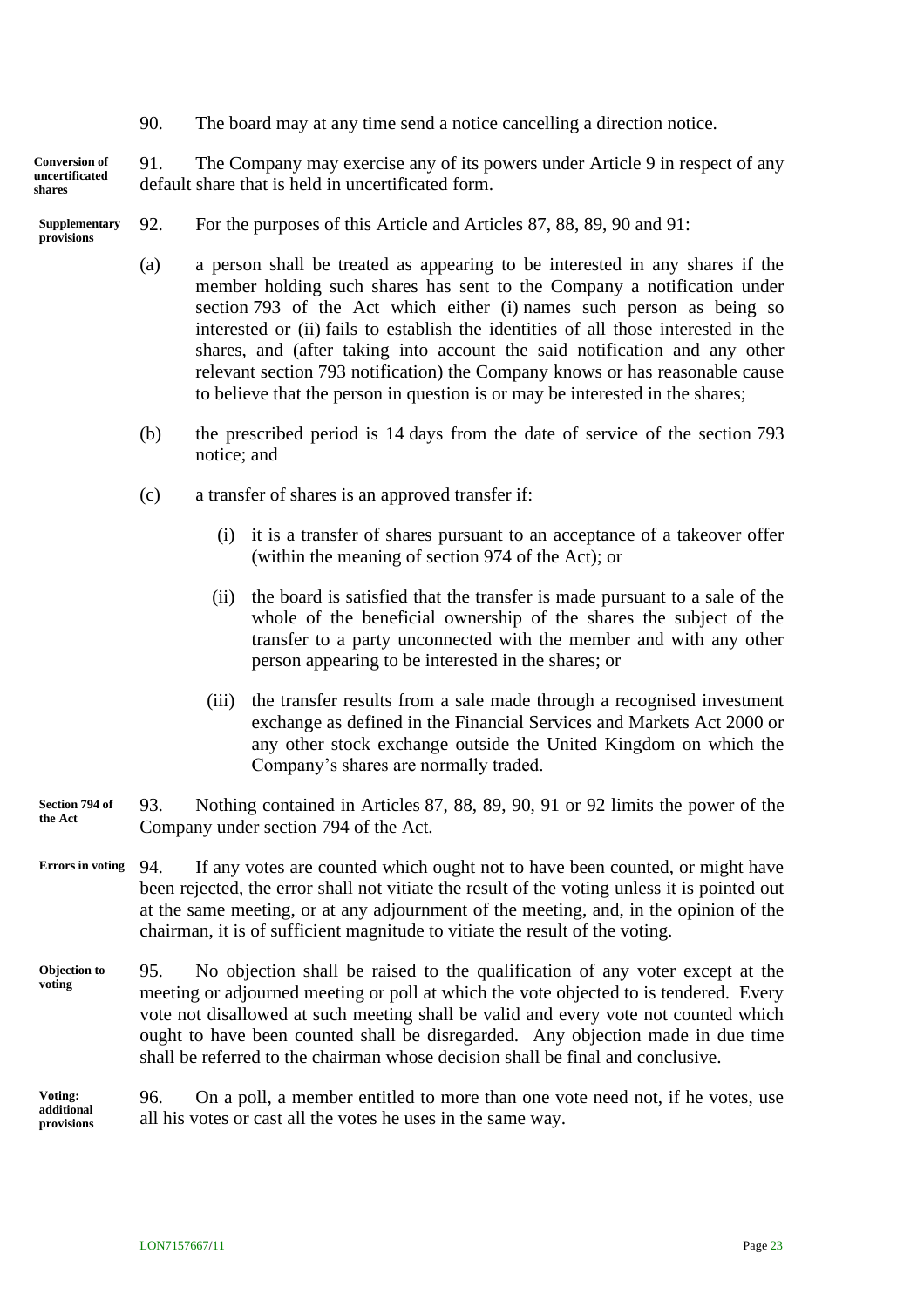90. The board may at any time send a notice cancelling a direction notice.

**Conversion of uncertificated shares**

91. The Company may exercise any of its powers under Article 9 in respect of any default share that is held in uncertificated form.

**Supplementary provisions**

92. For the purposes of this Article and Articles 87, 88, 89, 90 and 91:

(a) a person shall be treated as appearing to be interested in any shares if the member holding such shares has sent to the Company a notification under section 793 of the Act which either (i) names such person as being so interested or (ii) fails to establish the identities of all those interested in the shares, and (after taking into account the said notification and any other relevant section 793 notification) the Company knows or has reasonable cause to believe that the person in question is or may be interested in the shares;

(b) the prescribed period is 14 days from the date of service of the section 793 notice; and

(c) a transfer of shares is an approved transfer if:

(i) it is a transfer of shares pursuant to an acceptance of a takeover offer (within the meaning of section 974 of the Act); or

(ii) the board is satisfied that the transfer is made pursuant to a sale of the whole of the beneficial ownership of the shares the subject of the transfer to a party unconnected with the member and with any other person appearing to be interested in the shares; or

(iii) the transfer results from a sale made through a recognised investment exchange as defined in the Financial Services and Markets Act 2000 or any other stock exchange outside the United Kingdom on which the Company's shares are normally traded.

**Section 794 of the Act**

93. Nothing contained in Articles 87, 88, 89, 90, 91 or 92 limits the power of the Company under section 794 of the Act.

**Errors in voting**

94. If any votes are counted which ought not to have been counted, or might have been rejected, the error shall not vitiate the result of the voting unless it is pointed out at the same meeting, or at any adjournment of the meeting, and, in the opinion of the chairman, it is of sufficient magnitude to vitiate the result of the voting.

**Objection to voting**

95. No objection shall be raised to the qualification of any voter except at the meeting or adjourned meeting or poll at which the vote objected to is tendered. Every vote not disallowed at such meeting shall be valid and every vote not counted which ought to have been counted shall be disregarded. Any objection made in due time shall be referred to the chairman whose decision shall be final and conclusive.

**Voting: additional provisions**

96. On a poll, a member entitled to more than one vote need not, if he votes, use all his votes or cast all the votes he uses in the same way.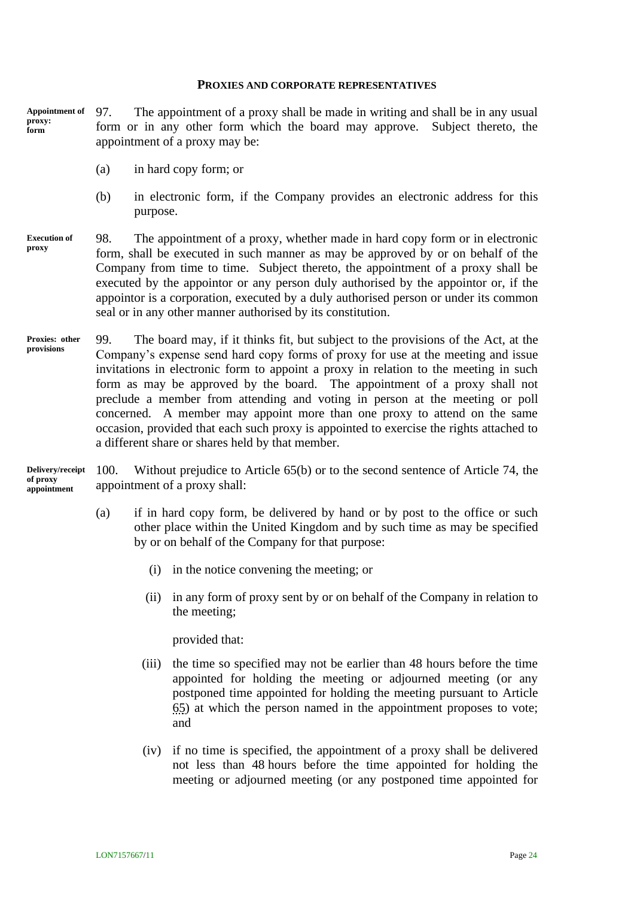## PROXIES AND CORPORATE REPRESENTATIVES

**Appointment of proxy: form**

97. The appointment of a proxy shall be made in writing and shall be in any usual form or in any other form which the board may approve. Subject thereto, the appointment of a proxy may be:

(a) in hard copy form; or

(b) in electronic form, if the Company provides an electronic address for this purpose.

**Execution of proxy**

98. The appointment of a proxy, whether made in hard copy form or in electronic form, shall be executed in such manner as may be approved by or on behalf of the Company from time to time. Subject thereto, the appointment of a proxy shall be executed by the appointor or any person duly authorised by the appointor or, if the appointor is a corporation, executed by a duly authorised person or under its common seal or in any other manner authorised by its constitution.

**Proxies: other provisions**

99. The board may, if it thinks fit, but subject to the provisions of the Act, at the Company's expense send hard copy forms of proxy for use at the meeting and issue invitations in electronic form to appoint a proxy in relation to the meeting in such form as may be approved by the board. The appointment of a proxy shall not preclude a member from attending and voting in person at the meeting or poll concerned. A member may appoint more than one proxy to attend on the same occasion, provided that each such proxy is appointed to exercise the rights attached to a different share or shares held by that member.

**Delivery/receipt of proxy appointment**

100. Without prejudice to Article 65(b) or to the second sentence of Article 74, the appointment of a proxy shall:

(a) if in hard copy form, be delivered by hand or by post to the office or such other place within the United Kingdom and by such time as may be specified by or on behalf of the Company for that purpose:

(i) in the notice convening the meeting; or

(ii) in any form of proxy sent by or on behalf of the Company in relation to the meeting;

provided that:

(iii) the time so specified may not be earlier than 48 hours before the time appointed for holding the meeting or adjourned meeting (or any postponed time appointed for holding the meeting pursuant to Article 65) at which the person named in the appointment proposes to vote; and

(iv) if no time is specified, the appointment of a proxy shall be delivered not less than 48 hours before the time appointed for holding the meeting or adjourned meeting (or any postponed time appointed for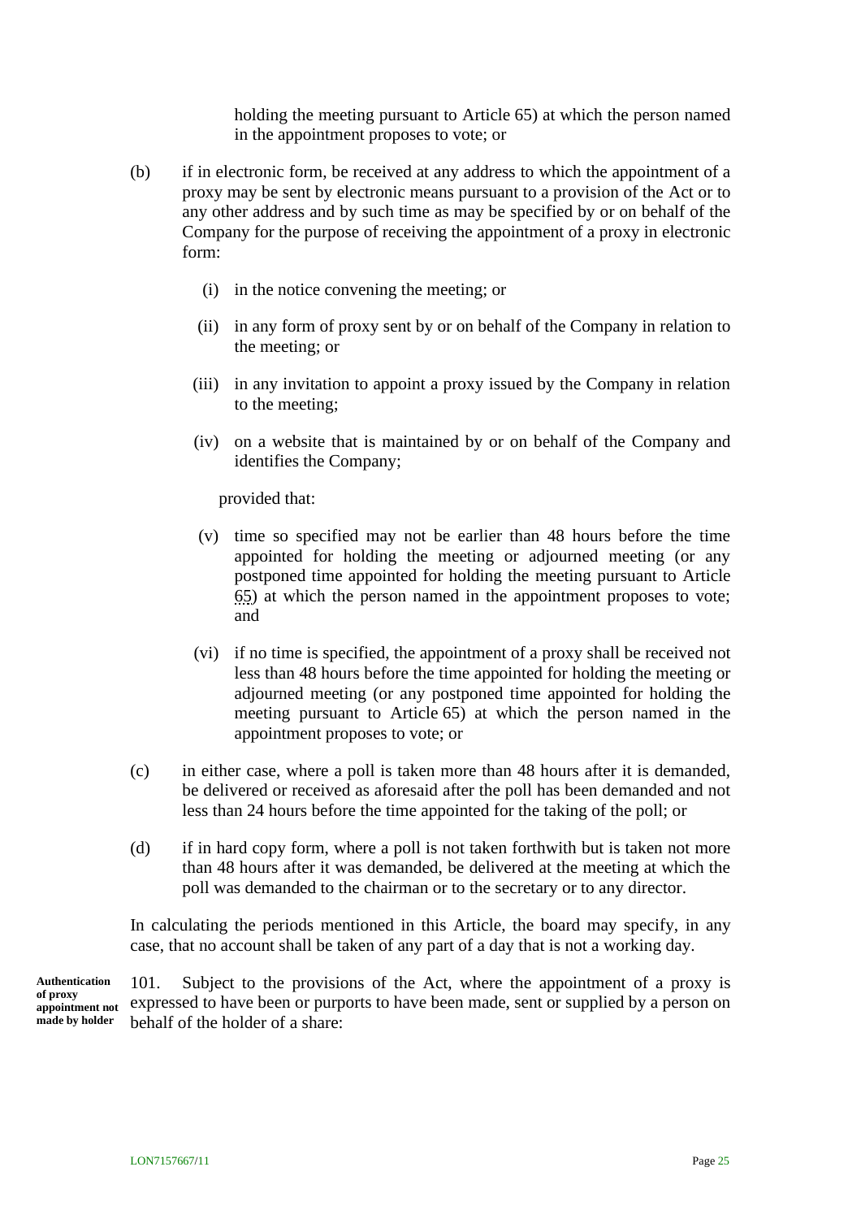holding the meeting pursuant to Article 65) at which the person named in the appointment proposes to vote; or

(b) if in electronic form, be received at any address to which the appointment of a proxy may be sent by electronic means pursuant to a provision of the Act or to any other address and by such time as may be specified by or on behalf of the Company for the purpose of receiving the appointment of a proxy in electronic form:

(i) in the notice convening the meeting; or

(ii) in any form of proxy sent by or on behalf of the Company in relation to the meeting; or

(iii) in any invitation to appoint a proxy issued by the Company in relation to the meeting;

(iv) on a website that is maintained by or on behalf of the Company and identifies the Company;

provided that:

(v) time so specified may not be earlier than 48 hours before the time appointed for holding the meeting or adjourned meeting (or any postponed time appointed for holding the meeting pursuant to Article 65) at which the person named in the appointment proposes to vote; and

(vi) if no time is specified, the appointment of a proxy shall be received not less than 48 hours before the time appointed for holding the meeting or adjourned meeting (or any postponed time appointed for holding the meeting pursuant to Article 65) at which the person named in the appointment proposes to vote; or

(c) in either case, where a poll is taken more than 48 hours after it is demanded, be delivered or received as aforesaid after the poll has been demanded and not less than 24 hours before the time appointed for the taking of the poll; or

(d) if in hard copy form, where a poll is not taken forthwith but is taken not more than 48 hours after it was demanded, be delivered at the meeting at which the poll was demanded to the chairman or to the secretary or to any director.

In calculating the periods mentioned in this Article, the board may specify, in any case, that no account shall be taken of any part of a day that is not a working day.

**Authentication of proxy appointment not made by holder**

101. Subject to the provisions of the Act, where the appointment of a proxy is expressed to have been or purports to have been made, sent or supplied by a person on behalf of the holder of a share: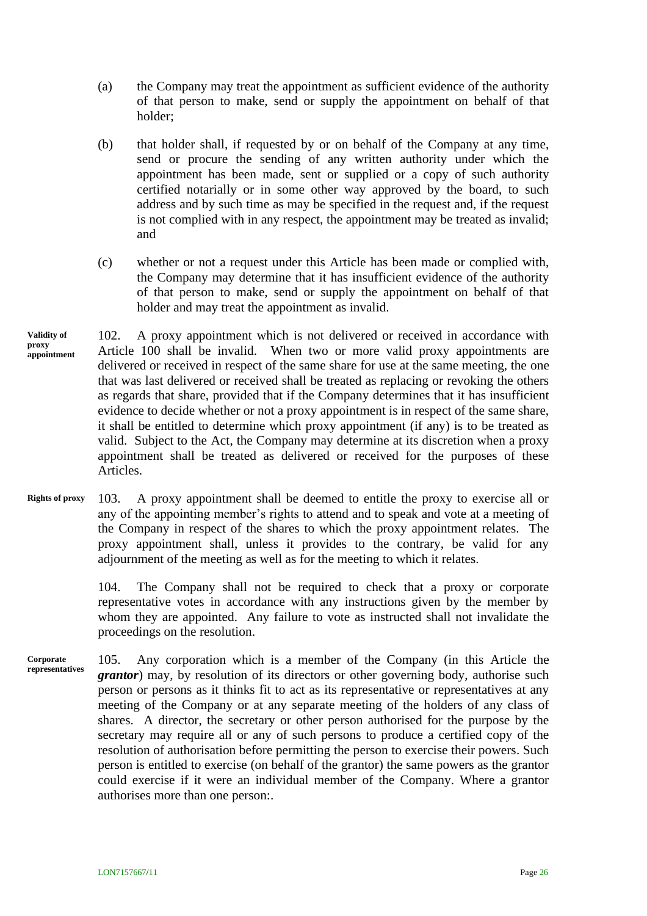(a) the Company may treat the appointment as sufficient evidence of the authority of that person to make, send or supply the appointment on behalf of that holder;

(b) that holder shall, if requested by or on behalf of the Company at any time, send or procure the sending of any written authority under which the appointment has been made, sent or supplied or a copy of such authority certified notarially or in some other way approved by the board, to such address and by such time as may be specified in the request and, if the request is not complied with in any respect, the appointment may be treated as invalid; and

(c) whether or not a request under this Article has been made or complied with, the Company may determine that it has insufficient evidence of the authority of that person to make, send or supply the appointment on behalf of that holder and may treat the appointment as invalid.

**Validity of proxy appointment**

102. A proxy appointment which is not delivered or received in accordance with Article 100 shall be invalid. When two or more valid proxy appointments are delivered or received in respect of the same share for use at the same meeting, the one that was last delivered or received shall be treated as replacing or revoking the others as regards that share, provided that if the Company determines that it has insufficient evidence to decide whether or not a proxy appointment is in respect of the same share, it shall be entitled to determine which proxy appointment (if any) is to be treated as valid. Subject to the Act, the Company may determine at its discretion when a proxy appointment shall be treated as delivered or received for the purposes of these Articles.

**Rights of proxy**

103. A proxy appointment shall be deemed to entitle the proxy to exercise all or any of the appointing member's rights to attend and to speak and vote at a meeting of the Company in respect of the shares to which the proxy appointment relates. The proxy appointment shall, unless it provides to the contrary, be valid for any adjournment of the meeting as well as for the meeting to which it relates.

104. The Company shall not be required to check that a proxy or corporate representative votes in accordance with any instructions given by the member by whom they are appointed. Any failure to vote as instructed shall not invalidate the proceedings on the resolution.

**Corporate representatives**

105. Any corporation which is a member of the Company (in this Article the ***grantor***) may, by resolution of its directors or other governing body, authorise such person or persons as it thinks fit to act as its representative or representatives at any meeting of the Company or at any separate meeting of the holders of any class of shares. A director, the secretary or other person authorised for the purpose by the secretary may require all or any of such persons to produce a certified copy of the resolution of authorisation before permitting the person to exercise their powers. Such person is entitled to exercise (on behalf of the grantor) the same powers as the grantor could exercise if it were an individual member of the Company. Where a grantor authorises more than one person:.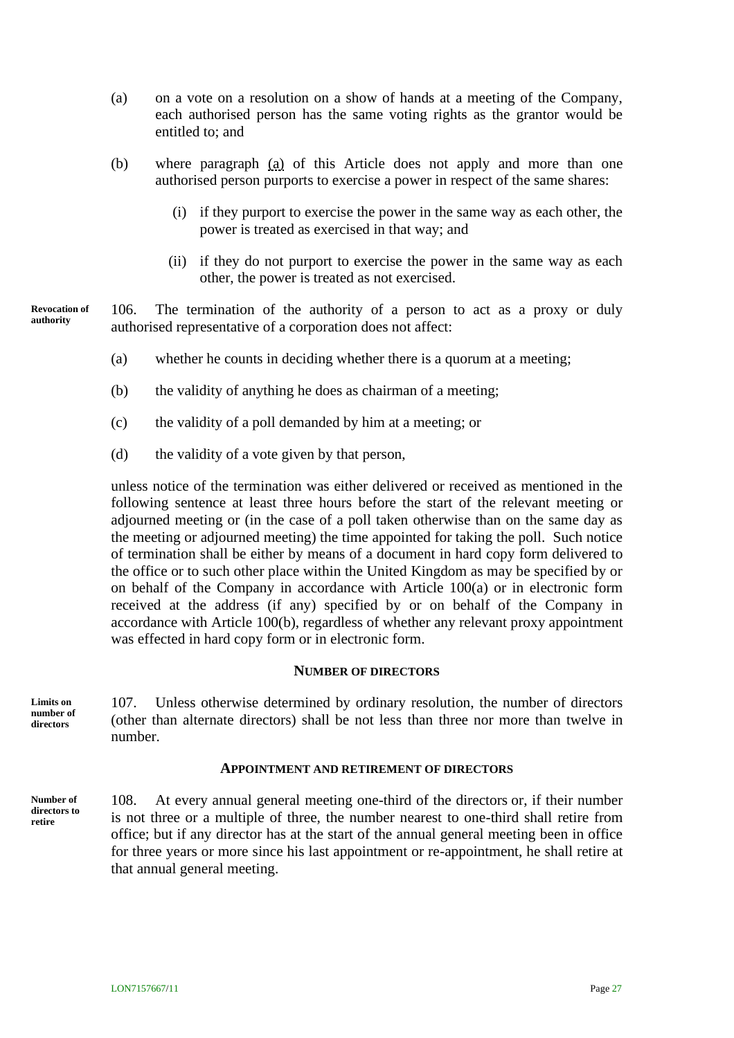(a) on a vote on a resolution on a show of hands at a meeting of the Company, each authorised person has the same voting rights as the grantor would be entitled to; and

(b) where paragraph (a) of this Article does not apply and more than one authorised person purports to exercise a power in respect of the same shares:

(i) if they purport to exercise the power in the same way as each other, the power is treated as exercised in that way; and

(ii) if they do not purport to exercise the power in the same way as each other, the power is treated as not exercised.

**Revocation of authority**

106. The termination of the authority of a person to act as a proxy or duly authorised representative of a corporation does not affect:

(a) whether he counts in deciding whether there is a quorum at a meeting;

(b) the validity of anything he does as chairman of a meeting;

(c) the validity of a poll demanded by him at a meeting; or

(d) the validity of a vote given by that person,

unless notice of the termination was either delivered or received as mentioned in the following sentence at least three hours before the start of the relevant meeting or adjourned meeting or (in the case of a poll taken otherwise than on the same day as the meeting or adjourned meeting) the time appointed for taking the poll. Such notice of termination shall be either by means of a document in hard copy form delivered to the office or to such other place within the United Kingdom as may be specified by or on behalf of the Company in accordance with Article 100(a) or in electronic form received at the address (if any) specified by or on behalf of the Company in accordance with Article 100(b), regardless of whether any relevant proxy appointment was effected in hard copy form or in electronic form.

## NUMBER OF DIRECTORS

**Limits on number of directors**

107. Unless otherwise determined by ordinary resolution, the number of directors (other than alternate directors) shall be not less than three nor more than twelve in number.

## APPOINTMENT AND RETIREMENT OF DIRECTORS

**Number of directors to retire**

108. At every annual general meeting one-third of the directors or, if their number is not three or a multiple of three, the number nearest to one-third shall retire from office; but if any director has at the start of the annual general meeting been in office for three years or more since his last appointment or re-appointment, he shall retire at that annual general meeting.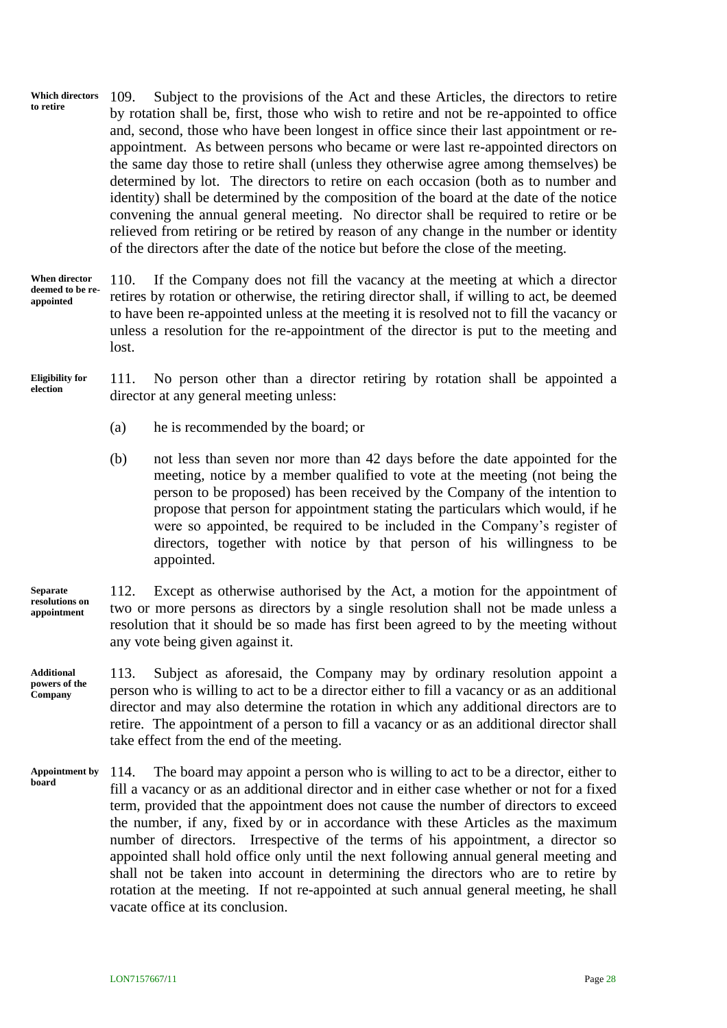**Which directors to retire**

109. Subject to the provisions of the Act and these Articles, the directors to retire by rotation shall be, first, those who wish to retire and not be re-appointed to office and, second, those who have been longest in office since their last appointment or re-appointment. As between persons who became or were last re-appointed directors on the same day those to retire shall (unless they otherwise agree among themselves) be determined by lot. The directors to retire on each occasion (both as to number and identity) shall be determined by the composition of the board at the date of the notice convening the annual general meeting. No director shall be required to retire or be relieved from retiring or be retired by reason of any change in the number or identity of the directors after the date of the notice but before the close of the meeting.

**When director deemed to be re-appointed**

110. If the Company does not fill the vacancy at the meeting at which a director retires by rotation or otherwise, the retiring director shall, if willing to act, be deemed to have been re-appointed unless at the meeting it is resolved not to fill the vacancy or unless a resolution for the re-appointment of the director is put to the meeting and lost.

**Eligibility for election**

111. No person other than a director retiring by rotation shall be appointed a director at any general meeting unless:

(a) he is recommended by the board; or

(b) not less than seven nor more than 42 days before the date appointed for the meeting, notice by a member qualified to vote at the meeting (not being the person to be proposed) has been received by the Company of the intention to propose that person for appointment stating the particulars which would, if he were so appointed, be required to be included in the Company's register of directors, together with notice by that person of his willingness to be appointed.

**Separate resolutions on appointment**

112. Except as otherwise authorised by the Act, a motion for the appointment of two or more persons as directors by a single resolution shall not be made unless a resolution that it should be so made has first been agreed to by the meeting without any vote being given against it.

**Additional powers of the Company**

113. Subject as aforesaid, the Company may by ordinary resolution appoint a person who is willing to act to be a director either to fill a vacancy or as an additional director and may also determine the rotation in which any additional directors are to retire. The appointment of a person to fill a vacancy or as an additional director shall take effect from the end of the meeting.

**Appointment by board**

114. The board may appoint a person who is willing to act to be a director, either to fill a vacancy or as an additional director and in either case whether or not for a fixed term, provided that the appointment does not cause the number of directors to exceed the number, if any, fixed by or in accordance with these Articles as the maximum number of directors. Irrespective of the terms of his appointment, a director so appointed shall hold office only until the next following annual general meeting and shall not be taken into account in determining the directors who are to retire by rotation at the meeting. If not re-appointed at such annual general meeting, he shall vacate office at its conclusion.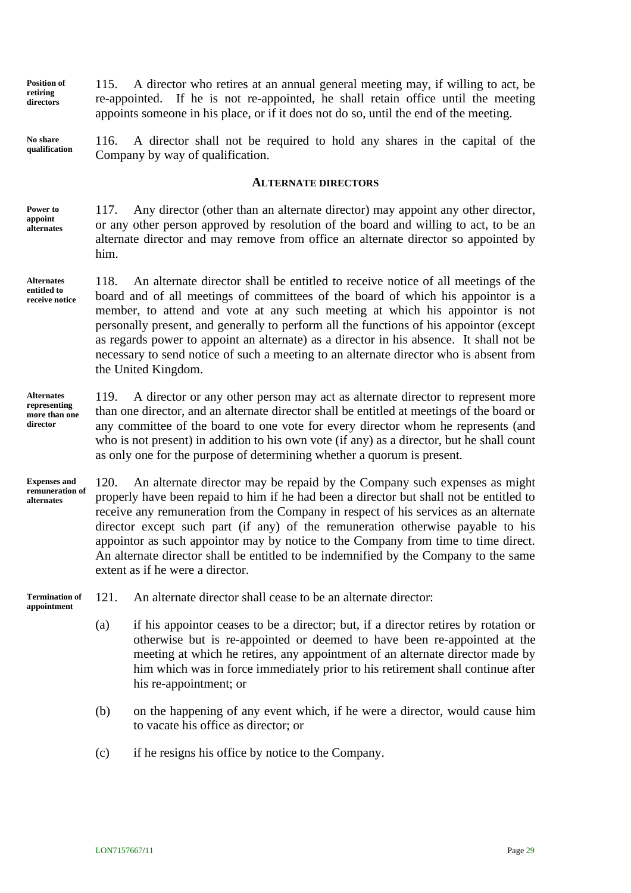**Position of retiring directors**

115. A director who retires at an annual general meeting may, if willing to act, be re-appointed. If he is not re-appointed, he shall retain office until the meeting appoints someone in his place, or if it does not do so, until the end of the meeting.

**No share qualification**

116. A director shall not be required to hold any shares in the capital of the Company by way of qualification.

## ALTERNATE DIRECTORS

**Power to appoint alternates**

117. Any director (other than an alternate director) may appoint any other director, or any other person approved by resolution of the board and willing to act, to be an alternate director and may remove from office an alternate director so appointed by him.

**Alternates entitled to receive notice**

118. An alternate director shall be entitled to receive notice of all meetings of the board and of all meetings of committees of the board of which his appointor is a member, to attend and vote at any such meeting at which his appointor is not personally present, and generally to perform all the functions of his appointor (except as regards power to appoint an alternate) as a director in his absence. It shall not be necessary to send notice of such a meeting to an alternate director who is absent from the United Kingdom.

**Alternates representing more than one director**

119. A director or any other person may act as alternate director to represent more than one director, and an alternate director shall be entitled at meetings of the board or any committee of the board to one vote for every director whom he represents (and who is not present) in addition to his own vote (if any) as a director, but he shall count as only one for the purpose of determining whether a quorum is present.

**Expenses and remuneration of alternates**

120. An alternate director may be repaid by the Company such expenses as might properly have been repaid to him if he had been a director but shall not be entitled to receive any remuneration from the Company in respect of his services as an alternate director except such part (if any) of the remuneration otherwise payable to his appointor as such appointor may by notice to the Company from time to time direct. An alternate director shall be entitled to be indemnified by the Company to the same extent as if he were a director.

**Termination of appointment**

121. An alternate director shall cease to be an alternate director:

(a) if his appointor ceases to be a director; but, if a director retires by rotation or otherwise but is re-appointed or deemed to have been re-appointed at the meeting at which he retires, any appointment of an alternate director made by him which was in force immediately prior to his retirement shall continue after his re-appointment; or

(b) on the happening of any event which, if he were a director, would cause him to vacate his office as director; or

(c) if he resigns his office by notice to the Company.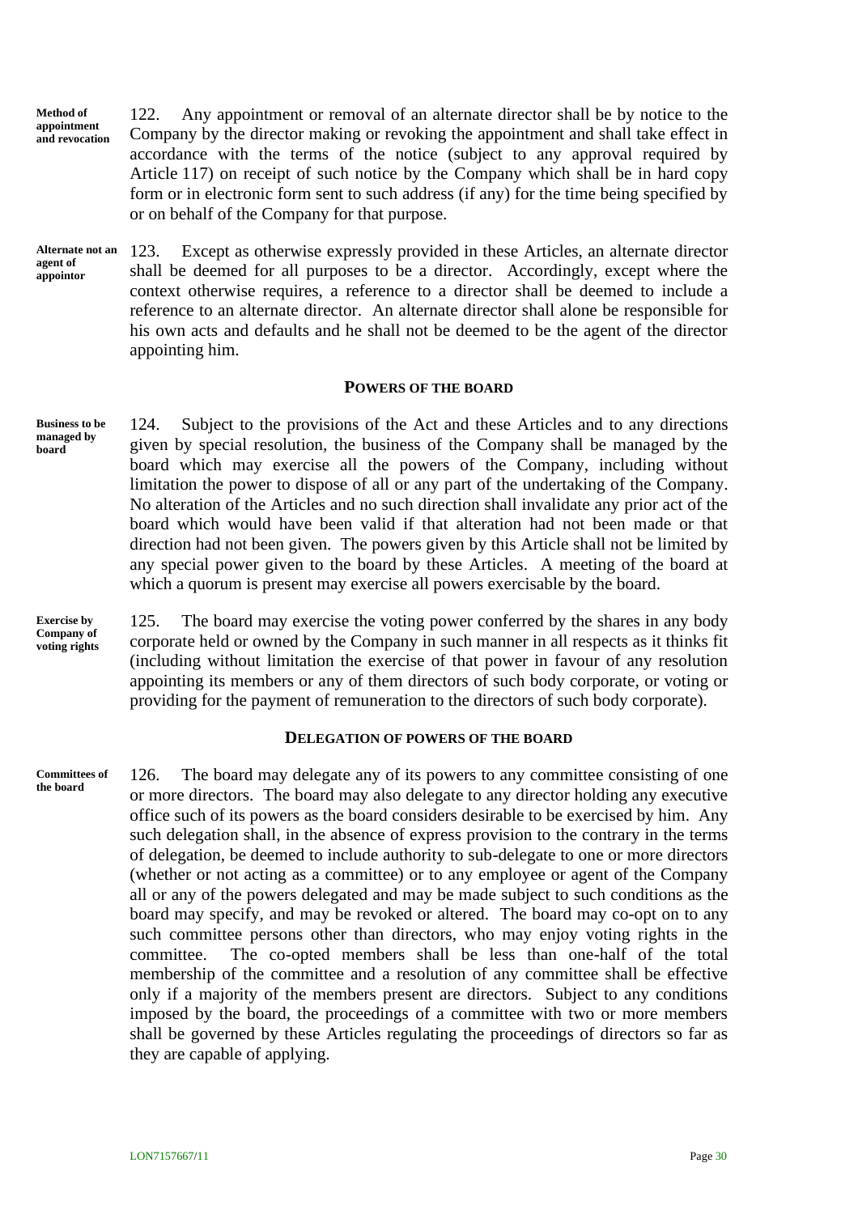**Method of appointment and revocation**

122. Any appointment or removal of an alternate director shall be by notice to the Company by the director making or revoking the appointment and shall take effect in accordance with the terms of the notice (subject to any approval required by Article 117) on receipt of such notice by the Company which shall be in hard copy form or in electronic form sent to such address (if any) for the time being specified by or on behalf of the Company for that purpose.

**Alternate not an agent of appointor**

123. Except as otherwise expressly provided in these Articles, an alternate director shall be deemed for all purposes to be a director. Accordingly, except where the context otherwise requires, a reference to a director shall be deemed to include a reference to an alternate director. An alternate director shall alone be responsible for his own acts and defaults and he shall not be deemed to be the agent of the director appointing him.

## POWERS OF THE BOARD

**Business to be managed by board**

124. Subject to the provisions of the Act and these Articles and to any directions given by special resolution, the business of the Company shall be managed by the board which may exercise all the powers of the Company, including without limitation the power to dispose of all or any part of the undertaking of the Company. No alteration of the Articles and no such direction shall invalidate any prior act of the board which would have been valid if that alteration had not been made or that direction had not been given. The powers given by this Article shall not be limited by any special power given to the board by these Articles. A meeting of the board at which a quorum is present may exercise all powers exercisable by the board.

**Exercise by Company of voting rights**

125. The board may exercise the voting power conferred by the shares in any body corporate held or owned by the Company in such manner in all respects as it thinks fit (including without limitation the exercise of that power in favour of any resolution appointing its members or any of them directors of such body corporate, or voting or providing for the payment of remuneration to the directors of such body corporate).

## DELEGATION OF POWERS OF THE BOARD

**Committees of the board**

126. The board may delegate any of its powers to any committee consisting of one or more directors. The board may also delegate to any director holding any executive office such of its powers as the board considers desirable to be exercised by him. Any such delegation shall, in the absence of express provision to the contrary in the terms of delegation, be deemed to include authority to sub-delegate to one or more directors (whether or not acting as a committee) or to any employee or agent of the Company all or any of the powers delegated and may be made subject to such conditions as the board may specify, and may be revoked or altered. The board may co-opt on to any such committee persons other than directors, who may enjoy voting rights in the committee. The co-opted members shall be less than one-half of the total membership of the committee and a resolution of any committee shall be effective only if a majority of the members present are directors. Subject to any conditions imposed by the board, the proceedings of a committee with two or more members shall be governed by these Articles regulating the proceedings of directors so far as they are capable of applying.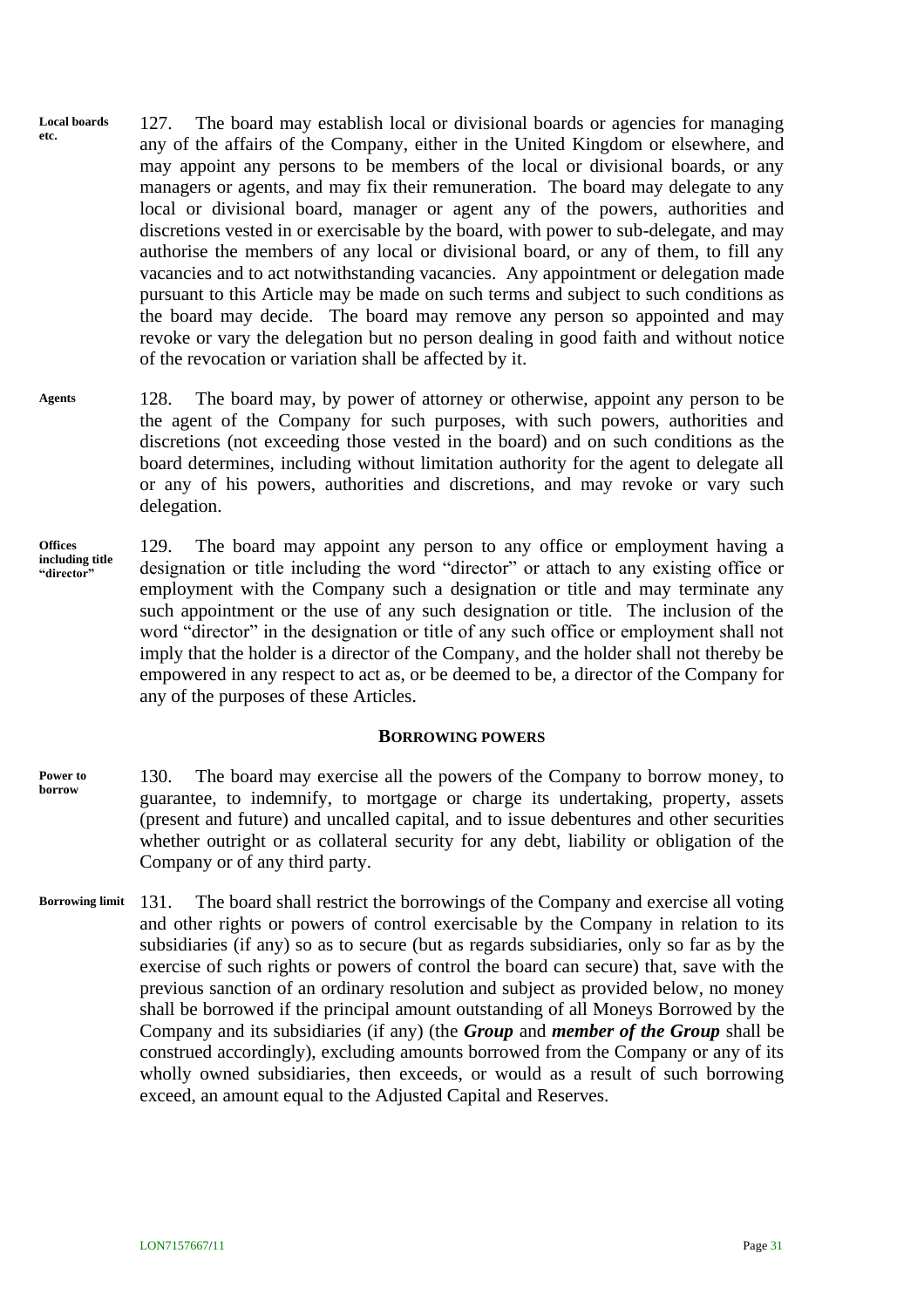**Local boards etc.**

127. The board may establish local or divisional boards or agencies for managing any of the affairs of the Company, either in the United Kingdom or elsewhere, and may appoint any persons to be members of the local or divisional boards, or any managers or agents, and may fix their remuneration. The board may delegate to any local or divisional board, manager or agent any of the powers, authorities and discretions vested in or exercisable by the board, with power to sub-delegate, and may authorise the members of any local or divisional board, or any of them, to fill any vacancies and to act notwithstanding vacancies. Any appointment or delegation made pursuant to this Article may be made on such terms and subject to such conditions as the board may decide. The board may remove any person so appointed and may revoke or vary the delegation but no person dealing in good faith and without notice of the revocation or variation shall be affected by it.

**Agents**

128. The board may, by power of attorney or otherwise, appoint any person to be the agent of the Company for such purposes, with such powers, authorities and discretions (not exceeding those vested in the board) and on such conditions as the board determines, including without limitation authority for the agent to delegate all or any of his powers, authorities and discretions, and may revoke or vary such delegation.

**Offices including title "director"**

129. The board may appoint any person to any office or employment having a designation or title including the word "director" or attach to any existing office or employment with the Company such a designation or title and may terminate any such appointment or the use of any such designation or title. The inclusion of the word "director" in the designation or title of any such office or employment shall not imply that the holder is a director of the Company, and the holder shall not thereby be empowered in any respect to act as, or be deemed to be, a director of the Company for any of the purposes of these Articles.

## BORROWING POWERS

**Power to borrow**

130. The board may exercise all the powers of the Company to borrow money, to guarantee, to indemnify, to mortgage or charge its undertaking, property, assets (present and future) and uncalled capital, and to issue debentures and other securities whether outright or as collateral security for any debt, liability or obligation of the Company or of any third party.

**Borrowing limit**

131. The board shall restrict the borrowings of the Company and exercise all voting and other rights or powers of control exercisable by the Company in relation to its subsidiaries (if any) so as to secure (but as regards subsidiaries, only so far as by the exercise of such rights or powers of control the board can secure) that, save with the previous sanction of an ordinary resolution and subject as provided below, no money shall be borrowed if the principal amount outstanding of all Moneys Borrowed by the Company and its subsidiaries (if any) (the ***Group*** and ***member of the Group*** shall be construed accordingly), excluding amounts borrowed from the Company or any of its wholly owned subsidiaries, then exceeds, or would as a result of such borrowing exceed, an amount equal to the Adjusted Capital and Reserves.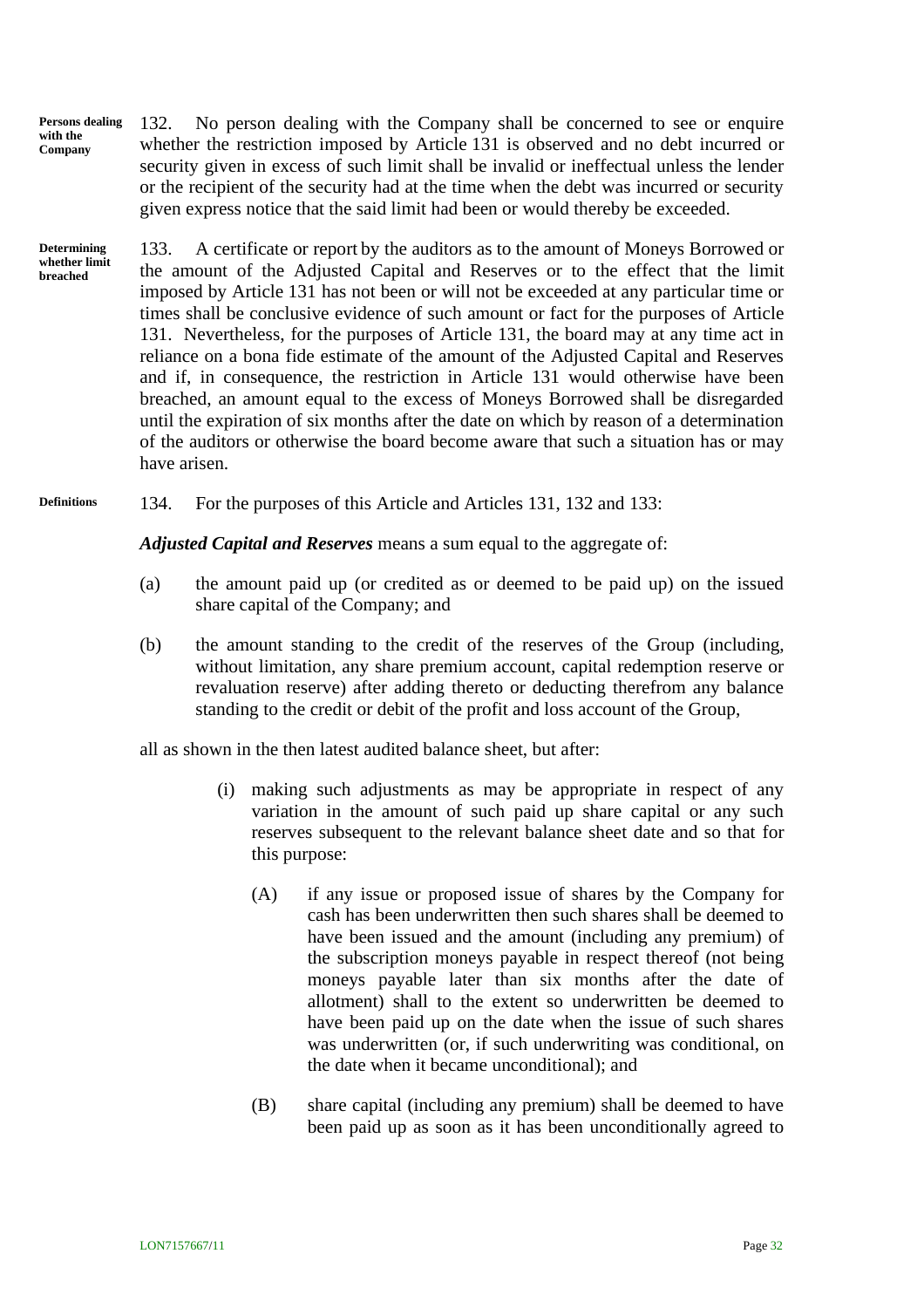**Persons dealing with the Company**

132. No person dealing with the Company shall be concerned to see or enquire whether the restriction imposed by Article 131 is observed and no debt incurred or security given in excess of such limit shall be invalid or ineffectual unless the lender or the recipient of the security had at the time when the debt was incurred or security given express notice that the said limit had been or would thereby be exceeded.

**Determining whether limit breached**

133. A certificate or report by the auditors as to the amount of Moneys Borrowed or the amount of the Adjusted Capital and Reserves or to the effect that the limit imposed by Article 131 has not been or will not be exceeded at any particular time or times shall be conclusive evidence of such amount or fact for the purposes of Article 131. Nevertheless, for the purposes of Article 131, the board may at any time act in reliance on a bona fide estimate of the amount of the Adjusted Capital and Reserves and if, in consequence, the restriction in Article 131 would otherwise have been breached, an amount equal to the excess of Moneys Borrowed shall be disregarded until the expiration of six months after the date on which by reason of a determination of the auditors or otherwise the board become aware that such a situation has or may have arisen.

**Definitions**

134. For the purposes of this Article and Articles 131, 132 and 133:

***Adjusted Capital and Reserves*** means a sum equal to the aggregate of:

(a) the amount paid up (or credited as or deemed to be paid up) on the issued share capital of the Company; and

(b) the amount standing to the credit of the reserves of the Group (including, without limitation, any share premium account, capital redemption reserve or revaluation reserve) after adding thereto or deducting therefrom any balance standing to the credit or debit of the profit and loss account of the Group,

all as shown in the then latest audited balance sheet, but after:

(i) making such adjustments as may be appropriate in respect of any variation in the amount of such paid up share capital or any such reserves subsequent to the relevant balance sheet date and so that for this purpose:

(A) if any issue or proposed issue of shares by the Company for cash has been underwritten then such shares shall be deemed to have been issued and the amount (including any premium) of the subscription moneys payable in respect thereof (not being moneys payable later than six months after the date of allotment) shall to the extent so underwritten be deemed to have been paid up on the date when the issue of such shares was underwritten (or, if such underwriting was conditional, on the date when it became unconditional); and

(B) share capital (including any premium) shall be deemed to have been paid up as soon as it has been unconditionally agreed to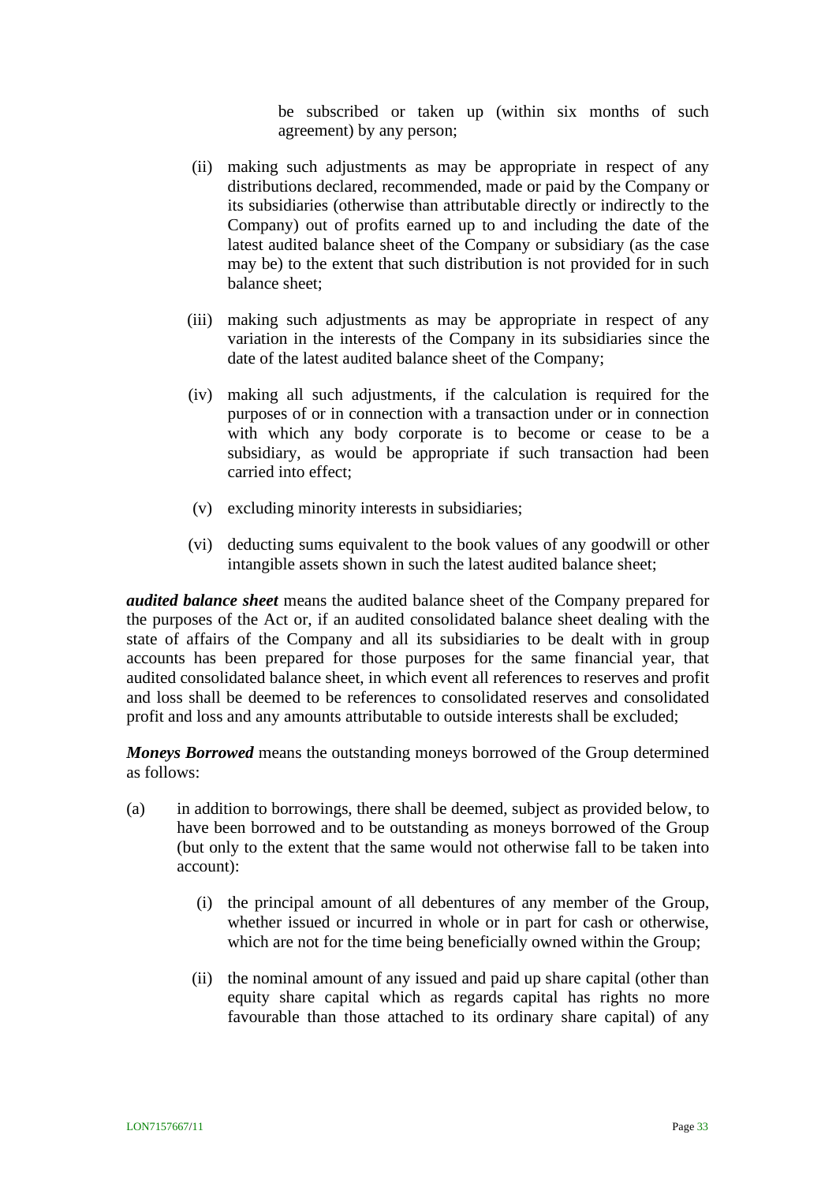be subscribed or taken up (within six months of such agreement) by any person;

(ii) making such adjustments as may be appropriate in respect of any distributions declared, recommended, made or paid by the Company or its subsidiaries (otherwise than attributable directly or indirectly to the Company) out of profits earned up to and including the date of the latest audited balance sheet of the Company or subsidiary (as the case may be) to the extent that such distribution is not provided for in such balance sheet;

(iii) making such adjustments as may be appropriate in respect of any variation in the interests of the Company in its subsidiaries since the date of the latest audited balance sheet of the Company;

(iv) making all such adjustments, if the calculation is required for the purposes of or in connection with a transaction under or in connection with which any body corporate is to become or cease to be a subsidiary, as would be appropriate if such transaction had been carried into effect;

(v) excluding minority interests in subsidiaries;

(vi) deducting sums equivalent to the book values of any goodwill or other intangible assets shown in such the latest audited balance sheet;

***audited balance sheet*** means the audited balance sheet of the Company prepared for the purposes of the Act or, if an audited consolidated balance sheet dealing with the state of affairs of the Company and all its subsidiaries to be dealt with in group accounts has been prepared for those purposes for the same financial year, that audited consolidated balance sheet, in which event all references to reserves and profit and loss shall be deemed to be references to consolidated reserves and consolidated profit and loss and any amounts attributable to outside interests shall be excluded;

***Moneys Borrowed*** means the outstanding moneys borrowed of the Group determined as follows:

(a) in addition to borrowings, there shall be deemed, subject as provided below, to have been borrowed and to be outstanding as moneys borrowed of the Group (but only to the extent that the same would not otherwise fall to be taken into account):

(i) the principal amount of all debentures of any member of the Group, whether issued or incurred in whole or in part for cash or otherwise, which are not for the time being beneficially owned within the Group;

(ii) the nominal amount of any issued and paid up share capital (other than equity share capital which as regards capital has rights no more favourable than those attached to its ordinary share capital) of any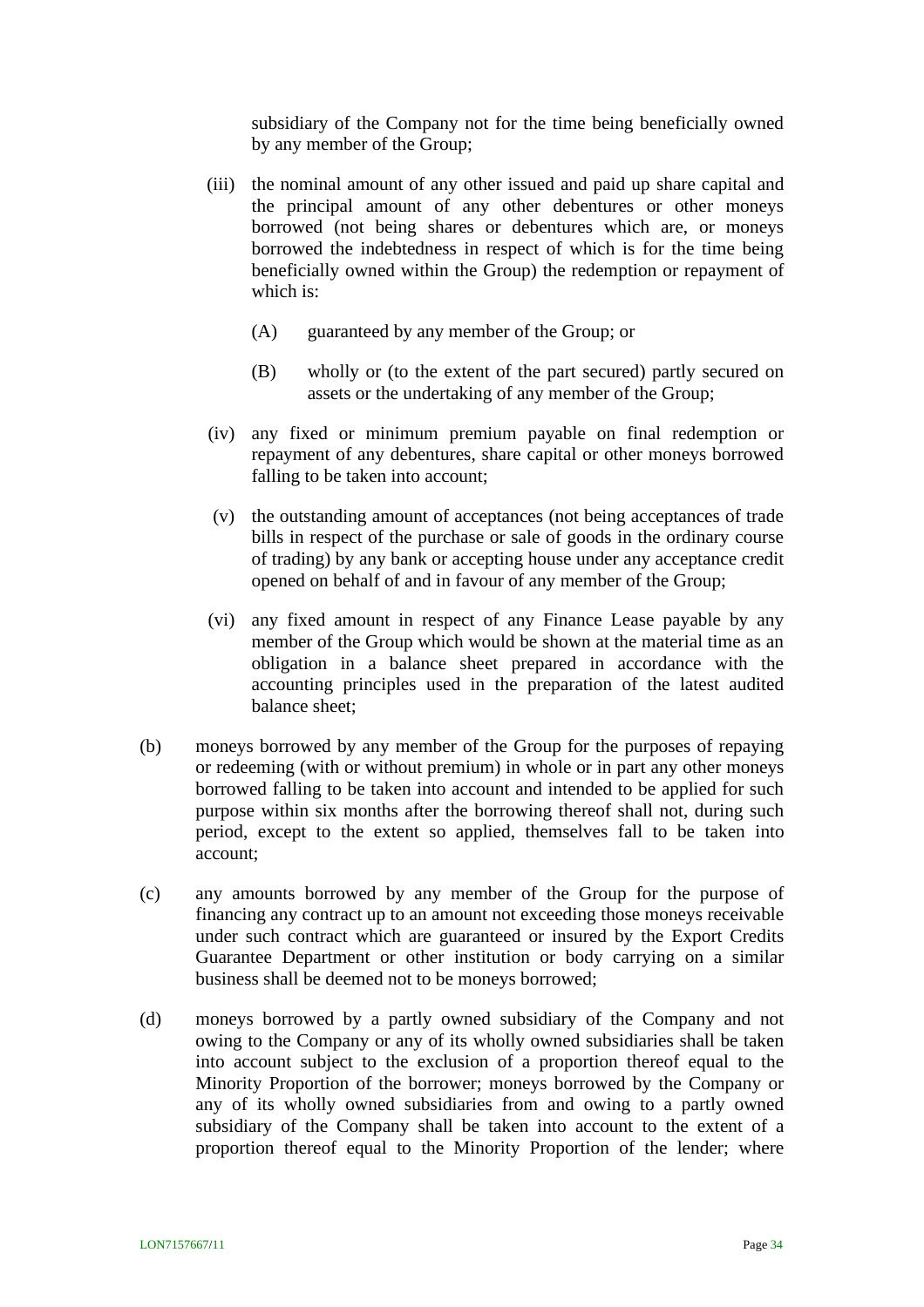subsidiary of the Company not for the time being beneficially owned by any member of the Group;

(iii) the nominal amount of any other issued and paid up share capital and the principal amount of any other debentures or other moneys borrowed (not being shares or debentures which are, or moneys borrowed the indebtedness in respect of which is for the time being beneficially owned within the Group) the redemption or repayment of which is:

(A) guaranteed by any member of the Group; or

(B) wholly or (to the extent of the part secured) partly secured on assets or the undertaking of any member of the Group;

(iv) any fixed or minimum premium payable on final redemption or repayment of any debentures, share capital or other moneys borrowed falling to be taken into account;

(v) the outstanding amount of acceptances (not being acceptances of trade bills in respect of the purchase or sale of goods in the ordinary course of trading) by any bank or accepting house under any acceptance credit opened on behalf of and in favour of any member of the Group;

(vi) any fixed amount in respect of any Finance Lease payable by any member of the Group which would be shown at the material time as an obligation in a balance sheet prepared in accordance with the accounting principles used in the preparation of the latest audited balance sheet;

(b) moneys borrowed by any member of the Group for the purposes of repaying or redeeming (with or without premium) in whole or in part any other moneys borrowed falling to be taken into account and intended to be applied for such purpose within six months after the borrowing thereof shall not, during such period, except to the extent so applied, themselves fall to be taken into account;

(c) any amounts borrowed by any member of the Group for the purpose of financing any contract up to an amount not exceeding those moneys receivable under such contract which are guaranteed or insured by the Export Credits Guarantee Department or other institution or body carrying on a similar business shall be deemed not to be moneys borrowed;

(d) moneys borrowed by a partly owned subsidiary of the Company and not owing to the Company or any of its wholly owned subsidiaries shall be taken into account subject to the exclusion of a proportion thereof equal to the Minority Proportion of the borrower; moneys borrowed by the Company or any of its wholly owned subsidiaries from and owing to a partly owned subsidiary of the Company shall be taken into account to the extent of a proportion thereof equal to the Minority Proportion of the lender; where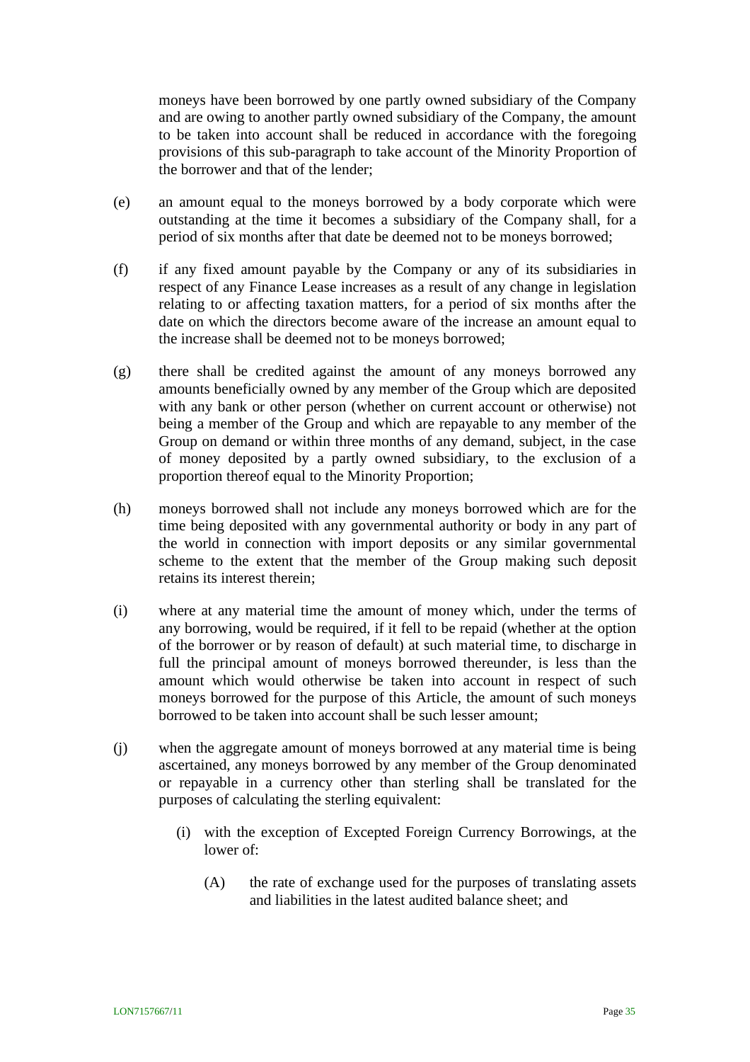moneys have been borrowed by one partly owned subsidiary of the Company and are owing to another partly owned subsidiary of the Company, the amount to be taken into account shall be reduced in accordance with the foregoing provisions of this sub-paragraph to take account of the Minority Proportion of the borrower and that of the lender;

(e) an amount equal to the moneys borrowed by a body corporate which were outstanding at the time it becomes a subsidiary of the Company shall, for a period of six months after that date be deemed not to be moneys borrowed;

(f) if any fixed amount payable by the Company or any of its subsidiaries in respect of any Finance Lease increases as a result of any change in legislation relating to or affecting taxation matters, for a period of six months after the date on which the directors become aware of the increase an amount equal to the increase shall be deemed not to be moneys borrowed;

(g) there shall be credited against the amount of any moneys borrowed any amounts beneficially owned by any member of the Group which are deposited with any bank or other person (whether on current account or otherwise) not being a member of the Group and which are repayable to any member of the Group on demand or within three months of any demand, subject, in the case of money deposited by a partly owned subsidiary, to the exclusion of a proportion thereof equal to the Minority Proportion;

(h) moneys borrowed shall not include any moneys borrowed which are for the time being deposited with any governmental authority or body in any part of the world in connection with import deposits or any similar governmental scheme to the extent that the member of the Group making such deposit retains its interest therein;

(i) where at any material time the amount of money which, under the terms of any borrowing, would be required, if it fell to be repaid (whether at the option of the borrower or by reason of default) at such material time, to discharge in full the principal amount of moneys borrowed thereunder, is less than the amount which would otherwise be taken into account in respect of such moneys borrowed for the purpose of this Article, the amount of such moneys borrowed to be taken into account shall be such lesser amount;

(j) when the aggregate amount of moneys borrowed at any material time is being ascertained, any moneys borrowed by any member of the Group denominated or repayable in a currency other than sterling shall be translated for the purposes of calculating the sterling equivalent:

   (i) with the exception of Excepted Foreign Currency Borrowings, at the lower of:

      (A) the rate of exchange used for the purposes of translating assets and liabilities in the latest audited balance sheet; and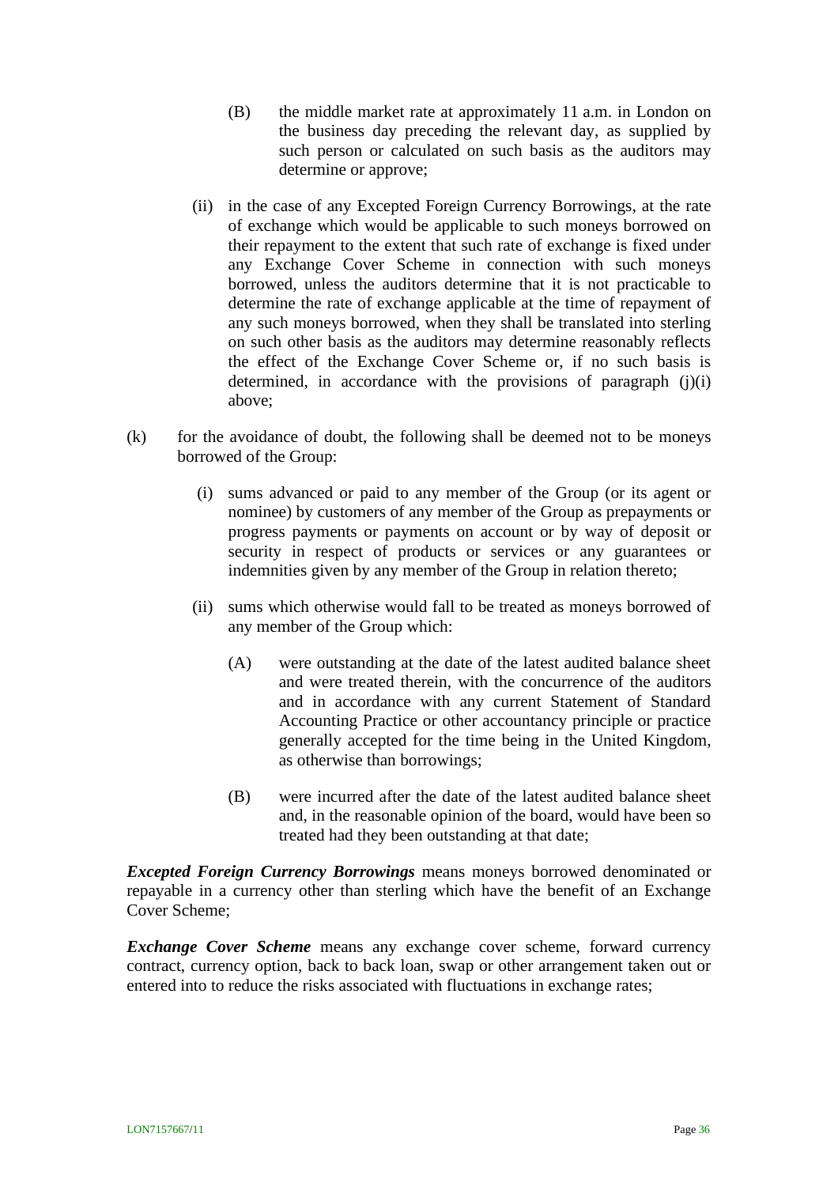(B) the middle market rate at approximately 11 a.m. in London on the business day preceding the relevant day, as supplied by such person or calculated on such basis as the auditors may determine or approve;

(ii) in the case of any Excepted Foreign Currency Borrowings, at the rate of exchange which would be applicable to such moneys borrowed on their repayment to the extent that such rate of exchange is fixed under any Exchange Cover Scheme in connection with such moneys borrowed, unless the auditors determine that it is not practicable to determine the rate of exchange applicable at the time of repayment of any such moneys borrowed, when they shall be translated into sterling on such other basis as the auditors may determine reasonably reflects the effect of the Exchange Cover Scheme or, if no such basis is determined, in accordance with the provisions of paragraph (j)(i) above;

(k) for the avoidance of doubt, the following shall be deemed not to be moneys borrowed of the Group:

(i) sums advanced or paid to any member of the Group (or its agent or nominee) by customers of any member of the Group as prepayments or progress payments or payments on account or by way of deposit or security in respect of products or services or any guarantees or indemnities given by any member of the Group in relation thereto;

(ii) sums which otherwise would fall to be treated as moneys borrowed of any member of the Group which:

(A) were outstanding at the date of the latest audited balance sheet and were treated therein, with the concurrence of the auditors and in accordance with any current Statement of Standard Accounting Practice or other accountancy principle or practice generally accepted for the time being in the United Kingdom, as otherwise than borrowings;

(B) were incurred after the date of the latest audited balance sheet and, in the reasonable opinion of the board, would have been so treated had they been outstanding at that date;

***Excepted Foreign Currency Borrowings*** means moneys borrowed denominated or repayable in a currency other than sterling which have the benefit of an Exchange Cover Scheme;

***Exchange Cover Scheme*** means any exchange cover scheme, forward currency contract, currency option, back to back loan, swap or other arrangement taken out or entered into to reduce the risks associated with fluctuations in exchange rates;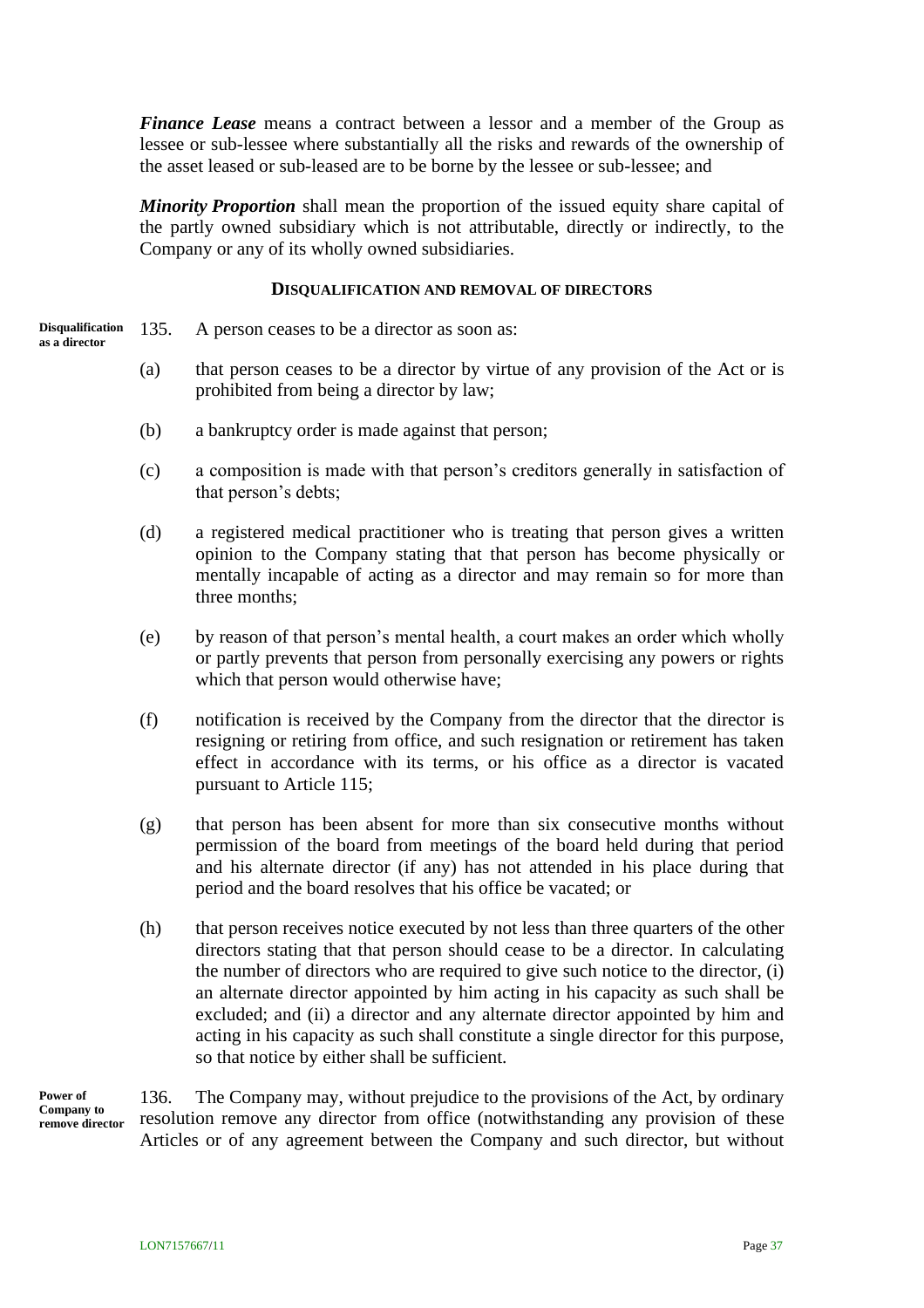***Finance Lease*** means a contract between a lessor and a member of the Group as lessee or sub-lessee where substantially all the risks and rewards of the ownership of the asset leased or sub-leased are to be borne by the lessee or sub-lessee; and

***Minority Proportion*** shall mean the proportion of the issued equity share capital of the partly owned subsidiary which is not attributable, directly or indirectly, to the Company or any of its wholly owned subsidiaries.

## DISQUALIFICATION AND REMOVAL OF DIRECTORS

**Disqualification as a director**

135. A person ceases to be a director as soon as:

(a) that person ceases to be a director by virtue of any provision of the Act or is prohibited from being a director by law;

(b) a bankruptcy order is made against that person;

(c) a composition is made with that person's creditors generally in satisfaction of that person's debts;

(d) a registered medical practitioner who is treating that person gives a written opinion to the Company stating that that person has become physically or mentally incapable of acting as a director and may remain so for more than three months;

(e) by reason of that person's mental health, a court makes an order which wholly or partly prevents that person from personally exercising any powers or rights which that person would otherwise have;

(f) notification is received by the Company from the director that the director is resigning or retiring from office, and such resignation or retirement has taken effect in accordance with its terms, or his office as a director is vacated pursuant to Article 115;

(g) that person has been absent for more than six consecutive months without permission of the board from meetings of the board held during that period and his alternate director (if any) has not attended in his place during that period and the board resolves that his office be vacated; or

(h) that person receives notice executed by not less than three quarters of the other directors stating that that person should cease to be a director. In calculating the number of directors who are required to give such notice to the director, (i) an alternate director appointed by him acting in his capacity as such shall be excluded; and (ii) a director and any alternate director appointed by him and acting in his capacity as such shall constitute a single director for this purpose, so that notice by either shall be sufficient.

**Power of Company to remove director**

136. The Company may, without prejudice to the provisions of the Act, by ordinary resolution remove any director from office (notwithstanding any provision of these Articles or of any agreement between the Company and such director, but without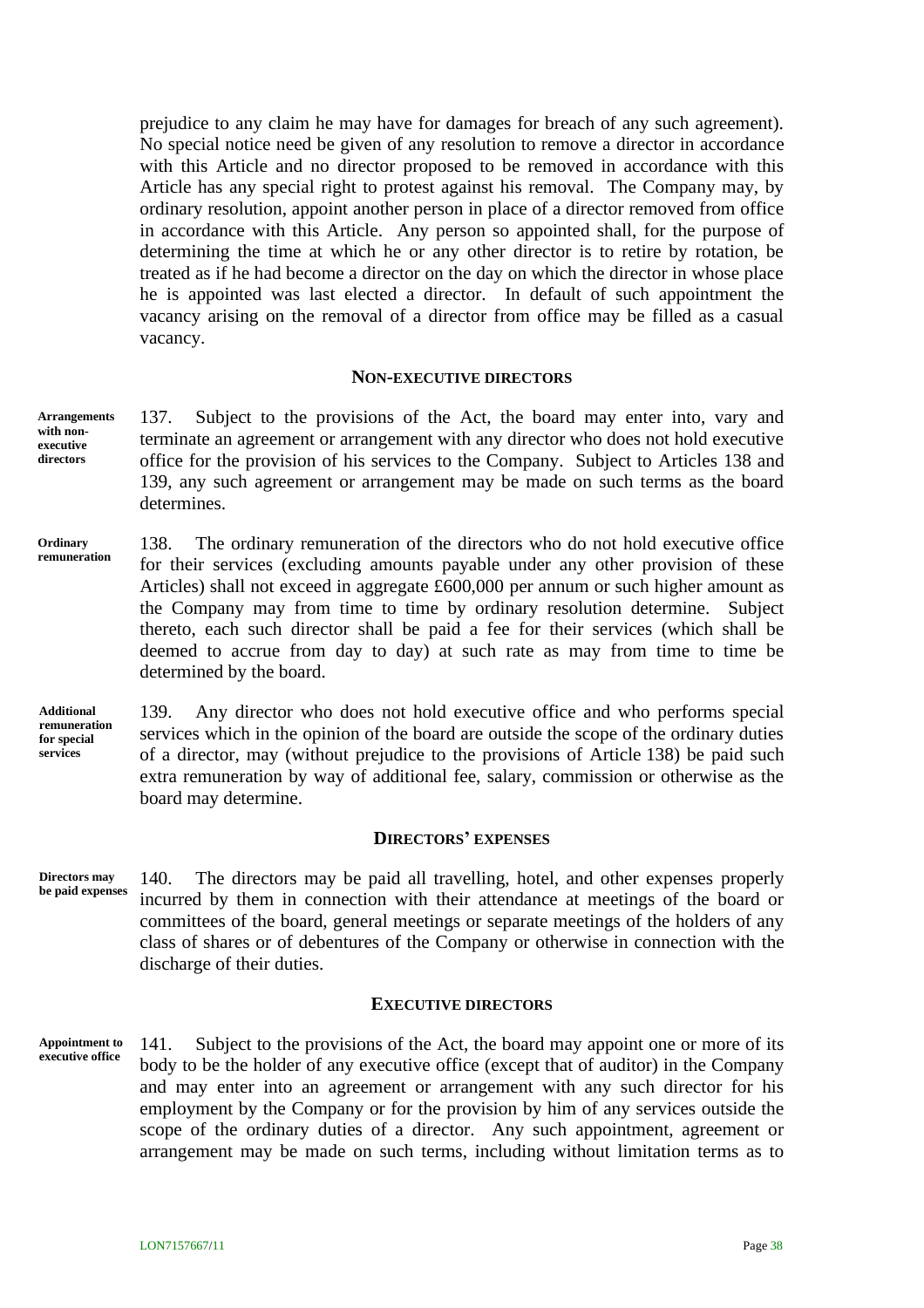prejudice to any claim he may have for damages for breach of any such agreement). No special notice need be given of any resolution to remove a director in accordance with this Article and no director proposed to be removed in accordance with this Article has any special right to protest against his removal. The Company may, by ordinary resolution, appoint another person in place of a director removed from office in accordance with this Article. Any person so appointed shall, for the purpose of determining the time at which he or any other director is to retire by rotation, be treated as if he had become a director on the day on which the director in whose place he is appointed was last elected a director. In default of such appointment the vacancy arising on the removal of a director from office may be filled as a casual vacancy.

## NON-EXECUTIVE DIRECTORS

**Arrangements with non-executive directors**

137. Subject to the provisions of the Act, the board may enter into, vary and terminate an agreement or arrangement with any director who does not hold executive office for the provision of his services to the Company. Subject to Articles 138 and 139, any such agreement or arrangement may be made on such terms as the board determines.

**Ordinary remuneration**

138. The ordinary remuneration of the directors who do not hold executive office for their services (excluding amounts payable under any other provision of these Articles) shall not exceed in aggregate £600,000 per annum or such higher amount as the Company may from time to time by ordinary resolution determine. Subject thereto, each such director shall be paid a fee for their services (which shall be deemed to accrue from day to day) at such rate as may from time to time be determined by the board.

**Additional remuneration for special services**

139. Any director who does not hold executive office and who performs special services which in the opinion of the board are outside the scope of the ordinary duties of a director, may (without prejudice to the provisions of Article 138) be paid such extra remuneration by way of additional fee, salary, commission or otherwise as the board may determine.

## DIRECTORS' EXPENSES

**Directors may be paid expenses**

140. The directors may be paid all travelling, hotel, and other expenses properly incurred by them in connection with their attendance at meetings of the board or committees of the board, general meetings or separate meetings of the holders of any class of shares or of debentures of the Company or otherwise in connection with the discharge of their duties.

## EXECUTIVE DIRECTORS

**Appointment to executive office**

141. Subject to the provisions of the Act, the board may appoint one or more of its body to be the holder of any executive office (except that of auditor) in the Company and may enter into an agreement or arrangement with any such director for his employment by the Company or for the provision by him of any services outside the scope of the ordinary duties of a director. Any such appointment, agreement or arrangement may be made on such terms, including without limitation terms as to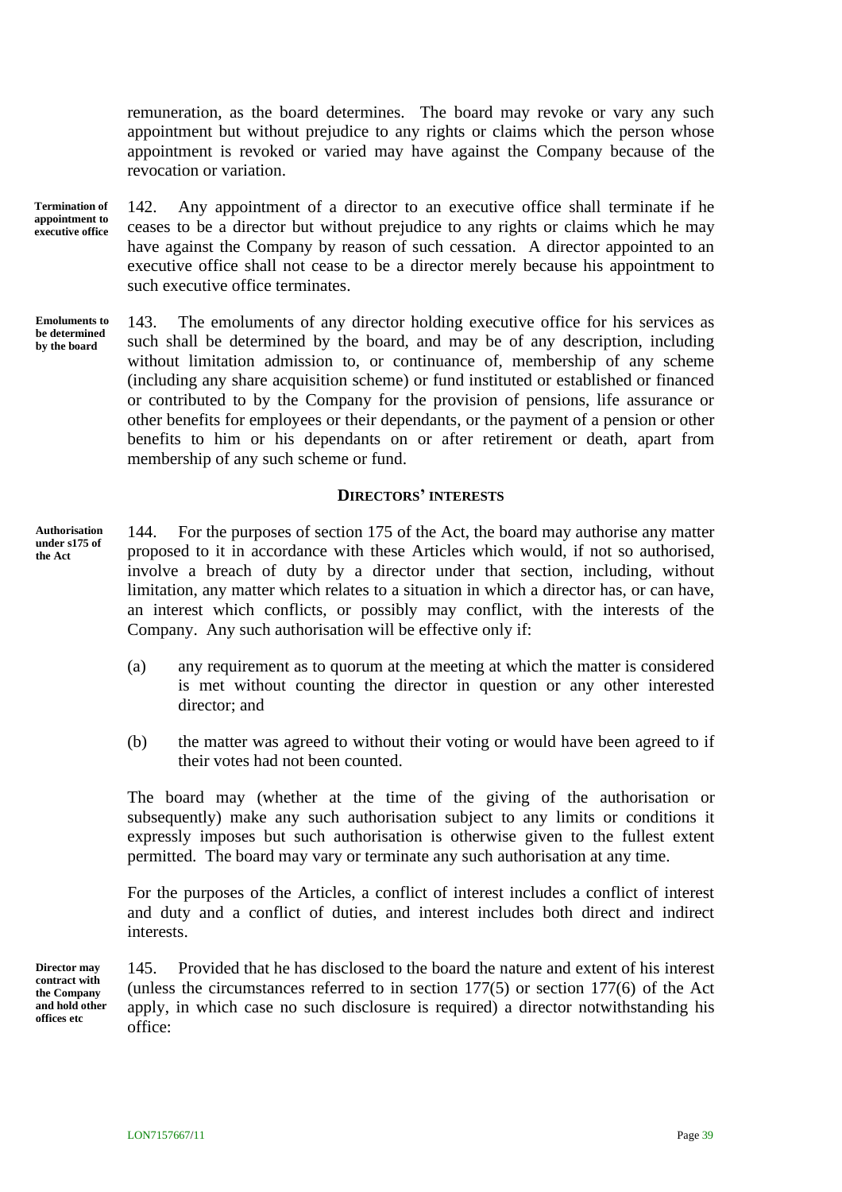remuneration, as the board determines. The board may revoke or vary any such appointment but without prejudice to any rights or claims which the person whose appointment is revoked or varied may have against the Company because of the revocation or variation.

**Termination of appointment to executive office**

142. Any appointment of a director to an executive office shall terminate if he ceases to be a director but without prejudice to any rights or claims which he may have against the Company by reason of such cessation. A director appointed to an executive office shall not cease to be a director merely because his appointment to such executive office terminates.

**Emoluments to be determined by the board**

143. The emoluments of any director holding executive office for his services as such shall be determined by the board, and may be of any description, including without limitation admission to, or continuance of, membership of any scheme (including any share acquisition scheme) or fund instituted or established or financed or contributed to by the Company for the provision of pensions, life assurance or other benefits for employees or their dependants, or the payment of a pension or other benefits to him or his dependants on or after retirement or death, apart from membership of any such scheme or fund.

## DIRECTORS' INTERESTS

**Authorisation under s175 of the Act**

144. For the purposes of section 175 of the Act, the board may authorise any matter proposed to it in accordance with these Articles which would, if not so authorised, involve a breach of duty by a director under that section, including, without limitation, any matter which relates to a situation in which a director has, or can have, an interest which conflicts, or possibly may conflict, with the interests of the Company. Any such authorisation will be effective only if:

(a) any requirement as to quorum at the meeting at which the matter is considered is met without counting the director in question or any other interested director; and

(b) the matter was agreed to without their voting or would have been agreed to if their votes had not been counted.

The board may (whether at the time of the giving of the authorisation or subsequently) make any such authorisation subject to any limits or conditions it expressly imposes but such authorisation is otherwise given to the fullest extent permitted. The board may vary or terminate any such authorisation at any time.

For the purposes of the Articles, a conflict of interest includes a conflict of interest and duty and a conflict of duties, and interest includes both direct and indirect interests.

**Director may contract with the Company and hold other offices etc**

145. Provided that he has disclosed to the board the nature and extent of his interest (unless the circumstances referred to in section 177(5) or section 177(6) of the Act apply, in which case no such disclosure is required) a director notwithstanding his office: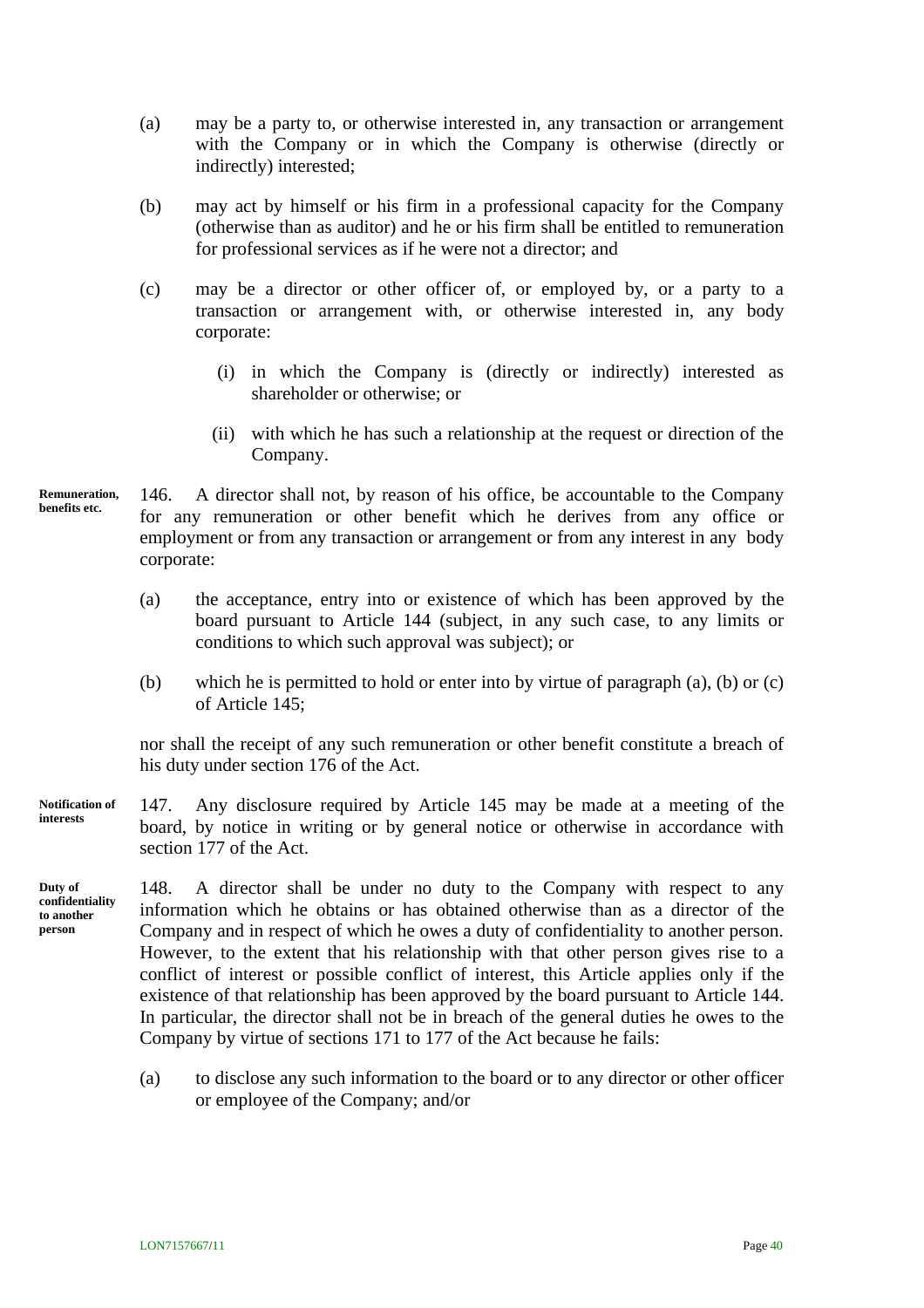(a) may be a party to, or otherwise interested in, any transaction or arrangement with the Company or in which the Company is otherwise (directly or indirectly) interested;

(b) may act by himself or his firm in a professional capacity for the Company (otherwise than as auditor) and he or his firm shall be entitled to remuneration for professional services as if he were not a director; and

(c) may be a director or other officer of, or employed by, or a party to a transaction or arrangement with, or otherwise interested in, any body corporate:

(i) in which the Company is (directly or indirectly) interested as shareholder or otherwise; or

(ii) with which he has such a relationship at the request or direction of the Company.

**Remuneration, benefits etc.**

146. A director shall not, by reason of his office, be accountable to the Company for any remuneration or other benefit which he derives from any office or employment or from any transaction or arrangement or from any interest in any body corporate:

(a) the acceptance, entry into or existence of which has been approved by the board pursuant to Article 144 (subject, in any such case, to any limits or conditions to which such approval was subject); or

(b) which he is permitted to hold or enter into by virtue of paragraph (a), (b) or (c) of Article 145;

nor shall the receipt of any such remuneration or other benefit constitute a breach of his duty under section 176 of the Act.

**Notification of interests**

147. Any disclosure required by Article 145 may be made at a meeting of the board, by notice in writing or by general notice or otherwise in accordance with section 177 of the Act.

**Duty of confidentiality to another person**

148. A director shall be under no duty to the Company with respect to any information which he obtains or has obtained otherwise than as a director of the Company and in respect of which he owes a duty of confidentiality to another person. However, to the extent that his relationship with that other person gives rise to a conflict of interest or possible conflict of interest, this Article applies only if the existence of that relationship has been approved by the board pursuant to Article 144. In particular, the director shall not be in breach of the general duties he owes to the Company by virtue of sections 171 to 177 of the Act because he fails:

(a) to disclose any such information to the board or to any director or other officer or employee of the Company; and/or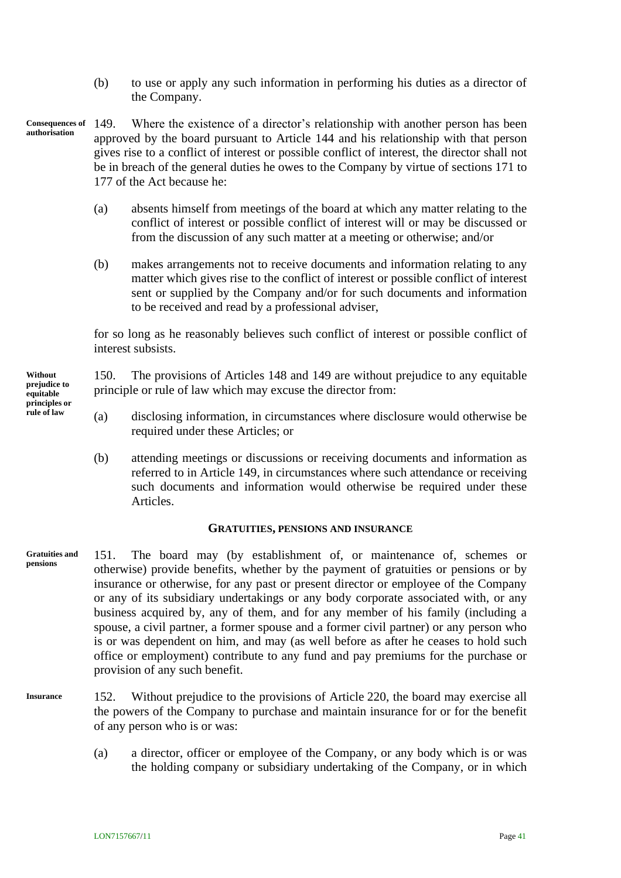(b) to use or apply any such information in performing his duties as a director of the Company.

**Consequences of authorisation**

149. Where the existence of a director's relationship with another person has been approved by the board pursuant to Article 144 and his relationship with that person gives rise to a conflict of interest or possible conflict of interest, the director shall not be in breach of the general duties he owes to the Company by virtue of sections 171 to 177 of the Act because he:

(a) absents himself from meetings of the board at which any matter relating to the conflict of interest or possible conflict of interest will or may be discussed or from the discussion of any such matter at a meeting or otherwise; and/or

(b) makes arrangements not to receive documents and information relating to any matter which gives rise to the conflict of interest or possible conflict of interest sent or supplied by the Company and/or for such documents and information to be received and read by a professional adviser,

for so long as he reasonably believes such conflict of interest or possible conflict of interest subsists.

**Without prejudice to equitable principles or rule of law**

150. The provisions of Articles 148 and 149 are without prejudice to any equitable principle or rule of law which may excuse the director from:

(a) disclosing information, in circumstances where disclosure would otherwise be required under these Articles; or

(b) attending meetings or discussions or receiving documents and information as referred to in Article 149, in circumstances where such attendance or receiving such documents and information would otherwise be required under these Articles.

## GRATUITIES, PENSIONS AND INSURANCE

**Gratuities and pensions**

151. The board may (by establishment of, or maintenance of, schemes or otherwise) provide benefits, whether by the payment of gratuities or pensions or by insurance or otherwise, for any past or present director or employee of the Company or any of its subsidiary undertakings or any body corporate associated with, or any business acquired by, any of them, and for any member of his family (including a spouse, a civil partner, a former spouse and a former civil partner) or any person who is or was dependent on him, and may (as well before as after he ceases to hold such office or employment) contribute to any fund and pay premiums for the purchase or provision of any such benefit.

**Insurance**

152. Without prejudice to the provisions of Article 220, the board may exercise all the powers of the Company to purchase and maintain insurance for or for the benefit of any person who is or was:

(a) a director, officer or employee of the Company, or any body which is or was the holding company or subsidiary undertaking of the Company, or in which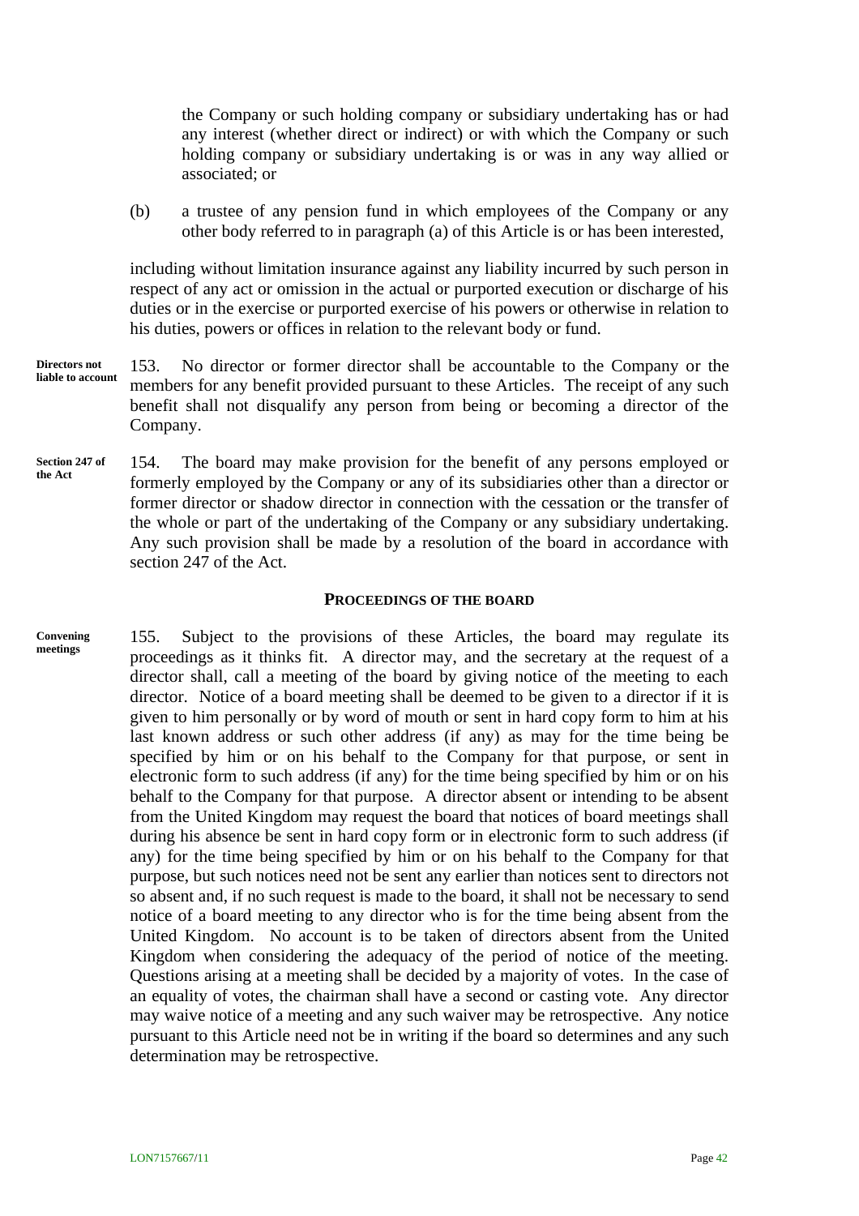the Company or such holding company or subsidiary undertaking has or had any interest (whether direct or indirect) or with which the Company or such holding company or subsidiary undertaking is or was in any way allied or associated; or

(b) a trustee of any pension fund in which employees of the Company or any other body referred to in paragraph (a) of this Article is or has been interested,

including without limitation insurance against any liability incurred by such person in respect of any act or omission in the actual or purported execution or discharge of his duties or in the exercise or purported exercise of his powers or otherwise in relation to his duties, powers or offices in relation to the relevant body or fund.

**Directors not liable to account**

153. No director or former director shall be accountable to the Company or the members for any benefit provided pursuant to these Articles. The receipt of any such benefit shall not disqualify any person from being or becoming a director of the Company.

**Section 247 of the Act**

154. The board may make provision for the benefit of any persons employed or formerly employed by the Company or any of its subsidiaries other than a director or former director or shadow director in connection with the cessation or the transfer of the whole or part of the undertaking of the Company or any subsidiary undertaking. Any such provision shall be made by a resolution of the board in accordance with section 247 of the Act.

## PROCEEDINGS OF THE BOARD

**Convening meetings**

155. Subject to the provisions of these Articles, the board may regulate its proceedings as it thinks fit. A director may, and the secretary at the request of a director shall, call a meeting of the board by giving notice of the meeting to each director. Notice of a board meeting shall be deemed to be given to a director if it is given to him personally or by word of mouth or sent in hard copy form to him at his last known address or such other address (if any) as may for the time being be specified by him or on his behalf to the Company for that purpose, or sent in electronic form to such address (if any) for the time being specified by him or on his behalf to the Company for that purpose. A director absent or intending to be absent from the United Kingdom may request the board that notices of board meetings shall during his absence be sent in hard copy form or in electronic form to such address (if any) for the time being specified by him or on his behalf to the Company for that purpose, but such notices need not be sent any earlier than notices sent to directors not so absent and, if no such request is made to the board, it shall not be necessary to send notice of a board meeting to any director who is for the time being absent from the United Kingdom. No account is to be taken of directors absent from the United Kingdom when considering the adequacy of the period of notice of the meeting. Questions arising at a meeting shall be decided by a majority of votes. In the case of an equality of votes, the chairman shall have a second or casting vote. Any director may waive notice of a meeting and any such waiver may be retrospective. Any notice pursuant to this Article need not be in writing if the board so determines and any such determination may be retrospective.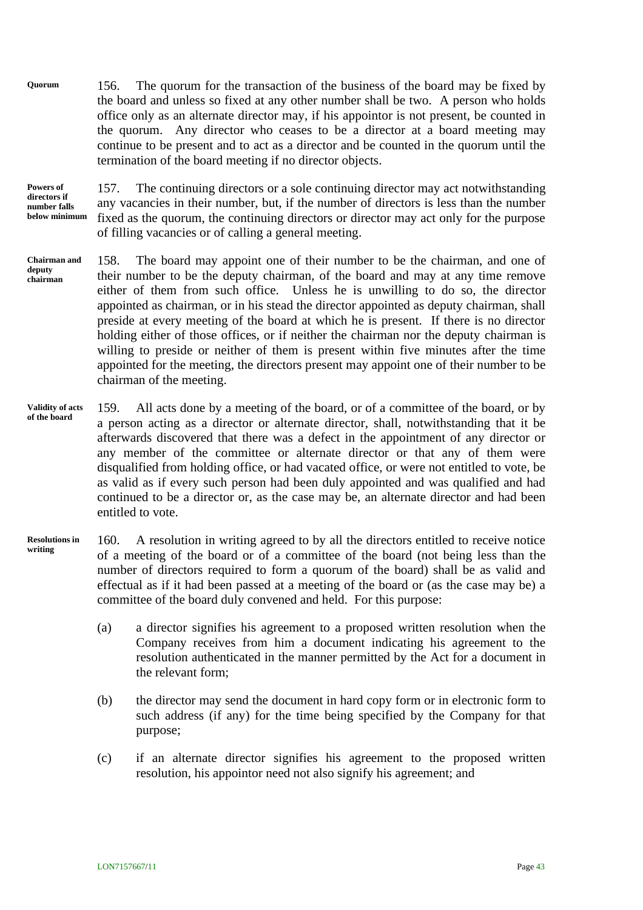**Quorum**

156. The quorum for the transaction of the business of the board may be fixed by the board and unless so fixed at any other number shall be two. A person who holds office only as an alternate director may, if his appointor is not present, be counted in the quorum. Any director who ceases to be a director at a board meeting may continue to be present and to act as a director and be counted in the quorum until the termination of the board meeting if no director objects.

**Powers of directors if number falls below minimum**

157. The continuing directors or a sole continuing director may act notwithstanding any vacancies in their number, but, if the number of directors is less than the number fixed as the quorum, the continuing directors or director may act only for the purpose of filling vacancies or of calling a general meeting.

**Chairman and deputy chairman**

158. The board may appoint one of their number to be the chairman, and one of their number to be the deputy chairman, of the board and may at any time remove either of them from such office. Unless he is unwilling to do so, the director appointed as chairman, or in his stead the director appointed as deputy chairman, shall preside at every meeting of the board at which he is present. If there is no director holding either of those offices, or if neither the chairman nor the deputy chairman is willing to preside or neither of them is present within five minutes after the time appointed for the meeting, the directors present may appoint one of their number to be chairman of the meeting.

**Validity of acts of the board**

159. All acts done by a meeting of the board, or of a committee of the board, or by a person acting as a director or alternate director, shall, notwithstanding that it be afterwards discovered that there was a defect in the appointment of any director or any member of the committee or alternate director or that any of them were disqualified from holding office, or had vacated office, or were not entitled to vote, be as valid as if every such person had been duly appointed and was qualified and had continued to be a director or, as the case may be, an alternate director and had been entitled to vote.

**Resolutions in writing**

160. A resolution in writing agreed to by all the directors entitled to receive notice of a meeting of the board or of a committee of the board (not being less than the number of directors required to form a quorum of the board) shall be as valid and effectual as if it had been passed at a meeting of the board or (as the case may be) a committee of the board duly convened and held. For this purpose:

(a) a director signifies his agreement to a proposed written resolution when the Company receives from him a document indicating his agreement to the resolution authenticated in the manner permitted by the Act for a document in the relevant form;

(b) the director may send the document in hard copy form or in electronic form to such address (if any) for the time being specified by the Company for that purpose;

(c) if an alternate director signifies his agreement to the proposed written resolution, his appointor need not also signify his agreement; and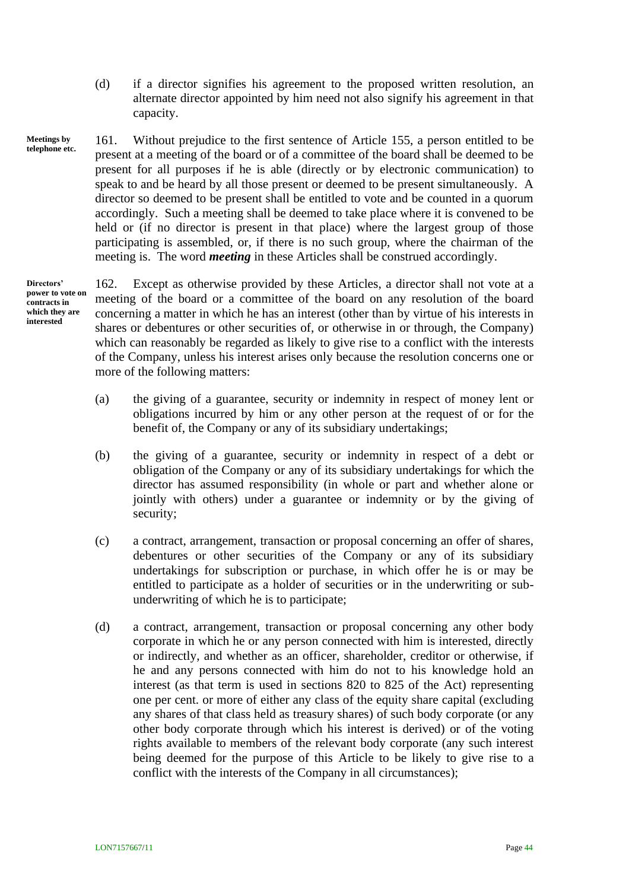(d) if a director signifies his agreement to the proposed written resolution, an alternate director appointed by him need not also signify his agreement in that capacity.

**Meetings by telephone etc.**

161. Without prejudice to the first sentence of Article 155, a person entitled to be present at a meeting of the board or of a committee of the board shall be deemed to be present for all purposes if he is able (directly or by electronic communication) to speak to and be heard by all those present or deemed to be present simultaneously. A director so deemed to be present shall be entitled to vote and be counted in a quorum accordingly. Such a meeting shall be deemed to take place where it is convened to be held or (if no director is present in that place) where the largest group of those participating is assembled, or, if there is no such group, where the chairman of the meeting is. The word ***meeting*** in these Articles shall be construed accordingly.

**Directors' power to vote on contracts in which they are interested**

162. Except as otherwise provided by these Articles, a director shall not vote at a meeting of the board or a committee of the board on any resolution of the board concerning a matter in which he has an interest (other than by virtue of his interests in shares or debentures or other securities of, or otherwise in or through, the Company) which can reasonably be regarded as likely to give rise to a conflict with the interests of the Company, unless his interest arises only because the resolution concerns one or more of the following matters:

(a) the giving of a guarantee, security or indemnity in respect of money lent or obligations incurred by him or any other person at the request of or for the benefit of, the Company or any of its subsidiary undertakings;

(b) the giving of a guarantee, security or indemnity in respect of a debt or obligation of the Company or any of its subsidiary undertakings for which the director has assumed responsibility (in whole or part and whether alone or jointly with others) under a guarantee or indemnity or by the giving of security;

(c) a contract, arrangement, transaction or proposal concerning an offer of shares, debentures or other securities of the Company or any of its subsidiary undertakings for subscription or purchase, in which offer he is or may be entitled to participate as a holder of securities or in the underwriting or sub-underwriting of which he is to participate;

(d) a contract, arrangement, transaction or proposal concerning any other body corporate in which he or any person connected with him is interested, directly or indirectly, and whether as an officer, shareholder, creditor or otherwise, if he and any persons connected with him do not to his knowledge hold an interest (as that term is used in sections 820 to 825 of the Act) representing one per cent. or more of either any class of the equity share capital (excluding any shares of that class held as treasury shares) of such body corporate (or any other body corporate through which his interest is derived) or of the voting rights available to members of the relevant body corporate (any such interest being deemed for the purpose of this Article to be likely to give rise to a conflict with the interests of the Company in all circumstances);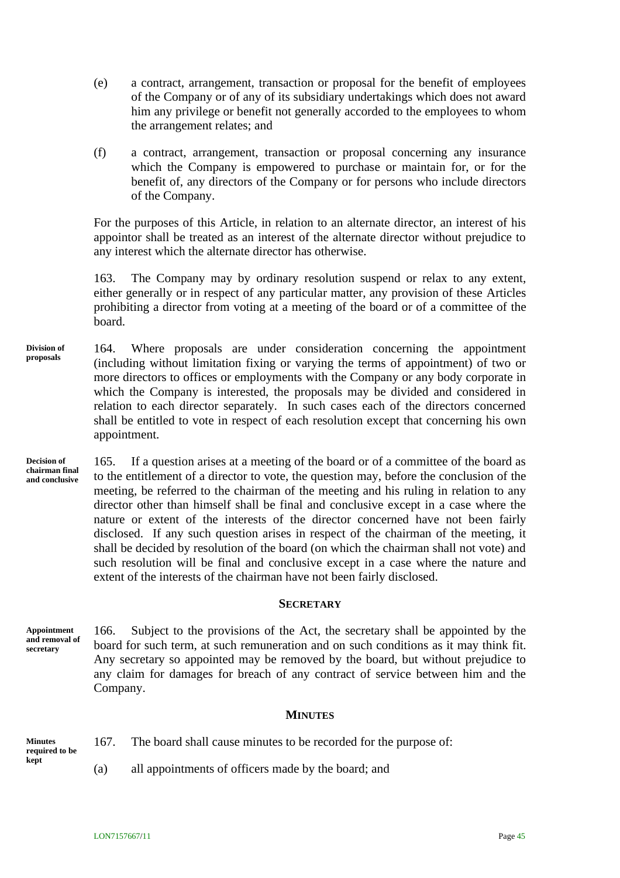(e) a contract, arrangement, transaction or proposal for the benefit of employees of the Company or of any of its subsidiary undertakings which does not award him any privilege or benefit not generally accorded to the employees to whom the arrangement relates; and

(f) a contract, arrangement, transaction or proposal concerning any insurance which the Company is empowered to purchase or maintain for, or for the benefit of, any directors of the Company or for persons who include directors of the Company.

For the purposes of this Article, in relation to an alternate director, an interest of his appointor shall be treated as an interest of the alternate director without prejudice to any interest which the alternate director has otherwise.

163. The Company may by ordinary resolution suspend or relax to any extent, either generally or in respect of any particular matter, any provision of these Articles prohibiting a director from voting at a meeting of the board or of a committee of the board.

**Division of proposals**

164. Where proposals are under consideration concerning the appointment (including without limitation fixing or varying the terms of appointment) of two or more directors to offices or employments with the Company or any body corporate in which the Company is interested, the proposals may be divided and considered in relation to each director separately. In such cases each of the directors concerned shall be entitled to vote in respect of each resolution except that concerning his own appointment.

**Decision of chairman final and conclusive**

165. If a question arises at a meeting of the board or of a committee of the board as to the entitlement of a director to vote, the question may, before the conclusion of the meeting, be referred to the chairman of the meeting and his ruling in relation to any director other than himself shall be final and conclusive except in a case where the nature or extent of the interests of the director concerned have not been fairly disclosed. If any such question arises in respect of the chairman of the meeting, it shall be decided by resolution of the board (on which the chairman shall not vote) and such resolution will be final and conclusive except in a case where the nature and extent of the interests of the chairman have not been fairly disclosed.

## SECRETARY

**Appointment and removal of secretary**

166. Subject to the provisions of the Act, the secretary shall be appointed by the board for such term, at such remuneration and on such conditions as it may think fit. Any secretary so appointed may be removed by the board, but without prejudice to any claim for damages for breach of any contract of service between him and the Company.

## MINUTES

**Minutes required to be kept**

167. The board shall cause minutes to be recorded for the purpose of:

(a) all appointments of officers made by the board; and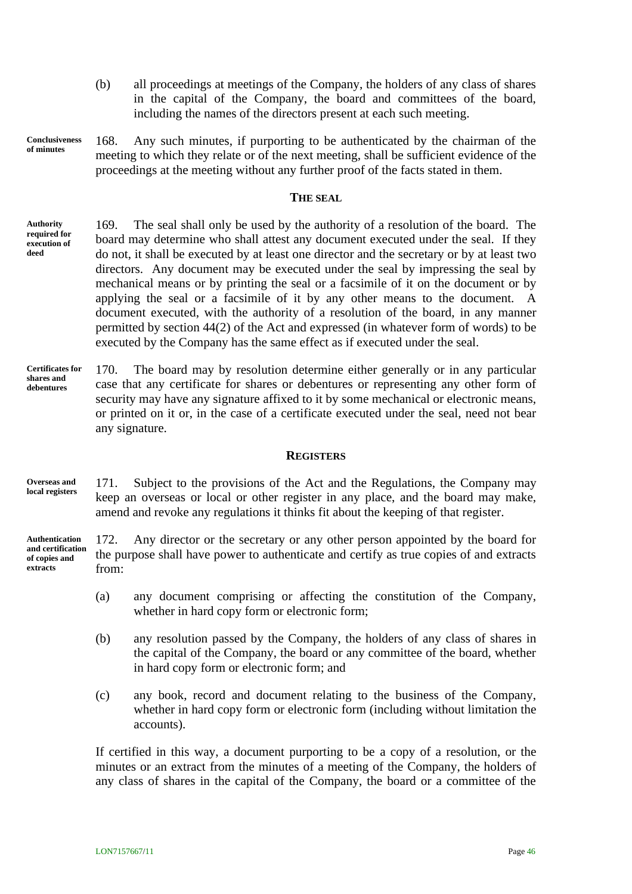(b) all proceedings at meetings of the Company, the holders of any class of shares in the capital of the Company, the board and committees of the board, including the names of the directors present at each such meeting.

**Conclusiveness of minutes**

168. Any such minutes, if purporting to be authenticated by the chairman of the meeting to which they relate or of the next meeting, shall be sufficient evidence of the proceedings at the meeting without any further proof of the facts stated in them.

## THE SEAL

**Authority required for execution of deed**

169. The seal shall only be used by the authority of a resolution of the board. The board may determine who shall attest any document executed under the seal. If they do not, it shall be executed by at least one director and the secretary or by at least two directors. Any document may be executed under the seal by impressing the seal by mechanical means or by printing the seal or a facsimile of it on the document or by applying the seal or a facsimile of it by any other means to the document. A document executed, with the authority of a resolution of the board, in any manner permitted by section 44(2) of the Act and expressed (in whatever form of words) to be executed by the Company has the same effect as if executed under the seal.

**Certificates for shares and debentures**

170. The board may by resolution determine either generally or in any particular case that any certificate for shares or debentures or representing any other form of security may have any signature affixed to it by some mechanical or electronic means, or printed on it or, in the case of a certificate executed under the seal, need not bear any signature.

## REGISTERS

**Overseas and local registers**

171. Subject to the provisions of the Act and the Regulations, the Company may keep an overseas or local or other register in any place, and the board may make, amend and revoke any regulations it thinks fit about the keeping of that register.

**Authentication and certification of copies and extracts**

172. Any director or the secretary or any other person appointed by the board for the purpose shall have power to authenticate and certify as true copies of and extracts from:

(a) any document comprising or affecting the constitution of the Company, whether in hard copy form or electronic form;

(b) any resolution passed by the Company, the holders of any class of shares in the capital of the Company, the board or any committee of the board, whether in hard copy form or electronic form; and

(c) any book, record and document relating to the business of the Company, whether in hard copy form or electronic form (including without limitation the accounts).

If certified in this way, a document purporting to be a copy of a resolution, or the minutes or an extract from the minutes of a meeting of the Company, the holders of any class of shares in the capital of the Company, the board or a committee of the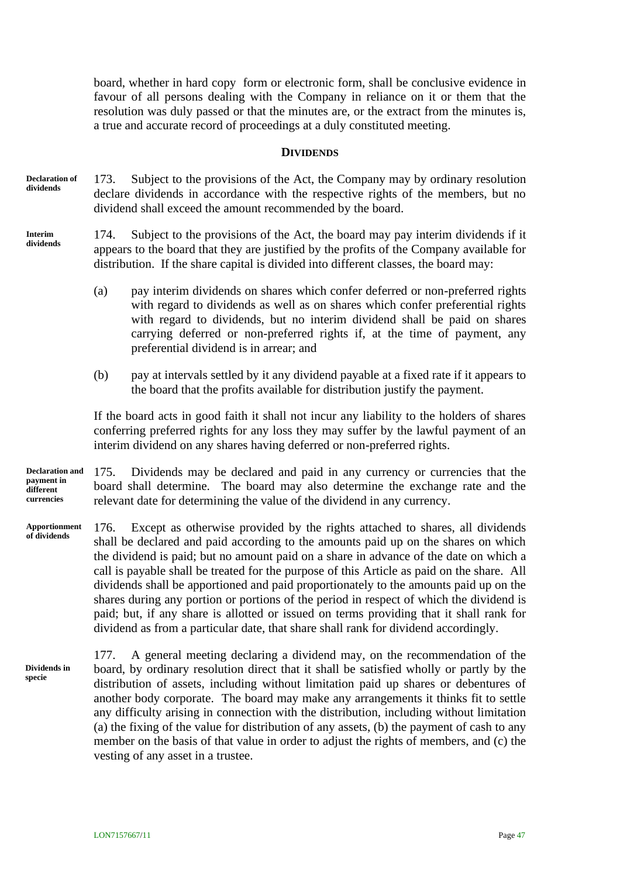board, whether in hard copy form or electronic form, shall be conclusive evidence in favour of all persons dealing with the Company in reliance on it or them that the resolution was duly passed or that the minutes are, or the extract from the minutes is, a true and accurate record of proceedings at a duly constituted meeting.

## DIVIDENDS

**Declaration of dividends**

173. Subject to the provisions of the Act, the Company may by ordinary resolution declare dividends in accordance with the respective rights of the members, but no dividend shall exceed the amount recommended by the board.

**Interim dividends**

174. Subject to the provisions of the Act, the board may pay interim dividends if it appears to the board that they are justified by the profits of the Company available for distribution. If the share capital is divided into different classes, the board may:

(a) pay interim dividends on shares which confer deferred or non-preferred rights with regard to dividends as well as on shares which confer preferential rights with regard to dividends, but no interim dividend shall be paid on shares carrying deferred or non-preferred rights if, at the time of payment, any preferential dividend is in arrear; and

(b) pay at intervals settled by it any dividend payable at a fixed rate if it appears to the board that the profits available for distribution justify the payment.

If the board acts in good faith it shall not incur any liability to the holders of shares conferring preferred rights for any loss they may suffer by the lawful payment of an interim dividend on any shares having deferred or non-preferred rights.

**Declaration and payment in different currencies**

175. Dividends may be declared and paid in any currency or currencies that the board shall determine. The board may also determine the exchange rate and the relevant date for determining the value of the dividend in any currency.

**Apportionment of dividends**

176. Except as otherwise provided by the rights attached to shares, all dividends shall be declared and paid according to the amounts paid up on the shares on which the dividend is paid; but no amount paid on a share in advance of the date on which a call is payable shall be treated for the purpose of this Article as paid on the share. All dividends shall be apportioned and paid proportionately to the amounts paid up on the shares during any portion or portions of the period in respect of which the dividend is paid; but, if any share is allotted or issued on terms providing that it shall rank for dividend as from a particular date, that share shall rank for dividend accordingly.

**Dividends in specie**

177. A general meeting declaring a dividend may, on the recommendation of the board, by ordinary resolution direct that it shall be satisfied wholly or partly by the distribution of assets, including without limitation paid up shares or debentures of another body corporate. The board may make any arrangements it thinks fit to settle any difficulty arising in connection with the distribution, including without limitation (a) the fixing of the value for distribution of any assets, (b) the payment of cash to any member on the basis of that value in order to adjust the rights of members, and (c) the vesting of any asset in a trustee.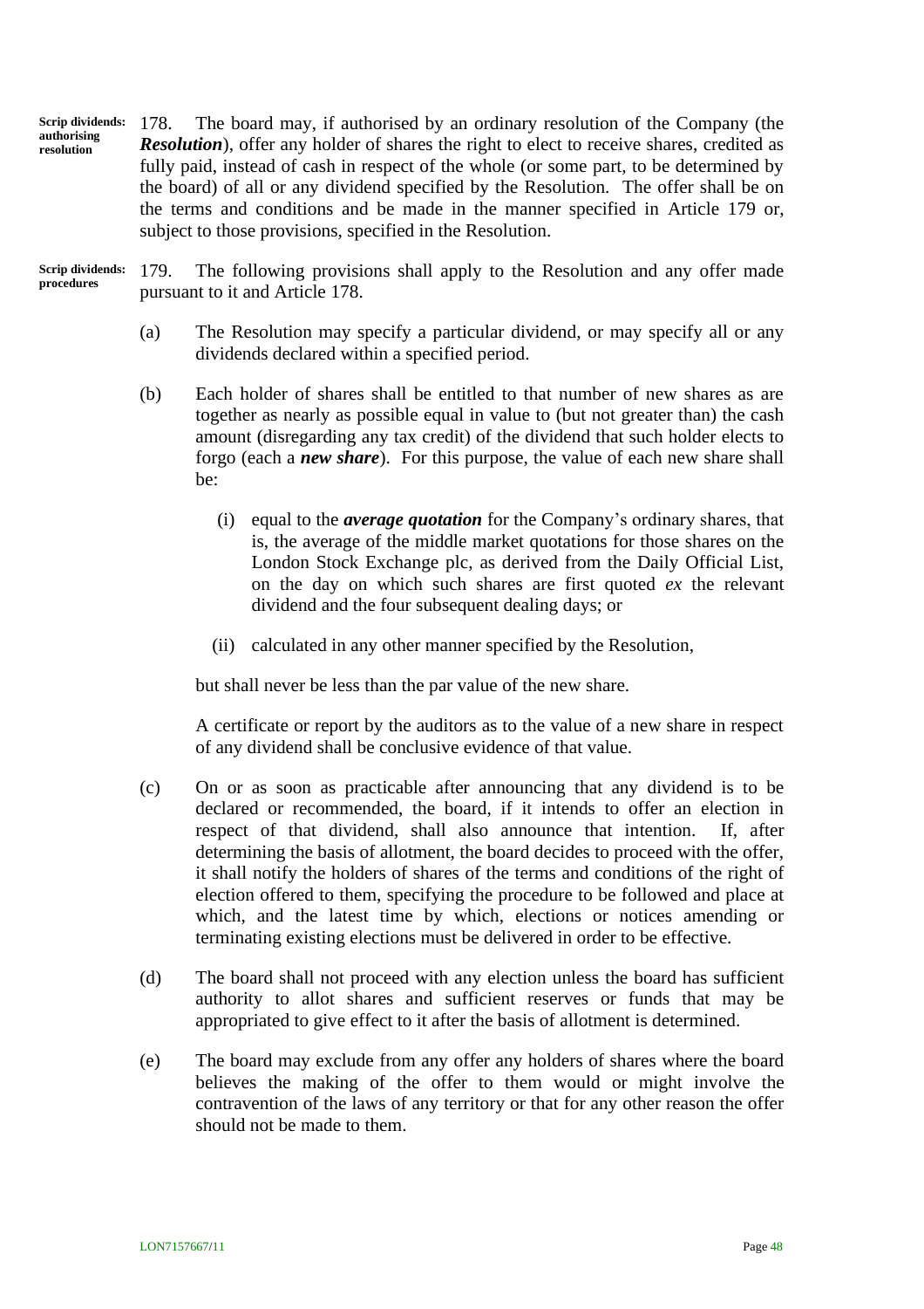**Scrip dividends: authorising resolution**

178. The board may, if authorised by an ordinary resolution of the Company (the ***Resolution***), offer any holder of shares the right to elect to receive shares, credited as fully paid, instead of cash in respect of the whole (or some part, to be determined by the board) of all or any dividend specified by the Resolution. The offer shall be on the terms and conditions and be made in the manner specified in Article 179 or, subject to those provisions, specified in the Resolution.

**Scrip dividends: procedures**

179. The following provisions shall apply to the Resolution and any offer made pursuant to it and Article 178.

(a) The Resolution may specify a particular dividend, or may specify all or any dividends declared within a specified period.

(b) Each holder of shares shall be entitled to that number of new shares as are together as nearly as possible equal in value to (but not greater than) the cash amount (disregarding any tax credit) of the dividend that such holder elects to forgo (each a ***new share***). For this purpose, the value of each new share shall be:

   (i) equal to the ***average quotation*** for the Company's ordinary shares, that is, the average of the middle market quotations for those shares on the London Stock Exchange plc, as derived from the Daily Official List, on the day on which such shares are first quoted *ex* the relevant dividend and the four subsequent dealing days; or

   (ii) calculated in any other manner specified by the Resolution,

but shall never be less than the par value of the new share.

A certificate or report by the auditors as to the value of a new share in respect of any dividend shall be conclusive evidence of that value.

(c) On or as soon as practicable after announcing that any dividend is to be declared or recommended, the board, if it intends to offer an election in respect of that dividend, shall also announce that intention. If, after determining the basis of allotment, the board decides to proceed with the offer, it shall notify the holders of shares of the terms and conditions of the right of election offered to them, specifying the procedure to be followed and place at which, and the latest time by which, elections or notices amending or terminating existing elections must be delivered in order to be effective.

(d) The board shall not proceed with any election unless the board has sufficient authority to allot shares and sufficient reserves or funds that may be appropriated to give effect to it after the basis of allotment is determined.

(e) The board may exclude from any offer any holders of shares where the board believes the making of the offer to them would or might involve the contravention of the laws of any territory or that for any other reason the offer should not be made to them.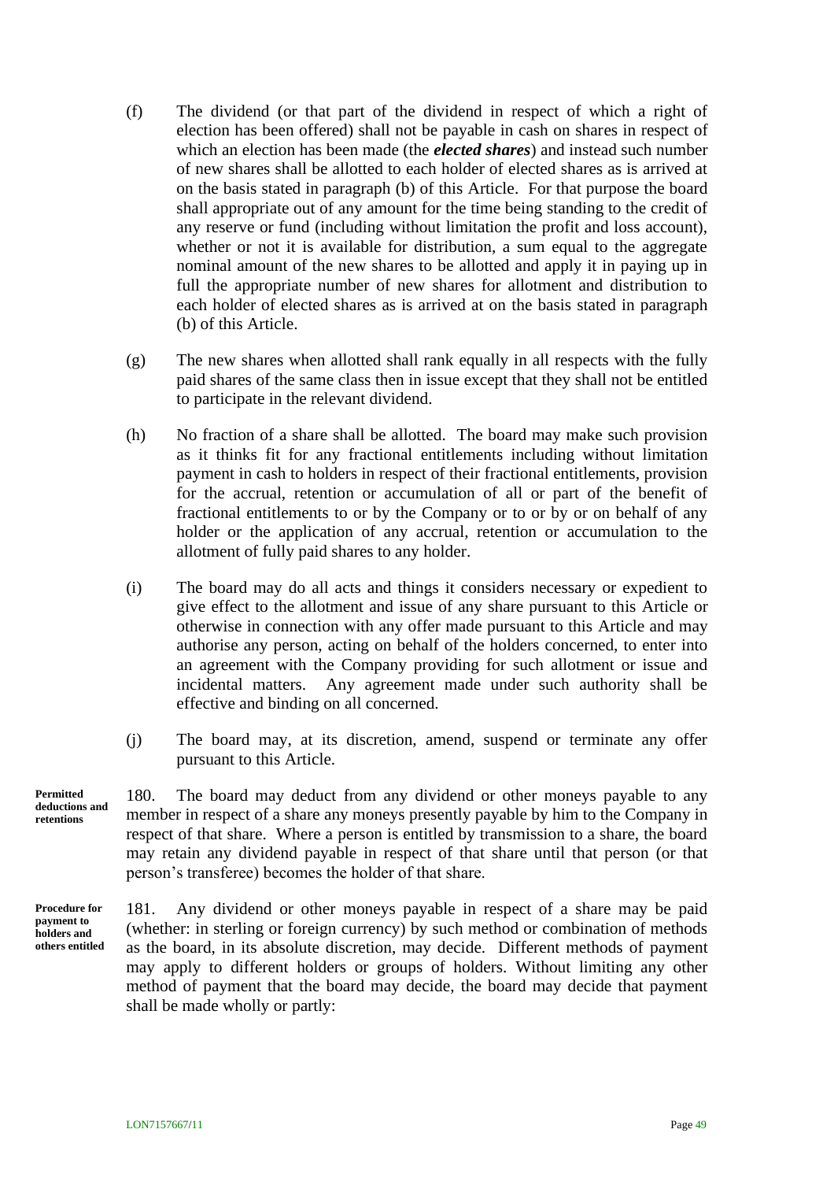(f) The dividend (or that part of the dividend in respect of which a right of election has been offered) shall not be payable in cash on shares in respect of which an election has been made (the ***elected shares***) and instead such number of new shares shall be allotted to each holder of elected shares as is arrived at on the basis stated in paragraph (b) of this Article. For that purpose the board shall appropriate out of any amount for the time being standing to the credit of any reserve or fund (including without limitation the profit and loss account), whether or not it is available for distribution, a sum equal to the aggregate nominal amount of the new shares to be allotted and apply it in paying up in full the appropriate number of new shares for allotment and distribution to each holder of elected shares as is arrived at on the basis stated in paragraph (b) of this Article.

(g) The new shares when allotted shall rank equally in all respects with the fully paid shares of the same class then in issue except that they shall not be entitled to participate in the relevant dividend.

(h) No fraction of a share shall be allotted. The board may make such provision as it thinks fit for any fractional entitlements including without limitation payment in cash to holders in respect of their fractional entitlements, provision for the accrual, retention or accumulation of all or part of the benefit of fractional entitlements to or by the Company or to or by or on behalf of any holder or the application of any accrual, retention or accumulation to the allotment of fully paid shares to any holder.

(i) The board may do all acts and things it considers necessary or expedient to give effect to the allotment and issue of any share pursuant to this Article or otherwise in connection with any offer made pursuant to this Article and may authorise any person, acting on behalf of the holders concerned, to enter into an agreement with the Company providing for such allotment or issue and incidental matters. Any agreement made under such authority shall be effective and binding on all concerned.

(j) The board may, at its discretion, amend, suspend or terminate any offer pursuant to this Article.

**Permitted deductions and retentions**

180. The board may deduct from any dividend or other moneys payable to any member in respect of a share any moneys presently payable by him to the Company in respect of that share. Where a person is entitled by transmission to a share, the board may retain any dividend payable in respect of that share until that person (or that person's transferee) becomes the holder of that share.

**Procedure for payment to holders and others entitled**

181. Any dividend or other moneys payable in respect of a share may be paid (whether: in sterling or foreign currency) by such method or combination of methods as the board, in its absolute discretion, may decide. Different methods of payment may apply to different holders or groups of holders. Without limiting any other method of payment that the board may decide, the board may decide that payment shall be made wholly or partly: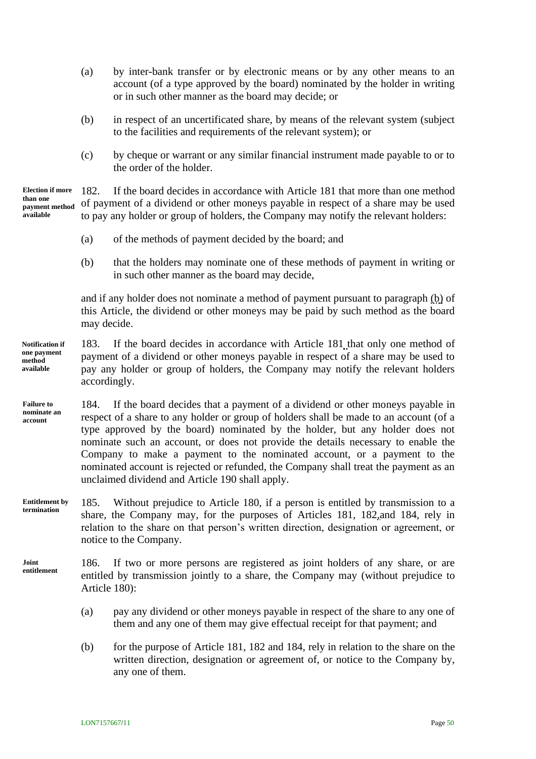(a) by inter-bank transfer or by electronic means or by any other means to an account (of a type approved by the board) nominated by the holder in writing or in such other manner as the board may decide; or

(b) in respect of an uncertificated share, by means of the relevant system (subject to the facilities and requirements of the relevant system); or

(c) by cheque or warrant or any similar financial instrument made payable to or to the order of the holder.

**Election if more than one payment method available**

182. If the board decides in accordance with Article 181 that more than one method of payment of a dividend or other moneys payable in respect of a share may be used to pay any holder or group of holders, the Company may notify the relevant holders:

(a) of the methods of payment decided by the board; and

(b) that the holders may nominate one of these methods of payment in writing or in such other manner as the board may decide,

and if any holder does not nominate a method of payment pursuant to paragraph (b) of this Article, the dividend or other moneys may be paid by such method as the board may decide.

**Notification if one payment method available**

183. If the board decides in accordance with Article 181 that only one method of payment of a dividend or other moneys payable in respect of a share may be used to pay any holder or group of holders, the Company may notify the relevant holders accordingly.

**Failure to nominate an account**

184. If the board decides that a payment of a dividend or other moneys payable in respect of a share to any holder or group of holders shall be made to an account (of a type approved by the board) nominated by the holder, but any holder does not nominate such an account, or does not provide the details necessary to enable the Company to make a payment to the nominated account, or a payment to the nominated account is rejected or refunded, the Company shall treat the payment as an unclaimed dividend and Article 190 shall apply.

**Entitlement by termination**

185. Without prejudice to Article 180, if a person is entitled by transmission to a share, the Company may, for the purposes of Articles 181, 182,and 184, rely in relation to the share on that person's written direction, designation or agreement, or notice to the Company.

**Joint entitlement**

186. If two or more persons are registered as joint holders of any share, or are entitled by transmission jointly to a share, the Company may (without prejudice to Article 180):

(a) pay any dividend or other moneys payable in respect of the share to any one of them and any one of them may give effectual receipt for that payment; and

(b) for the purpose of Article 181, 182 and 184, rely in relation to the share on the written direction, designation or agreement of, or notice to the Company by, any one of them.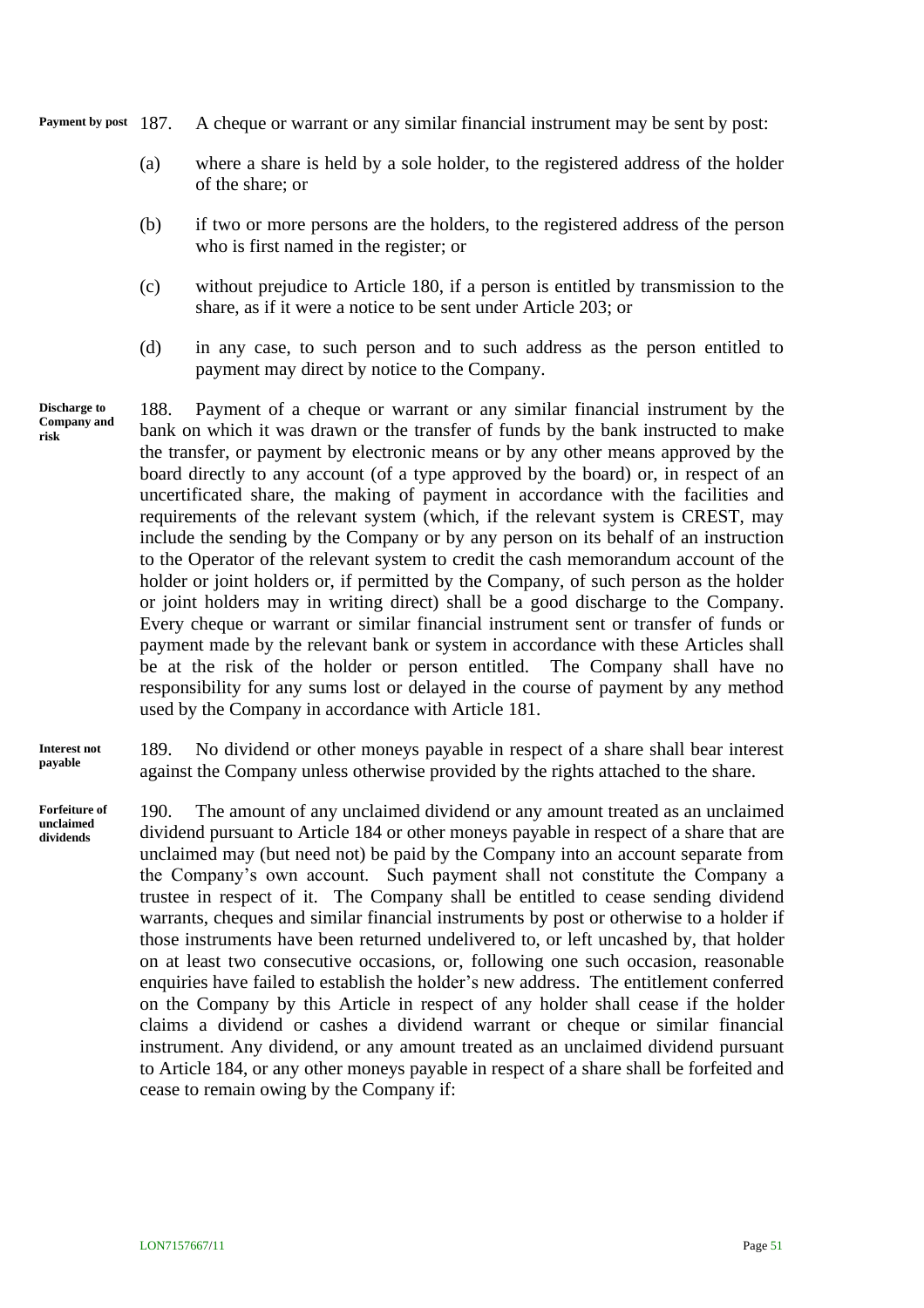**Payment by post** 187. A cheque or warrant or any similar financial instrument may be sent by post:

(a) where a share is held by a sole holder, to the registered address of the holder of the share; or

(b) if two or more persons are the holders, to the registered address of the person who is first named in the register; or

(c) without prejudice to Article 180, if a person is entitled by transmission to the share, as if it were a notice to be sent under Article 203; or

(d) in any case, to such person and to such address as the person entitled to payment may direct by notice to the Company.

**Discharge to Company and risk**

188. Payment of a cheque or warrant or any similar financial instrument by the bank on which it was drawn or the transfer of funds by the bank instructed to make the transfer, or payment by electronic means or by any other means approved by the board directly to any account (of a type approved by the board) or, in respect of an uncertificated share, the making of payment in accordance with the facilities and requirements of the relevant system (which, if the relevant system is CREST, may include the sending by the Company or by any person on its behalf of an instruction to the Operator of the relevant system to credit the cash memorandum account of the holder or joint holders or, if permitted by the Company, of such person as the holder or joint holders may in writing direct) shall be a good discharge to the Company. Every cheque or warrant or similar financial instrument sent or transfer of funds or payment made by the relevant bank or system in accordance with these Articles shall be at the risk of the holder or person entitled. The Company shall have no responsibility for any sums lost or delayed in the course of payment by any method used by the Company in accordance with Article 181.

**Interest not payable**

189. No dividend or other moneys payable in respect of a share shall bear interest against the Company unless otherwise provided by the rights attached to the share.

**Forfeiture of unclaimed dividends**

190. The amount of any unclaimed dividend or any amount treated as an unclaimed dividend pursuant to Article 184 or other moneys payable in respect of a share that are unclaimed may (but need not) be paid by the Company into an account separate from the Company's own account. Such payment shall not constitute the Company a trustee in respect of it. The Company shall be entitled to cease sending dividend warrants, cheques and similar financial instruments by post or otherwise to a holder if those instruments have been returned undelivered to, or left uncashed by, that holder on at least two consecutive occasions, or, following one such occasion, reasonable enquiries have failed to establish the holder's new address. The entitlement conferred on the Company by this Article in respect of any holder shall cease if the holder claims a dividend or cashes a dividend warrant or cheque or similar financial instrument. Any dividend, or any amount treated as an unclaimed dividend pursuant to Article 184, or any other moneys payable in respect of a share shall be forfeited and cease to remain owing by the Company if: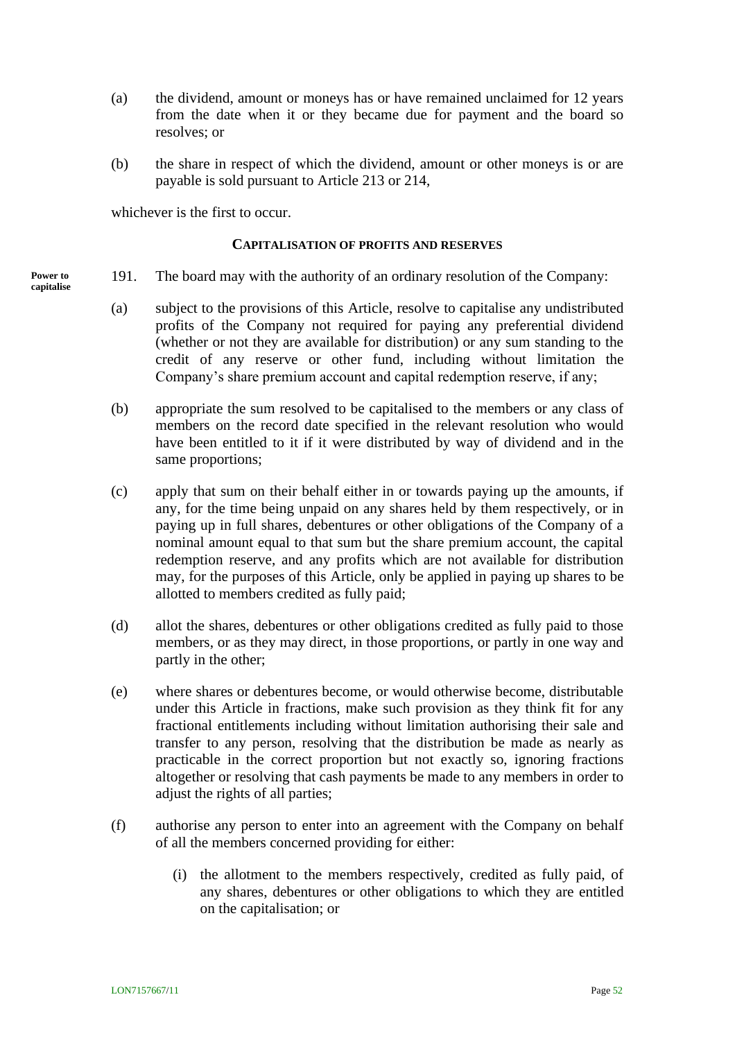(a) the dividend, amount or moneys has or have remained unclaimed for 12 years from the date when it or they became due for payment and the board so resolves; or

(b) the share in respect of which the dividend, amount or other moneys is or are payable is sold pursuant to Article 213 or 214,

whichever is the first to occur.

### CAPITALISATION OF PROFITS AND RESERVES

**Power to capitalise**

191. The board may with the authority of an ordinary resolution of the Company:

(a) subject to the provisions of this Article, resolve to capitalise any undistributed profits of the Company not required for paying any preferential dividend (whether or not they are available for distribution) or any sum standing to the credit of any reserve or other fund, including without limitation the Company's share premium account and capital redemption reserve, if any;

(b) appropriate the sum resolved to be capitalised to the members or any class of members on the record date specified in the relevant resolution who would have been entitled to it if it were distributed by way of dividend and in the same proportions;

(c) apply that sum on their behalf either in or towards paying up the amounts, if any, for the time being unpaid on any shares held by them respectively, or in paying up in full shares, debentures or other obligations of the Company of a nominal amount equal to that sum but the share premium account, the capital redemption reserve, and any profits which are not available for distribution may, for the purposes of this Article, only be applied in paying up shares to be allotted to members credited as fully paid;

(d) allot the shares, debentures or other obligations credited as fully paid to those members, or as they may direct, in those proportions, or partly in one way and partly in the other;

(e) where shares or debentures become, or would otherwise become, distributable under this Article in fractions, make such provision as they think fit for any fractional entitlements including without limitation authorising their sale and transfer to any person, resolving that the distribution be made as nearly as practicable in the correct proportion but not exactly so, ignoring fractions altogether or resolving that cash payments be made to any members in order to adjust the rights of all parties;

(f) authorise any person to enter into an agreement with the Company on behalf of all the members concerned providing for either:

  (i) the allotment to the members respectively, credited as fully paid, of any shares, debentures or other obligations to which they are entitled on the capitalisation; or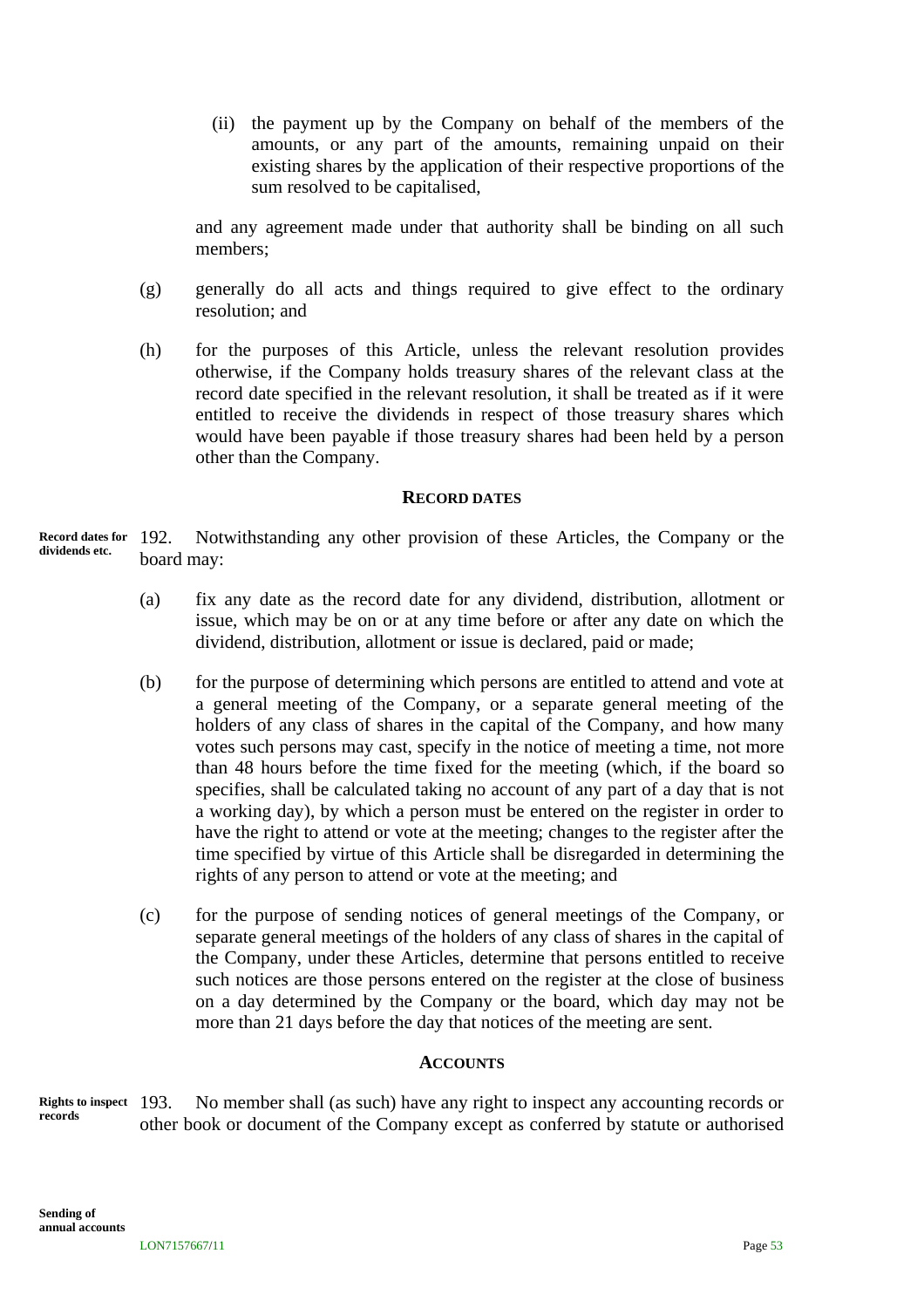(ii) the payment up by the Company on behalf of the members of the amounts, or any part of the amounts, remaining unpaid on their existing shares by the application of their respective proportions of the sum resolved to be capitalised,

and any agreement made under that authority shall be binding on all such members;

(g) generally do all acts and things required to give effect to the ordinary resolution; and

(h) for the purposes of this Article, unless the relevant resolution provides otherwise, if the Company holds treasury shares of the relevant class at the record date specified in the relevant resolution, it shall be treated as if it were entitled to receive the dividends in respect of those treasury shares which would have been payable if those treasury shares had been held by a person other than the Company.

## RECORD DATES

**Record dates for dividends etc.**

192. Notwithstanding any other provision of these Articles, the Company or the board may:

(a) fix any date as the record date for any dividend, distribution, allotment or issue, which may be on or at any time before or after any date on which the dividend, distribution, allotment or issue is declared, paid or made;

(b) for the purpose of determining which persons are entitled to attend and vote at a general meeting of the Company, or a separate general meeting of the holders of any class of shares in the capital of the Company, and how many votes such persons may cast, specify in the notice of meeting a time, not more than 48 hours before the time fixed for the meeting (which, if the board so specifies, shall be calculated taking no account of any part of a day that is not a working day), by which a person must be entered on the register in order to have the right to attend or vote at the meeting; changes to the register after the time specified by virtue of this Article shall be disregarded in determining the rights of any person to attend or vote at the meeting; and

(c) for the purpose of sending notices of general meetings of the Company, or separate general meetings of the holders of any class of shares in the capital of the Company, under these Articles, determine that persons entitled to receive such notices are those persons entered on the register at the close of business on a day determined by the Company or the board, which day may not be more than 21 days before the day that notices of the meeting are sent.

## ACCOUNTS

**Rights to inspect records**

193. No member shall (as such) have any right to inspect any accounting records or other book or document of the Company except as conferred by statute or authorised

**Sending of annual accounts**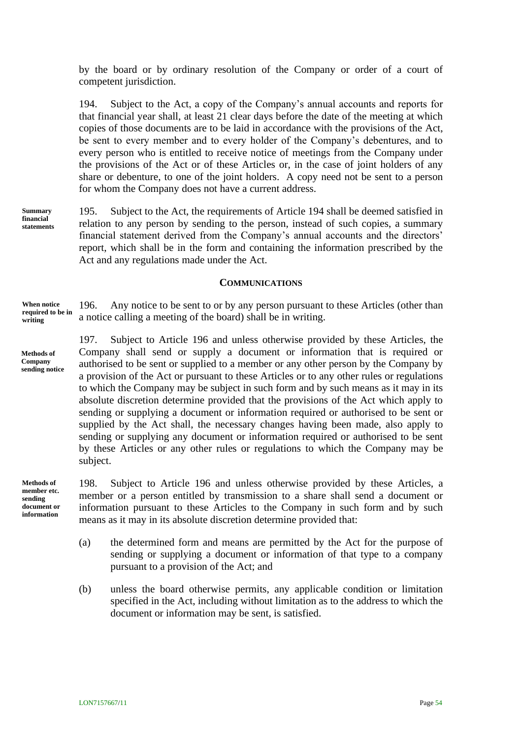by the board or by ordinary resolution of the Company or order of a court of competent jurisdiction.

194. Subject to the Act, a copy of the Company's annual accounts and reports for that financial year shall, at least 21 clear days before the date of the meeting at which copies of those documents are to be laid in accordance with the provisions of the Act, be sent to every member and to every holder of the Company's debentures, and to every person who is entitled to receive notice of meetings from the Company under the provisions of the Act or of these Articles or, in the case of joint holders of any share or debenture, to one of the joint holders. A copy need not be sent to a person for whom the Company does not have a current address.

**Summary financial statements**

195. Subject to the Act, the requirements of Article 194 shall be deemed satisfied in relation to any person by sending to the person, instead of such copies, a summary financial statement derived from the Company's annual accounts and the directors' report, which shall be in the form and containing the information prescribed by the Act and any regulations made under the Act.

## COMMUNICATIONS

**When notice required to be in writing**

196. Any notice to be sent to or by any person pursuant to these Articles (other than a notice calling a meeting of the board) shall be in writing.

**Methods of Company sending notice**

197. Subject to Article 196 and unless otherwise provided by these Articles, the Company shall send or supply a document or information that is required or authorised to be sent or supplied to a member or any other person by the Company by a provision of the Act or pursuant to these Articles or to any other rules or regulations to which the Company may be subject in such form and by such means as it may in its absolute discretion determine provided that the provisions of the Act which apply to sending or supplying a document or information required or authorised to be sent or supplied by the Act shall, the necessary changes having been made, also apply to sending or supplying any document or information required or authorised to be sent by these Articles or any other rules or regulations to which the Company may be subject.

**Methods of member etc. sending document or information**

198. Subject to Article 196 and unless otherwise provided by these Articles, a member or a person entitled by transmission to a share shall send a document or information pursuant to these Articles to the Company in such form and by such means as it may in its absolute discretion determine provided that:

(a) the determined form and means are permitted by the Act for the purpose of sending or supplying a document or information of that type to a company pursuant to a provision of the Act; and

(b) unless the board otherwise permits, any applicable condition or limitation specified in the Act, including without limitation as to the address to which the document or information may be sent, is satisfied.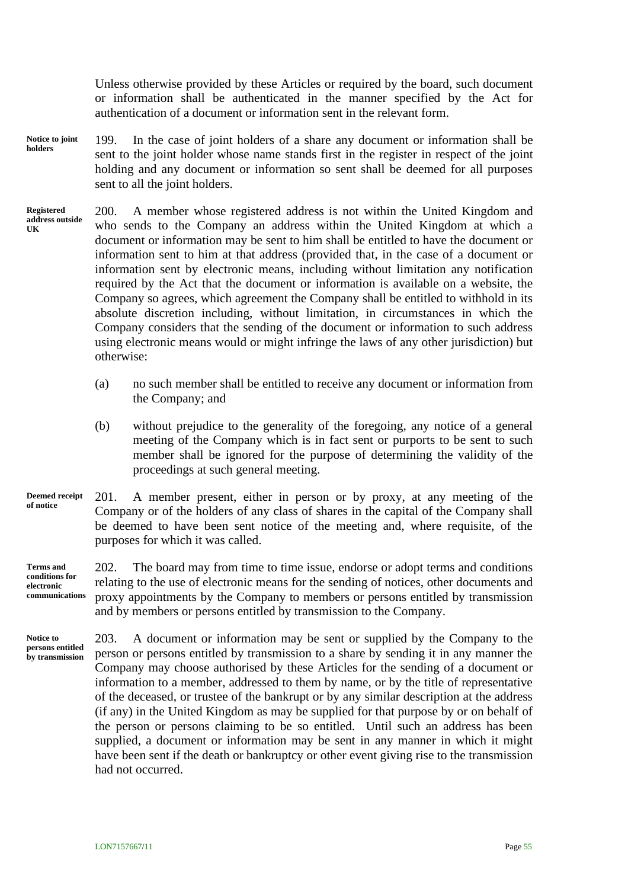Unless otherwise provided by these Articles or required by the board, such document or information shall be authenticated in the manner specified by the Act for authentication of a document or information sent in the relevant form.

**Notice to joint holders**

199. In the case of joint holders of a share any document or information shall be sent to the joint holder whose name stands first in the register in respect of the joint holding and any document or information so sent shall be deemed for all purposes sent to all the joint holders.

**Registered address outside UK**

200. A member whose registered address is not within the United Kingdom and who sends to the Company an address within the United Kingdom at which a document or information may be sent to him shall be entitled to have the document or information sent to him at that address (provided that, in the case of a document or information sent by electronic means, including without limitation any notification required by the Act that the document or information is available on a website, the Company so agrees, which agreement the Company shall be entitled to withhold in its absolute discretion including, without limitation, in circumstances in which the Company considers that the sending of the document or information to such address using electronic means would or might infringe the laws of any other jurisdiction) but otherwise:

(a) no such member shall be entitled to receive any document or information from the Company; and

(b) without prejudice to the generality of the foregoing, any notice of a general meeting of the Company which is in fact sent or purports to be sent to such member shall be ignored for the purpose of determining the validity of the proceedings at such general meeting.

**Deemed receipt of notice**

201. A member present, either in person or by proxy, at any meeting of the Company or of the holders of any class of shares in the capital of the Company shall be deemed to have been sent notice of the meeting and, where requisite, of the purposes for which it was called.

**Terms and conditions for electronic communications**

202. The board may from time to time issue, endorse or adopt terms and conditions relating to the use of electronic means for the sending of notices, other documents and proxy appointments by the Company to members or persons entitled by transmission and by members or persons entitled by transmission to the Company.

**Notice to persons entitled by transmission**

203. A document or information may be sent or supplied by the Company to the person or persons entitled by transmission to a share by sending it in any manner the Company may choose authorised by these Articles for the sending of a document or information to a member, addressed to them by name, or by the title of representative of the deceased, or trustee of the bankrupt or by any similar description at the address (if any) in the United Kingdom as may be supplied for that purpose by or on behalf of the person or persons claiming to be so entitled. Until such an address has been supplied, a document or information may be sent in any manner in which it might have been sent if the death or bankruptcy or other event giving rise to the transmission had not occurred.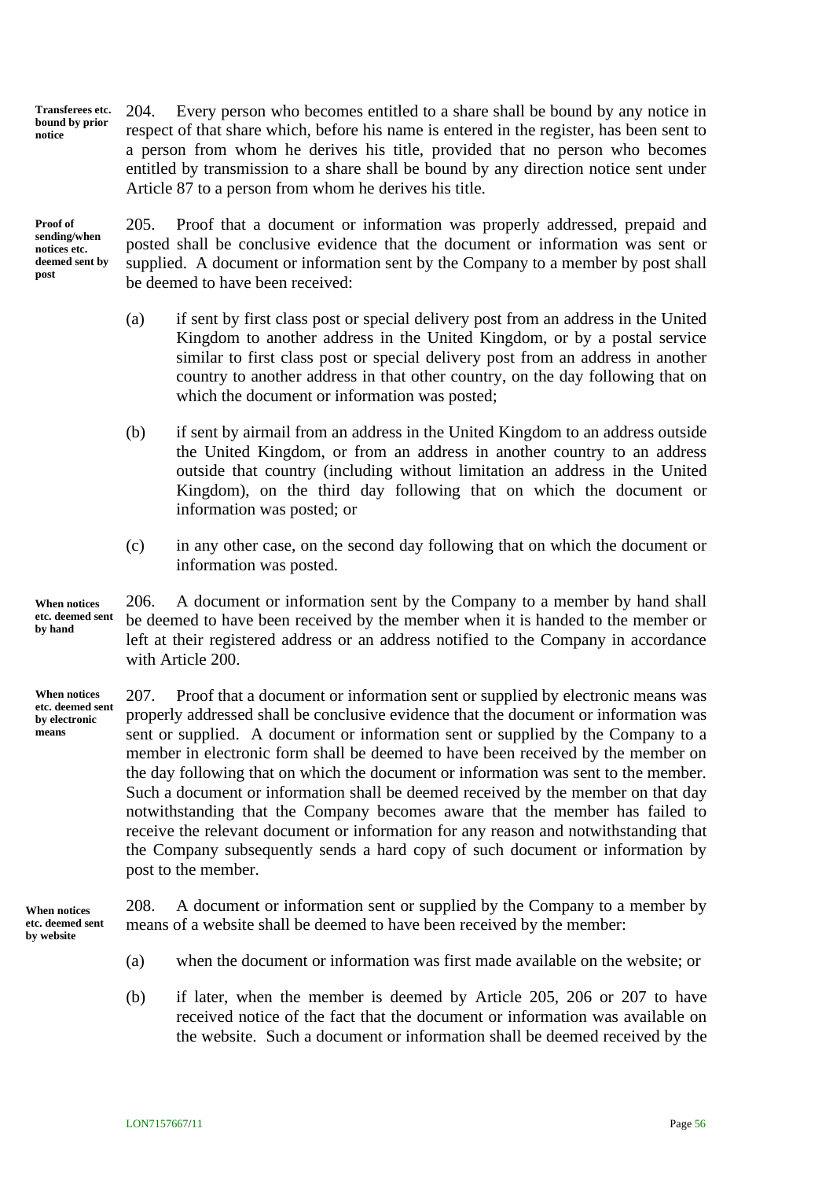**Transferees etc. bound by prior notice**

204. Every person who becomes entitled to a share shall be bound by any notice in respect of that share which, before his name is entered in the register, has been sent to a person from whom he derives his title, provided that no person who becomes entitled by transmission to a share shall be bound by any direction notice sent under Article 87 to a person from whom he derives his title.

**Proof of sending/when notices etc. deemed sent by post**

205. Proof that a document or information was properly addressed, prepaid and posted shall be conclusive evidence that the document or information was sent or supplied. A document or information sent by the Company to a member by post shall be deemed to have been received:

(a) if sent by first class post or special delivery post from an address in the United Kingdom to another address in the United Kingdom, or by a postal service similar to first class post or special delivery post from an address in another country to another address in that other country, on the day following that on which the document or information was posted;

(b) if sent by airmail from an address in the United Kingdom to an address outside the United Kingdom, or from an address in another country to an address outside that country (including without limitation an address in the United Kingdom), on the third day following that on which the document or information was posted; or

(c) in any other case, on the second day following that on which the document or information was posted.

**When notices etc. deemed sent by hand**

206. A document or information sent by the Company to a member by hand shall be deemed to have been received by the member when it is handed to the member or left at their registered address or an address notified to the Company in accordance with Article 200.

**When notices etc. deemed sent by electronic means**

207. Proof that a document or information sent or supplied by electronic means was properly addressed shall be conclusive evidence that the document or information was sent or supplied. A document or information sent or supplied by the Company to a member in electronic form shall be deemed to have been received by the member on the day following that on which the document or information was sent to the member. Such a document or information shall be deemed received by the member on that day notwithstanding that the Company becomes aware that the member has failed to receive the relevant document or information for any reason and notwithstanding that the Company subsequently sends a hard copy of such document or information by post to the member.

**When notices etc. deemed sent by website**

208. A document or information sent or supplied by the Company to a member by means of a website shall be deemed to have been received by the member:

(a) when the document or information was first made available on the website; or

(b) if later, when the member is deemed by Article 205, 206 or 207 to have received notice of the fact that the document or information was available on the website. Such a document or information shall be deemed received by the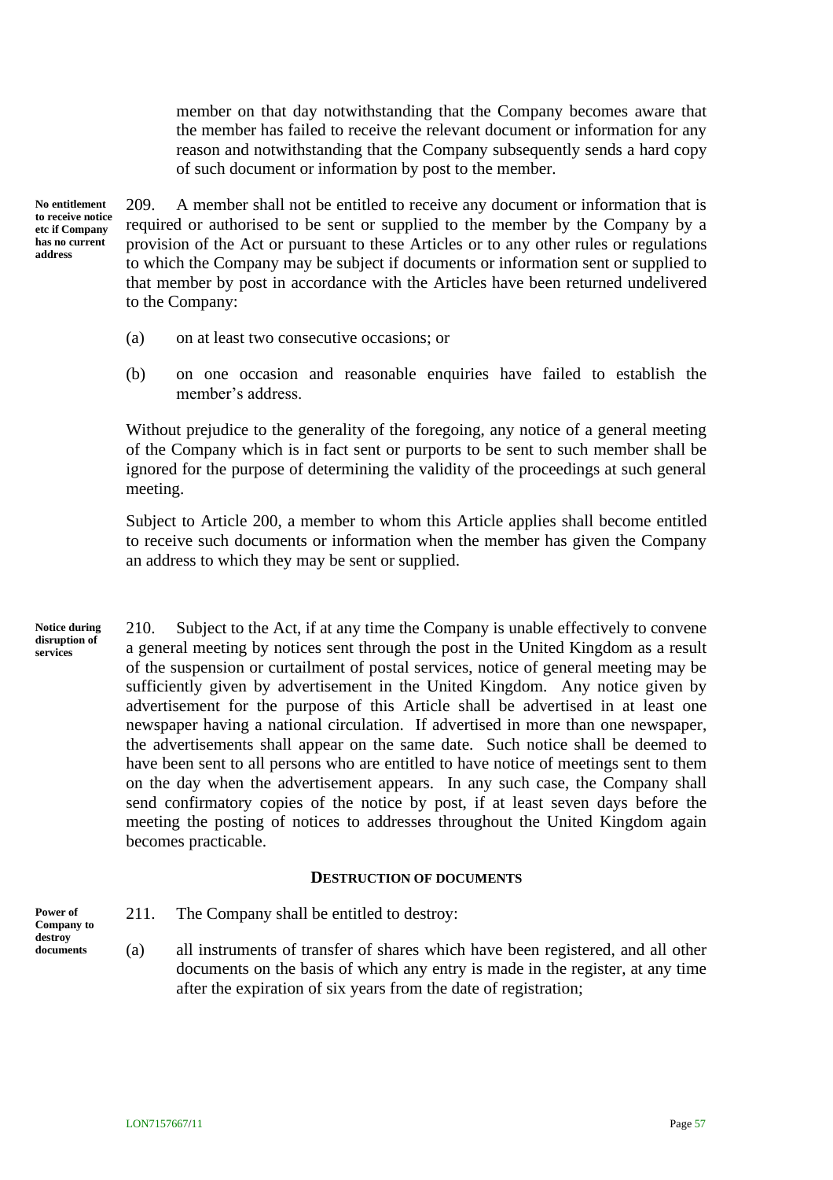member on that day notwithstanding that the Company becomes aware that the member has failed to receive the relevant document or information for any reason and notwithstanding that the Company subsequently sends a hard copy of such document or information by post to the member.

**No entitlement to receive notice etc if Company has no current address**

209. A member shall not be entitled to receive any document or information that is required or authorised to be sent or supplied to the member by the Company by a provision of the Act or pursuant to these Articles or to any other rules or regulations to which the Company may be subject if documents or information sent or supplied to that member by post in accordance with the Articles have been returned undelivered to the Company:

(a) on at least two consecutive occasions; or

(b) on one occasion and reasonable enquiries have failed to establish the member's address.

Without prejudice to the generality of the foregoing, any notice of a general meeting of the Company which is in fact sent or purports to be sent to such member shall be ignored for the purpose of determining the validity of the proceedings at such general meeting.

Subject to Article 200, a member to whom this Article applies shall become entitled to receive such documents or information when the member has given the Company an address to which they may be sent or supplied.

**Notice during disruption of services**

210. Subject to the Act, if at any time the Company is unable effectively to convene a general meeting by notices sent through the post in the United Kingdom as a result of the suspension or curtailment of postal services, notice of general meeting may be sufficiently given by advertisement in the United Kingdom. Any notice given by advertisement for the purpose of this Article shall be advertised in at least one newspaper having a national circulation. If advertised in more than one newspaper, the advertisements shall appear on the same date. Such notice shall be deemed to have been sent to all persons who are entitled to have notice of meetings sent to them on the day when the advertisement appears. In any such case, the Company shall send confirmatory copies of the notice by post, if at least seven days before the meeting the posting of notices to addresses throughout the United Kingdom again becomes practicable.

## DESTRUCTION OF DOCUMENTS

**Power of Company to destroy documents**

211. The Company shall be entitled to destroy:

(a) all instruments of transfer of shares which have been registered, and all other documents on the basis of which any entry is made in the register, at any time after the expiration of six years from the date of registration;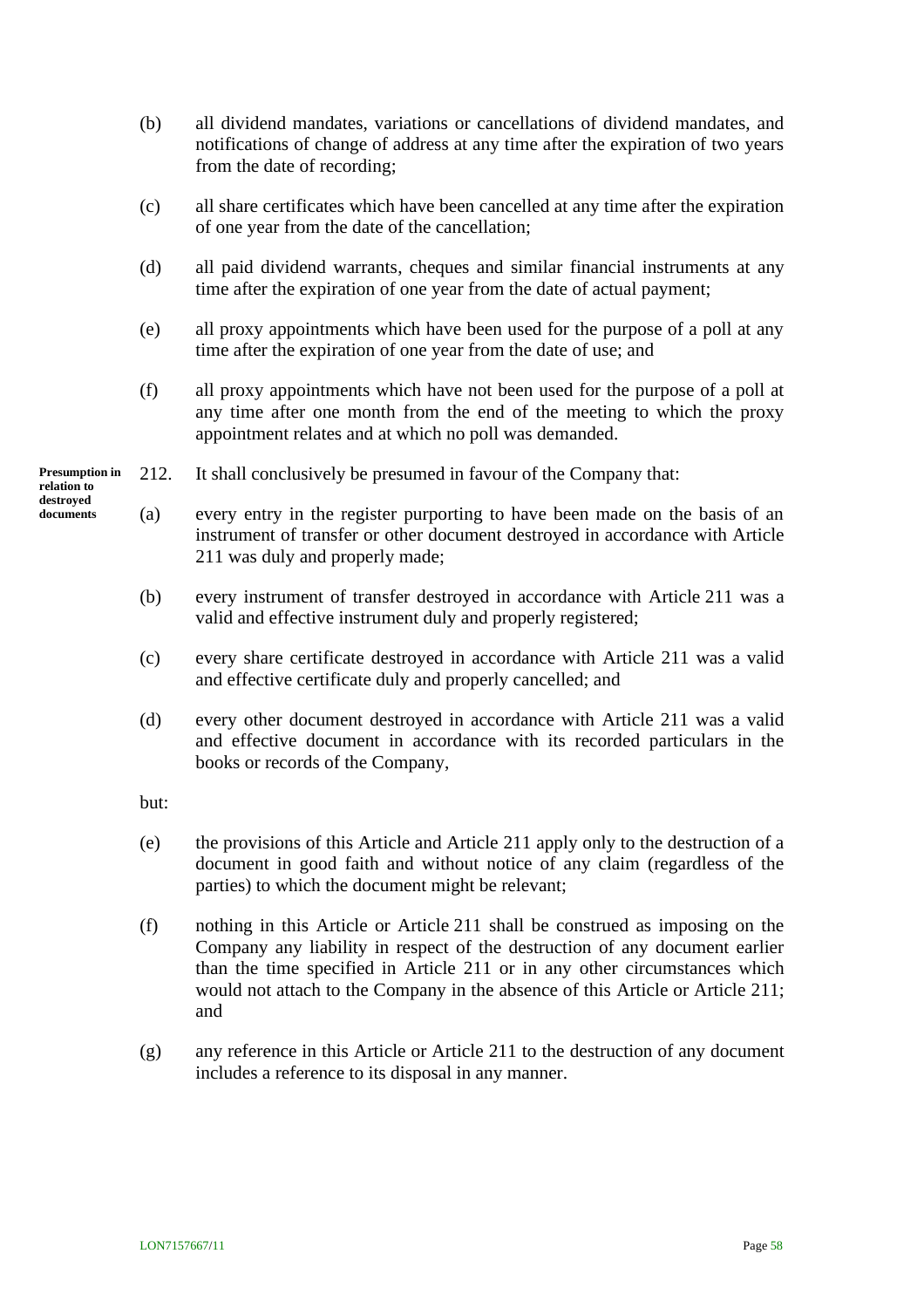(b) all dividend mandates, variations or cancellations of dividend mandates, and notifications of change of address at any time after the expiration of two years from the date of recording;

(c) all share certificates which have been cancelled at any time after the expiration of one year from the date of the cancellation;

(d) all paid dividend warrants, cheques and similar financial instruments at any time after the expiration of one year from the date of actual payment;

(e) all proxy appointments which have been used for the purpose of a poll at any time after the expiration of one year from the date of use; and

(f) all proxy appointments which have not been used for the purpose of a poll at any time after one month from the end of the meeting to which the proxy appointment relates and at which no poll was demanded.

**Presumption in relation to destroyed documents**

212. It shall conclusively be presumed in favour of the Company that:

(a) every entry in the register purporting to have been made on the basis of an instrument of transfer or other document destroyed in accordance with Article 211 was duly and properly made;

(b) every instrument of transfer destroyed in accordance with Article 211 was a valid and effective instrument duly and properly registered;

(c) every share certificate destroyed in accordance with Article 211 was a valid and effective certificate duly and properly cancelled; and

(d) every other document destroyed in accordance with Article 211 was a valid and effective document in accordance with its recorded particulars in the books or records of the Company,

but:

(e) the provisions of this Article and Article 211 apply only to the destruction of a document in good faith and without notice of any claim (regardless of the parties) to which the document might be relevant;

(f) nothing in this Article or Article 211 shall be construed as imposing on the Company any liability in respect of the destruction of any document earlier than the time specified in Article 211 or in any other circumstances which would not attach to the Company in the absence of this Article or Article 211; and

(g) any reference in this Article or Article 211 to the destruction of any document includes a reference to its disposal in any manner.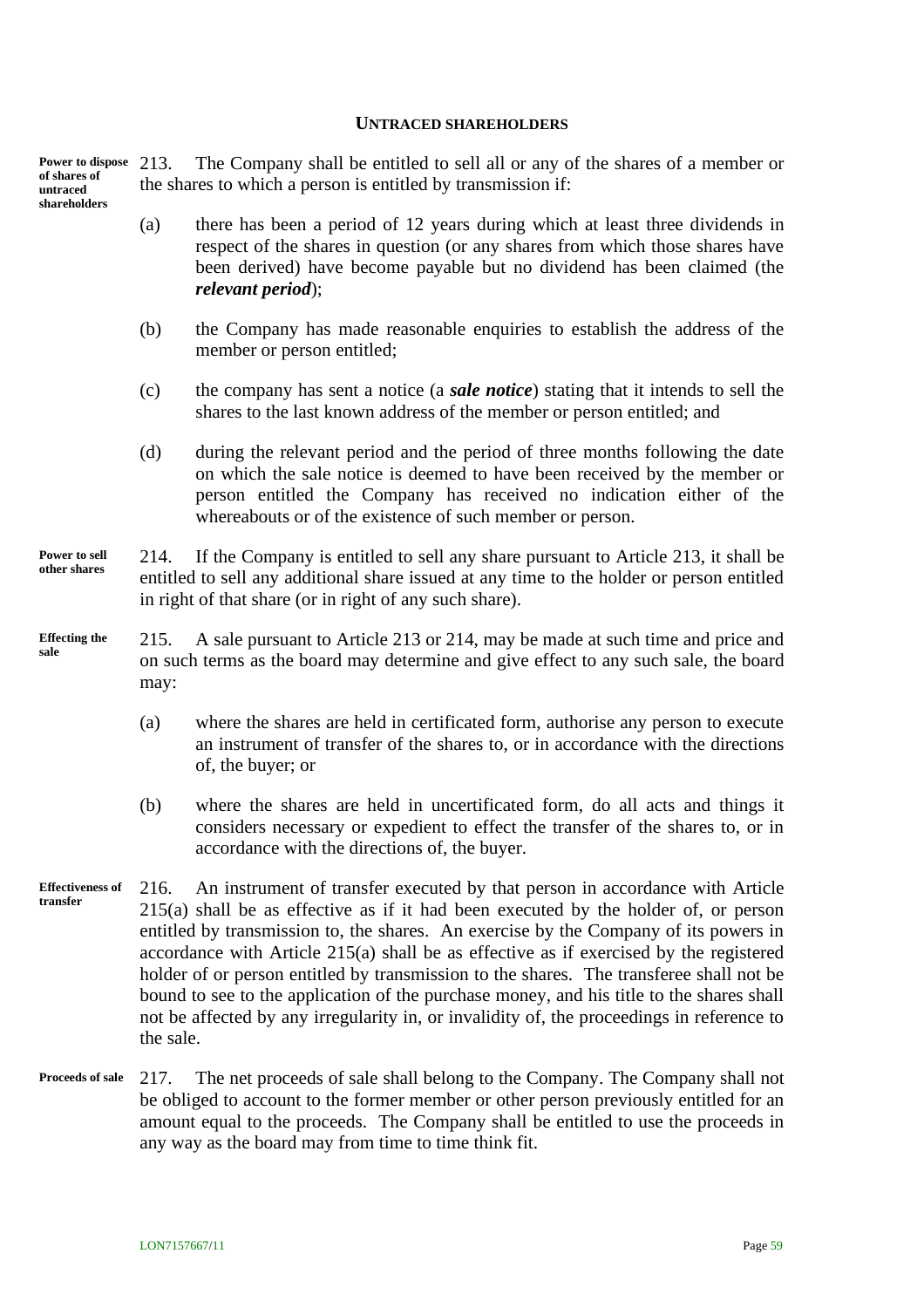## UNTRACED SHAREHOLDERS

**Power to dispose of shares of untraced shareholders**

213. The Company shall be entitled to sell all or any of the shares of a member or the shares to which a person is entitled by transmission if:

(a) there has been a period of 12 years during which at least three dividends in respect of the shares in question (or any shares from which those shares have been derived) have become payable but no dividend has been claimed (the ***relevant period***);

(b) the Company has made reasonable enquiries to establish the address of the member or person entitled;

(c) the company has sent a notice (a ***sale notice***) stating that it intends to sell the shares to the last known address of the member or person entitled; and

(d) during the relevant period and the period of three months following the date on which the sale notice is deemed to have been received by the member or person entitled the Company has received no indication either of the whereabouts or of the existence of such member or person.

**Power to sell other shares**

214. If the Company is entitled to sell any share pursuant to Article 213, it shall be entitled to sell any additional share issued at any time to the holder or person entitled in right of that share (or in right of any such share).

**Effecting the sale**

215. A sale pursuant to Article 213 or 214, may be made at such time and price and on such terms as the board may determine and give effect to any such sale, the board may:

(a) where the shares are held in certificated form, authorise any person to execute an instrument of transfer of the shares to, or in accordance with the directions of, the buyer; or

(b) where the shares are held in uncertificated form, do all acts and things it considers necessary or expedient to effect the transfer of the shares to, or in accordance with the directions of, the buyer.

**Effectiveness of transfer**

216. An instrument of transfer executed by that person in accordance with Article 215(a) shall be as effective as if it had been executed by the holder of, or person entitled by transmission to, the shares. An exercise by the Company of its powers in accordance with Article 215(a) shall be as effective as if exercised by the registered holder of or person entitled by transmission to the shares. The transferee shall not be bound to see to the application of the purchase money, and his title to the shares shall not be affected by any irregularity in, or invalidity of, the proceedings in reference to the sale.

**Proceeds of sale**

217. The net proceeds of sale shall belong to the Company. The Company shall not be obliged to account to the former member or other person previously entitled for an amount equal to the proceeds. The Company shall be entitled to use the proceeds in any way as the board may from time to time think fit.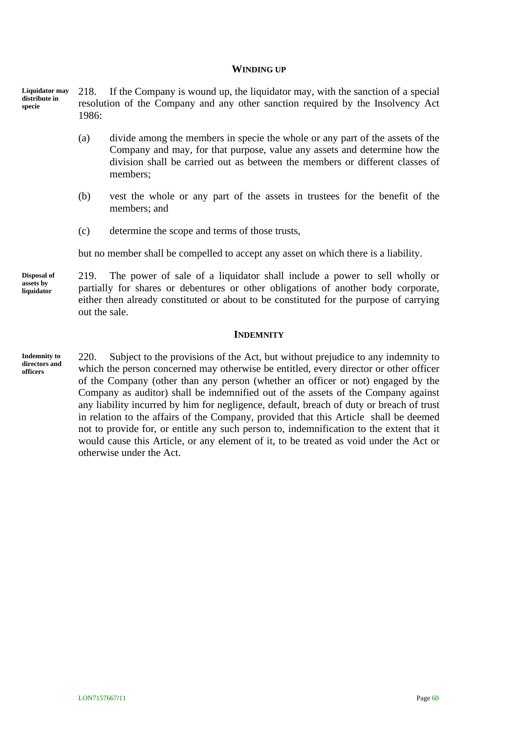## WINDING UP

**Liquidator may distribute in specie**

218. If the Company is wound up, the liquidator may, with the sanction of a special resolution of the Company and any other sanction required by the Insolvency Act 1986:

(a) divide among the members in specie the whole or any part of the assets of the Company and may, for that purpose, value any assets and determine how the division shall be carried out as between the members or different classes of members;

(b) vest the whole or any part of the assets in trustees for the benefit of the members; and

(c) determine the scope and terms of those trusts,

but no member shall be compelled to accept any asset on which there is a liability.

**Disposal of assets by liquidator**

219. The power of sale of a liquidator shall include a power to sell wholly or partially for shares or debentures or other obligations of another body corporate, either then already constituted or about to be constituted for the purpose of carrying out the sale.

## INDEMNITY

**Indemnity to directors and officers**

220. Subject to the provisions of the Act, but without prejudice to any indemnity to which the person concerned may otherwise be entitled, every director or other officer of the Company (other than any person (whether an officer or not) engaged by the Company as auditor) shall be indemnified out of the assets of the Company against any liability incurred by him for negligence, default, breach of duty or breach of trust in relation to the affairs of the Company, provided that this Article shall be deemed not to provide for, or entitle any such person to, indemnification to the extent that it would cause this Article, or any element of it, to be treated as void under the Act or otherwise under the Act.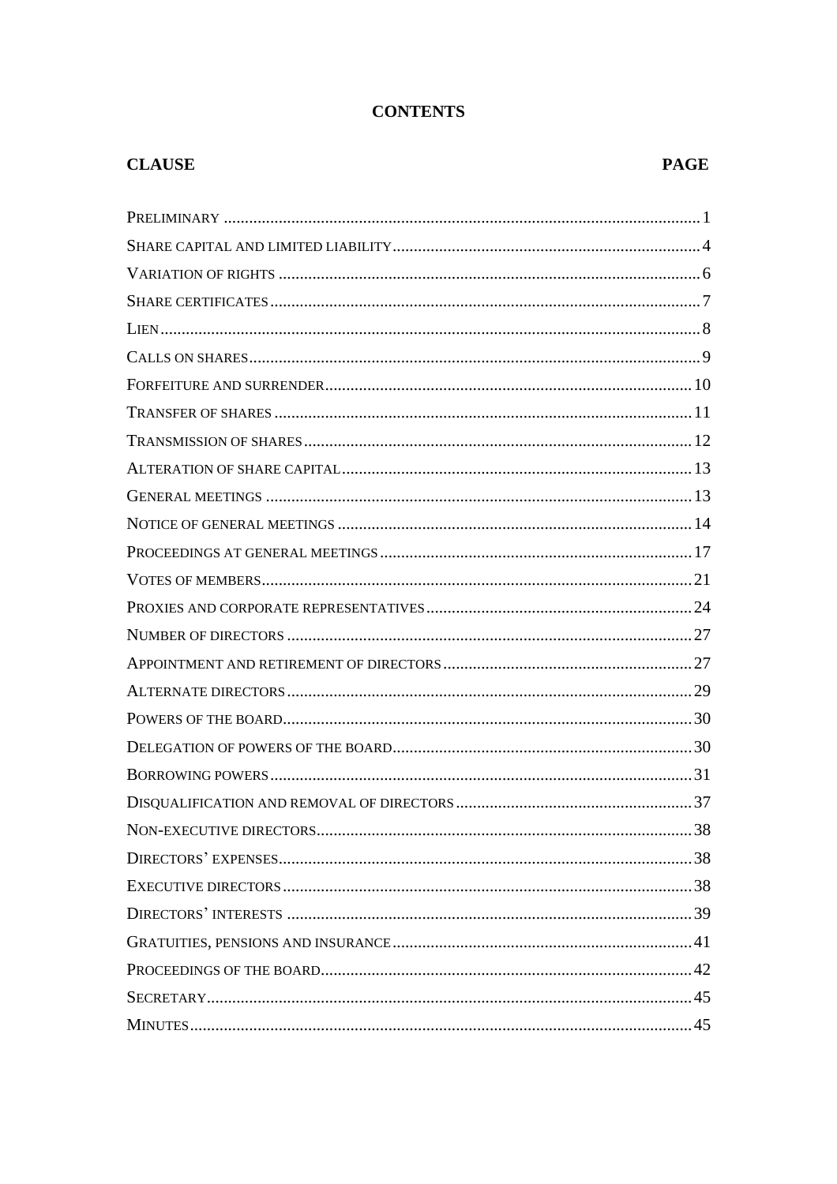# CONTENTS

| CLAUSE | PAGE |
|---|---|
| Preliminary | 1 |
| Share capital and limited liability | 4 |
| Variation of rights | 6 |
| Share certificates | 7 |
| Lien | 8 |
| Calls on shares | 9 |
| Forfeiture and surrender | 10 |
| Transfer of shares | 11 |
| Transmission of shares | 12 |
| Alteration of share capital | 13 |
| General meetings | 13 |
| Notice of general meetings | 14 |
| Proceedings at general meetings | 17 |
| Votes of members | 21 |
| Proxies and corporate representatives | 24 |
| Number of directors | 27 |
| Appointment and retirement of directors | 27 |
| Alternate directors | 29 |
| Powers of the board | 30 |
| Delegation of powers of the board | 30 |
| Borrowing powers | 31 |
| Disqualification and removal of directors | 37 |
| Non-executive directors | 38 |
| Directors' expenses | 38 |
| Executive directors | 38 |
| Directors' interests | 39 |
| Gratuities, pensions and insurance | 41 |
| Proceedings of the board | 42 |
| Secretary | 45 |
| Minutes | 45 |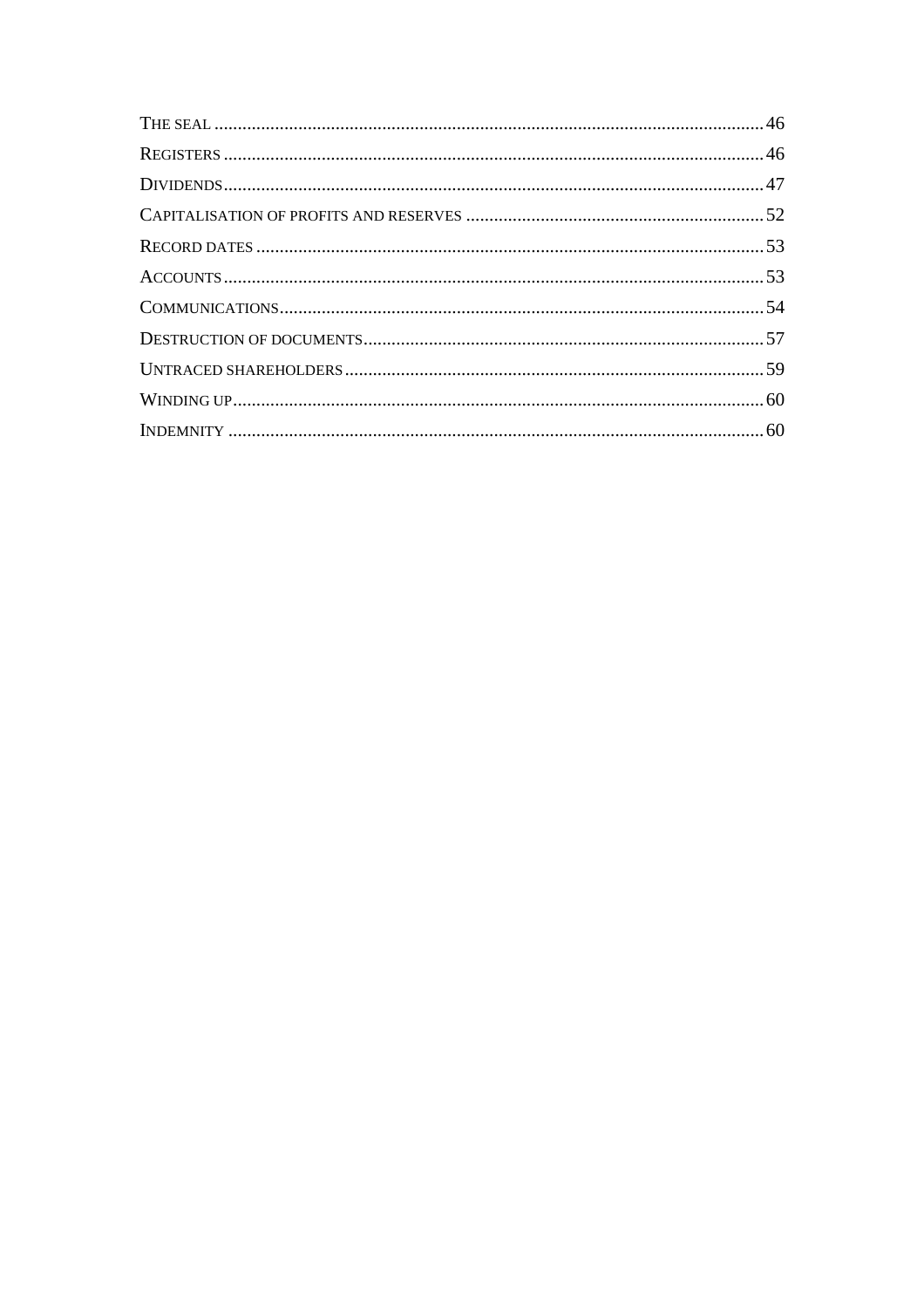THE SEAL ..... 46
REGISTERS ..... 46
DIVIDENDS ..... 47
CAPITALISATION OF PROFITS AND RESERVES ..... 52
RECORD DATES ..... 53
ACCOUNTS ..... 53
COMMUNICATIONS ..... 54
DESTRUCTION OF DOCUMENTS ..... 57
UNTRACED SHAREHOLDERS ..... 59
WINDING UP ..... 60
INDEMNITY ..... 60